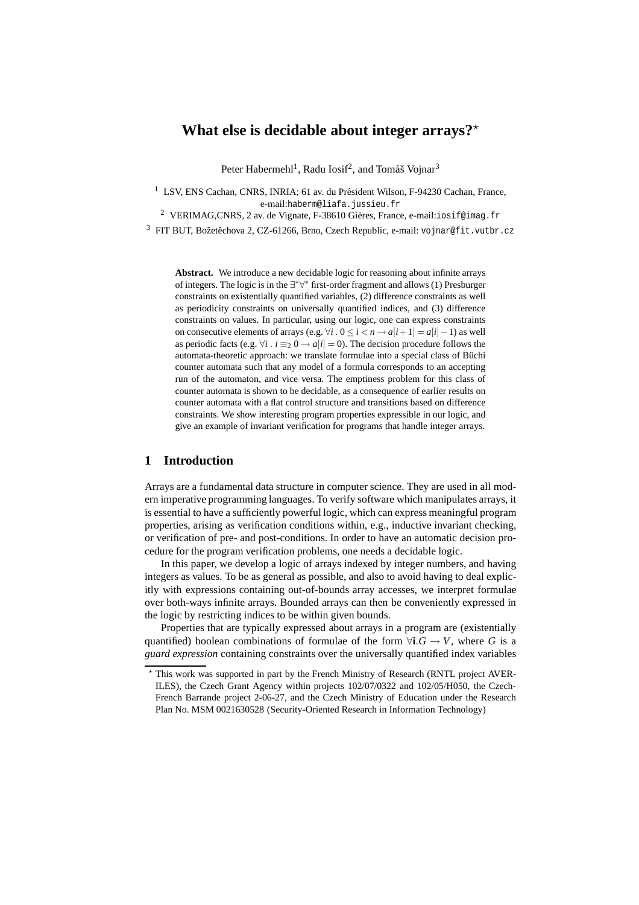# What else is decidable about integer arrays?[⋆]

Peter Habermehl[1], Radu Iosif[2], and Tomáš Vojnar[3]

[1] LSV, ENS Cachan, CNRS, INRIA; 61 av. du Président Wilson, F-94230 Cachan, France, e-mail:haberm@liafa.jussieu.fr

[2] VERIMAG,CNRS, 2 av. de Vignate, F-38610 Gières, France, e-mail:iosif@imag.fr

[3] FIT BUT, Božetěchova 2, CZ-61266, Brno, Czech Republic, e-mail: vojnar@fit.vutbr.cz

**Abstract.** We introduce a new decidable logic for reasoning about infinite arrays of integers. The logic is in the $\exists^*\forall^*$ first-order fragment and allows (1) Presburger constraints on existentially quantified variables, (2) difference constraints as well as periodicity constraints on universally quantified indices, and (3) difference constraints on values. In particular, using our logic, one can express constraints on consecutive elements of arrays (e.g. $\forall i \,.\, 0 \leq i < n \rightarrow a[i+1] = a[i] - 1$) as well as periodic facts (e.g. $\forall i \,.\, i \equiv_2 0 \rightarrow a[i] = 0$). The decision procedure follows the automata-theoretic approach: we translate formulae into a special class of Büchi counter automata such that any model of a formula corresponds to an accepting run of the automaton, and vice versa. The emptiness problem for this class of counter automata is shown to be decidable, as a consequence of earlier results on counter automata with a flat control structure and transitions based on difference constraints. We show interesting program properties expressible in our logic, and give an example of invariant verification for programs that handle integer arrays.

## 1 Introduction

Arrays are a fundamental data structure in computer science. They are used in all modern imperative programming languages. To verify software which manipulates arrays, it is essential to have a sufficiently powerful logic, which can express meaningful program properties, arising as verification conditions within, e.g., inductive invariant checking, or verification of pre- and post-conditions. In order to have an automatic decision procedure for the program verification problems, one needs a decidable logic.

In this paper, we develop a logic of arrays indexed by integer numbers, and having integers as values. To be as general as possible, and also to avoid having to deal explicitly with expressions containing out-of-bounds array accesses, we interpret formulae over both-ways infinite arrays. Bounded arrays can then be conveniently expressed in the logic by restricting indices to be within given bounds.

Properties that are typically expressed about arrays in a program are (existentially quantified) boolean combinations of formulae of the form $\forall \mathbf{i}.G \rightarrow V$, where $G$ is a *guard expression* containing constraints over the universally quantified index variables

[⋆] This work was supported in part by the French Ministry of Research (RNTL project AVERILES), the Czech Grant Agency within projects 102/07/0322 and 102/05/H050, the Czech-French Barrande project 2-06-27, and the Czech Ministry of Education under the Research Plan No. MSM 0021630528 (Security-Oriented Research in Information Technology)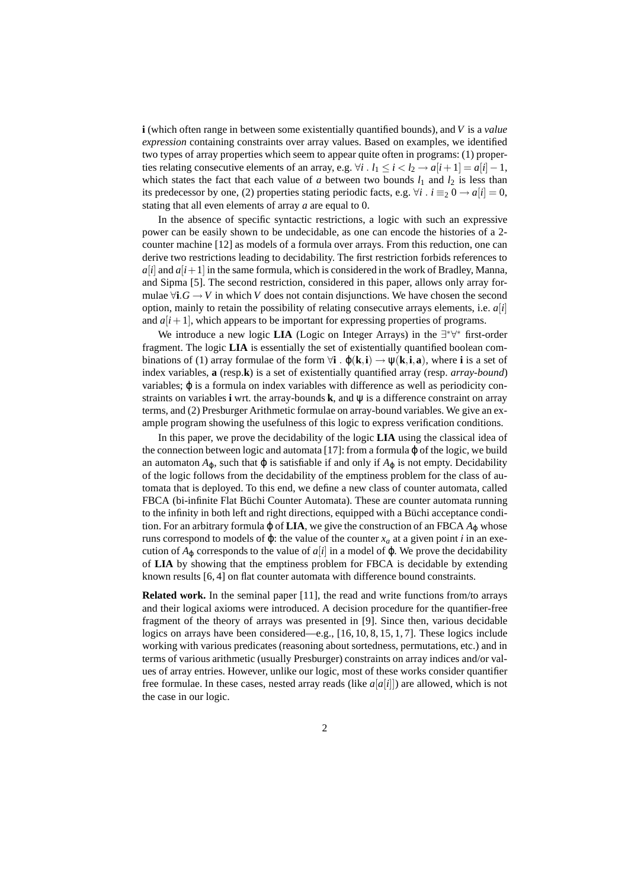**i** (which often range in between some existentially quantified bounds), and $V$ is a *value expression* containing constraints over array values. Based on examples, we identified two types of array properties which seem to appear quite often in programs: (1) properties relating consecutive elements of an array, e.g. $\forall i \,.\, l_1 \leq i < l_2 \rightarrow a[i+1] = a[i] - 1$, which states the fact that each value of $a$ between two bounds $l_1$ and $l_2$ is less than its predecessor by one, (2) properties stating periodic facts, e.g. $\forall i \,.\, i \equiv_2 0 \rightarrow a[i] = 0$, stating that all even elements of array $a$ are equal to 0.

In the absence of specific syntactic restrictions, a logic with such an expressive power can be easily shown to be undecidable, as one can encode the histories of a 2-counter machine [12] as models of a formula over arrays. From this reduction, one can derive two restrictions leading to decidability. The first restriction forbids references to $a[i]$ and $a[i+1]$ in the same formula, which is considered in the work of Bradley, Manna, and Sipma [5]. The second restriction, considered in this paper, allows only array formulae $\forall \mathbf{i}.G \rightarrow V$ in which $V$ does not contain disjunctions. We have chosen the second option, mainly to retain the possibility of relating consecutive arrays elements, i.e. $a[i]$ and $a[i+1]$, which appears to be important for expressing properties of programs.

We introduce a new logic **LIA** (Logic on Integer Arrays) in the $\exists^*\forall^*$ first-order fragment. The logic **LIA** is essentially the set of existentially quantified boolean combinations of (1) array formulae of the form $\forall \mathbf{i} \,.\, \varphi(\mathbf{k}, \mathbf{i}) \rightarrow \psi(\mathbf{k}, \mathbf{i}, \mathbf{a})$, where $\mathbf{i}$ is a set of index variables, $\mathbf{a}$ (resp.$\mathbf{k}$) is a set of existentially quantified array (resp. *array-bound*) variables; $\varphi$ is a formula on index variables with difference as well as periodicity constraints on variables $\mathbf{i}$ wrt. the array-bounds $\mathbf{k}$, and $\psi$ is a difference constraint on array terms, and (2) Presburger Arithmetic formulae on array-bound variables. We give an example program showing the usefulness of this logic to express verification conditions.

In this paper, we prove the decidability of the logic **LIA** using the classical idea of the connection between logic and automata [17]: from a formula $\varphi$ of the logic, we build an automaton $A_\varphi$, such that $\varphi$ is satisfiable if and only if $A_\varphi$ is not empty. Decidability of the logic follows from the decidability of the emptiness problem for the class of automata that is deployed. To this end, we define a new class of counter automata, called FBCA (bi-infinite Flat Büchi Counter Automata). These are counter automata running to the infinity in both left and right directions, equipped with a Büchi acceptance condition. For an arbitrary formula $\varphi$ of **LIA**, we give the construction of an FBCA $A_\varphi$ whose runs correspond to models of $\varphi$: the value of the counter $x_a$ at a given point $i$ in an execution of $A_\varphi$ corresponds to the value of $a[i]$ in a model of $\varphi$. We prove the decidability of **LIA** by showing that the emptiness problem for FBCA is decidable by extending known results [6, 4] on flat counter automata with difference bound constraints.

**Related work.** In the seminal paper [11], the read and write functions from/to arrays and their logical axioms were introduced. A decision procedure for the quantifier-free fragment of the theory of arrays was presented in [9]. Since then, various decidable logics on arrays have been considered—e.g., [16, 10, 8, 15, 1, 7]. These logics include working with various predicates (reasoning about sortedness, permutations, etc.) and in terms of various arithmetic (usually Presburger) constraints on array indices and/or values of array entries. However, unlike our logic, most of these works consider quantifier free formulae. In these cases, nested array reads (like $a[a[i]]$) are allowed, which is not the case in our logic.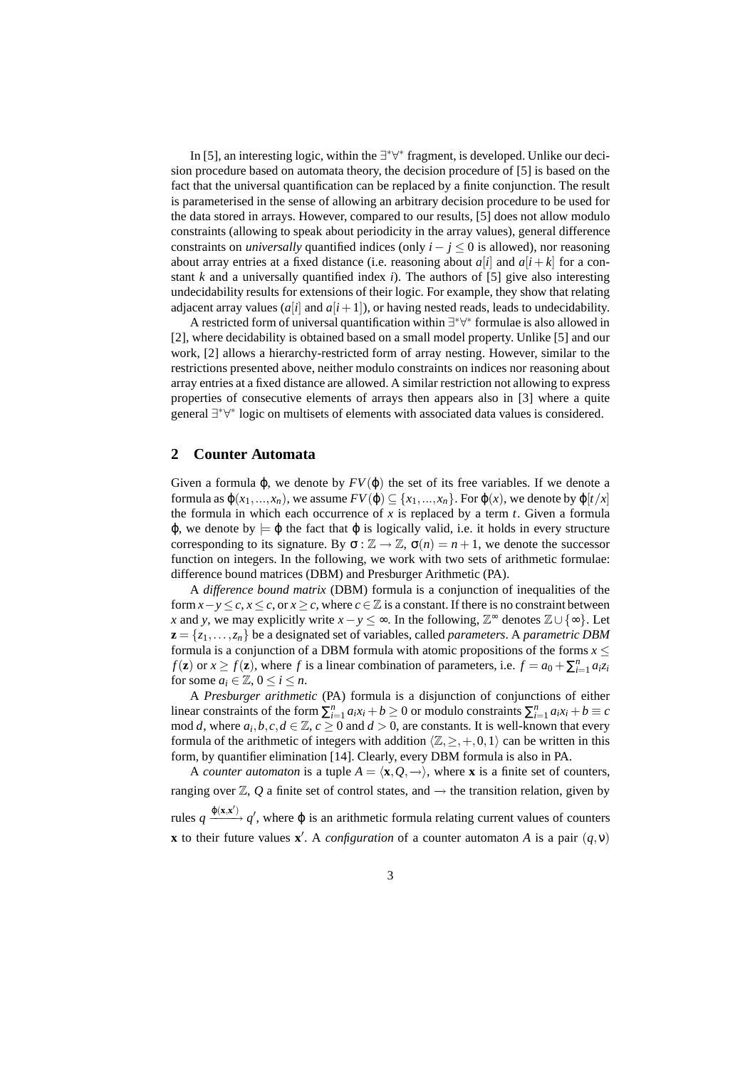In [5], an interesting logic, within the $\exists^*\forall^*$ fragment, is developed. Unlike our decision procedure based on automata theory, the decision procedure of [5] is based on the fact that the universal quantification can be replaced by a finite conjunction. The result is parameterised in the sense of allowing an arbitrary decision procedure to be used for the data stored in arrays. However, compared to our results, [5] does not allow modulo constraints (allowing to speak about periodicity in the array values), general difference constraints on *universally* quantified indices (only $i - j \leq 0$ is allowed), nor reasoning about array entries at a fixed distance (i.e. reasoning about $a[i]$ and $a[i+k]$ for a constant $k$ and a universally quantified index $i$). The authors of [5] give also interesting undecidability results for extensions of their logic. For example, they show that relating adjacent array values ($a[i]$ and $a[i+1]$), or having nested reads, leads to undecidability.

A restricted form of universal quantification within $\exists^*\forall^*$ formulae is also allowed in [2], where decidability is obtained based on a small model property. Unlike [5] and our work, [2] allows a hierarchy-restricted form of array nesting. However, similar to the restrictions presented above, neither modulo constraints on indices nor reasoning about array entries at a fixed distance are allowed. A similar restriction not allowing to express properties of consecutive elements of arrays then appears also in [3] where a quite general $\exists^*\forall^*$ logic on multisets of elements with associated data values is considered.

## 2 Counter Automata

Given a formula $\varphi$, we denote by $FV(\varphi)$ the set of its free variables. If we denote a formula as $\varphi(x_1,...,x_n)$, we assume $FV(\varphi) \subseteq \{x_1,...,x_n\}$. For $\varphi(x)$, we denote by $\varphi[t/x]$ the formula in which each occurrence of $x$ is replaced by a term $t$. Given a formula $\varphi$, we denote by $\models \varphi$ the fact that $\varphi$ is logically valid, i.e. it holds in every structure corresponding to its signature. By $\sigma : \mathbb{Z} \to \mathbb{Z}$, $\sigma(n) = n+1$, we denote the successor function on integers. In the following, we work with two sets of arithmetic formulae: difference bound matrices (DBM) and Presburger Arithmetic (PA).

A *difference bound matrix* (DBM) formula is a conjunction of inequalities of the form $x - y \leq c$, $x \leq c$, or $x \geq c$, where $c \in \mathbb{Z}$ is a constant. If there is no constraint between $x$ and $y$, we may explicitly write $x - y \leq \infty$. In the following, $\mathbb{Z}^\infty$ denotes $\mathbb{Z} \cup \{\infty\}$. Let $\mathbf{z} = \{z_1,\ldots,z_n\}$ be a designated set of variables, called *parameters*. A *parametric DBM* formula is a conjunction of a DBM formula with atomic propositions of the forms $x \leq f(\mathbf{z})$ or $x \geq f(\mathbf{z})$, where $f$ is a linear combination of parameters, i.e. $f = a_0 + \sum_{i=1}^n a_i z_i$ for some $a_i \in \mathbb{Z}$, $0 \leq i \leq n$.

A *Presburger arithmetic* (PA) formula is a disjunction of conjunctions of either linear constraints of the form $\sum_{i=1}^n a_i x_i + b \geq 0$ or modulo constraints $\sum_{i=1}^n a_i x_i + b \equiv c$ mod $d$, where $a_i, b, c, d \in \mathbb{Z}$, $c \geq 0$ and $d > 0$, are constants. It is well-known that every formula of the arithmetic of integers with addition $\langle \mathbb{Z}, \geq, +, 0, 1 \rangle$ can be written in this form, by quantifier elimination [14]. Clearly, every DBM formula is also in PA.

A *counter automaton* is a tuple $A = \langle \mathbf{x}, Q, \to \rangle$, where $\mathbf{x}$ is a finite set of counters, ranging over $\mathbb{Z}$, $Q$ a finite set of control states, and $\to$ the transition relation, given by rules $q \xrightarrow{\varphi(\mathbf{x},\mathbf{x}')} q'$, where $\varphi$ is an arithmetic formula relating current values of counters $\mathbf{x}$ to their future values $\mathbf{x}'$. A *configuration* of a counter automaton $A$ is a pair $(q, \nu)$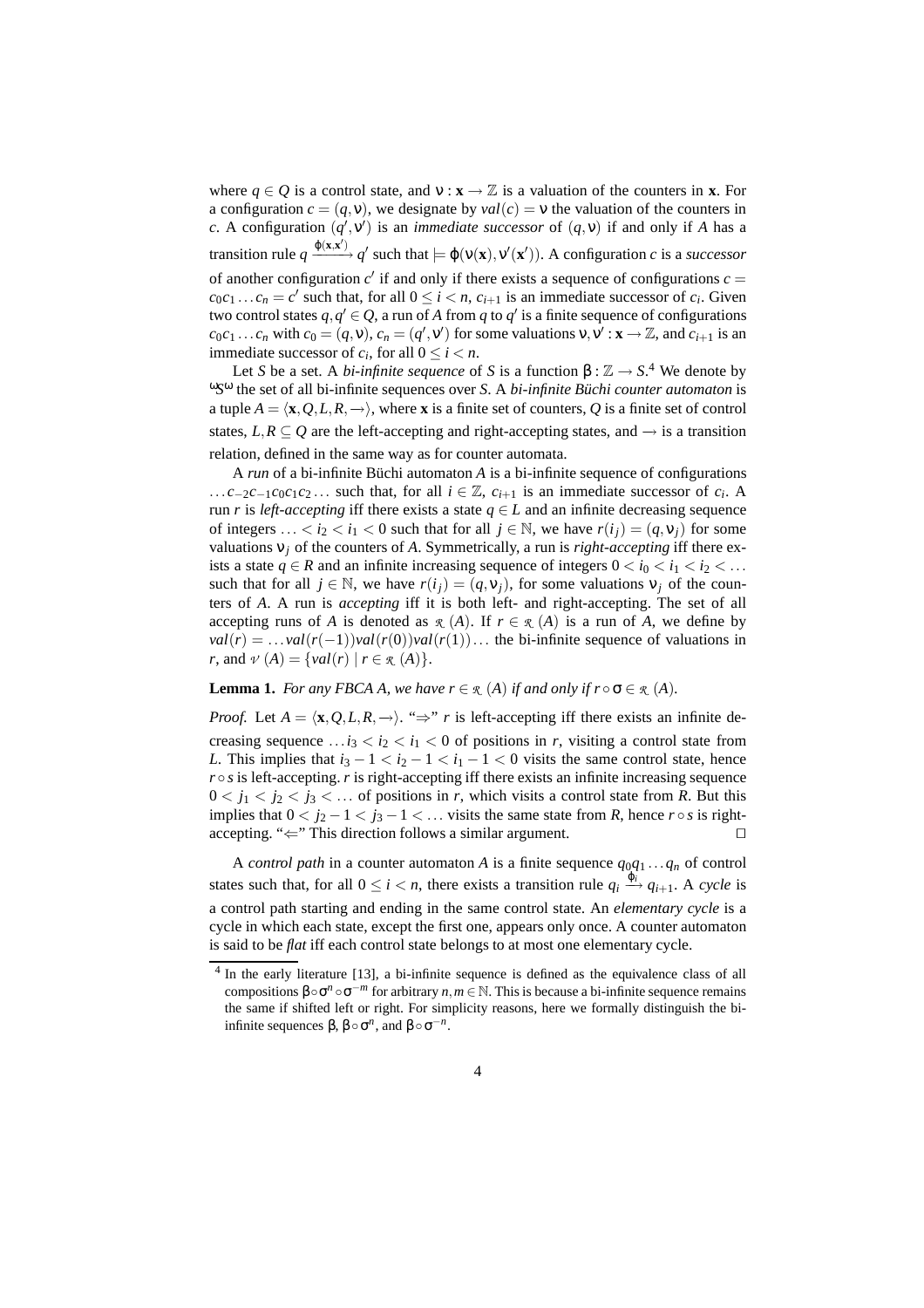where $q \in Q$ is a control state, and $\nu : \mathbf{x} \to \mathbb{Z}$ is a valuation of the counters in $\mathbf{x}$. For a configuration $c = (q, \nu)$, we designate by $val(c) = \nu$ the valuation of the counters in $c$. A configuration $(q', \nu')$ is an *immediate successor* of $(q, \nu)$ if and only if $A$ has a transition rule $q \xrightarrow{\varphi(\mathbf{x},\mathbf{x}')} q'$ such that $\models \varphi(\nu(\mathbf{x}), \nu'(\mathbf{x}'))$. A configuration $c$ is a *successor* of another configuration $c'$ if and only if there exists a sequence of configurations $c = c_0 c_1 \ldots c_n = c'$ such that, for all $0 \leq i < n$, $c_{i+1}$ is an immediate successor of $c_i$. Given two control states $q, q' \in Q$, a run of $A$ from $q$ to $q'$ is a finite sequence of configurations $c_0 c_1 \ldots c_n$ with $c_0 = (q, \nu)$, $c_n = (q', \nu')$ for some valuations $\nu, \nu' : \mathbf{x} \to \mathbb{Z}$, and $c_{i+1}$ is an immediate successor of $c_i$, for all $0 \leq i < n$.

Let $S$ be a set. A *bi-infinite sequence* of $S$ is a function $\beta : \mathbb{Z} \to S$.[4] We denote by ${}^{\omega}S^{\omega}$ the set of all bi-infinite sequences over $S$. A *bi-infinite Büchi counter automaton* is a tuple $A = \langle \mathbf{x}, Q, L, R, \rightarrow \rangle$, where $\mathbf{x}$ is a finite set of counters, $Q$ is a finite set of control states, $L, R \subseteq Q$ are the left-accepting and right-accepting states, and $\rightarrow$ is a transition relation, defined in the same way as for counter automata.

A *run* of a bi-infinite Büchi automaton $A$ is a bi-infinite sequence of configurations $\ldots c_{-2} c_{-1} c_0 c_1 c_2 \ldots$ such that, for all $i \in \mathbb{Z}$, $c_{i+1}$ is an immediate successor of $c_i$. A run $r$ is *left-accepting* iff there exists a state $q \in L$ and an infinite decreasing sequence of integers $\ldots < i_2 < i_1 < 0$ such that for all $j \in \mathbb{N}$, we have $r(i_j) = (q, \nu_j)$ for some valuations $\nu_j$ of the counters of $A$. Symmetrically, a run is *right-accepting* iff there exists a state $q \in R$ and an infinite increasing sequence of integers $0 < i_0 < i_1 < i_2 < \ldots$ such that for all $j \in \mathbb{N}$, we have $r(i_j) = (q, \nu_j)$, for some valuations $\nu_j$ of the counters of $A$. A run is *accepting* iff it is both left- and right-accepting. The set of all accepting runs of $A$ is denoted as $\mathcal{R}(A)$. If $r \in \mathcal{R}(A)$ is a run of $A$, we define by $val(r) = \ldots val(r(-1)) val(r(0)) val(r(1)) \ldots$ the bi-infinite sequence of valuations in $r$, and $\mathcal{V}(A) = \{val(r) \mid r \in \mathcal{R}(A)\}$.

**Lemma 1.** *For any FBCA $A$, we have $r \in \mathcal{R}(A)$ if and only if $r \circ \sigma \in \mathcal{R}(A)$.*

*Proof.* Let $A = \langle \mathbf{x}, Q, L, R, \rightarrow \rangle$. "$\Rightarrow$" $r$ is left-accepting iff there exists an infinite decreasing sequence $\ldots i_3 < i_2 < i_1 < 0$ of positions in $r$, visiting a control state from $L$. This implies that $i_3 - 1 < i_2 - 1 < i_1 - 1 < 0$ visits the same control state, hence $r \circ s$ is left-accepting. $r$ is right-accepting iff there exists an infinite increasing sequence $0 < j_1 < j_2 < j_3 < \ldots$ of positions in $r$, which visits a control state from $R$. But this implies that $0 < j_2 - 1 < j_3 - 1 < \ldots$ visits the same state from $R$, hence $r \circ s$ is right-accepting. "$\Leftarrow$" This direction follows a similar argument. □

A *control path* in a counter automaton $A$ is a finite sequence $q_0 q_1 \ldots q_n$ of control states such that, for all $0 \leq i < n$, there exists a transition rule $q_i \xrightarrow{\varphi_i} q_{i+1}$. A *cycle* is a control path starting and ending in the same control state. An *elementary cycle* is a cycle in which each state, except the first one, appears only once. A counter automaton is said to be *flat* iff each control state belongs to at most one elementary cycle.

---

[4] In the early literature [13], a bi-infinite sequence is defined as the equivalence class of all compositions $\beta \circ \sigma^n \circ \sigma^{-m}$ for arbitrary $n, m \in \mathbb{N}$. This is because a bi-infinite sequence remains the same if shifted left or right. For simplicity reasons, here we formally distinguish the bi-infinite sequences $\beta$, $\beta \circ \sigma^n$, and $\beta \circ \sigma^{-n}$.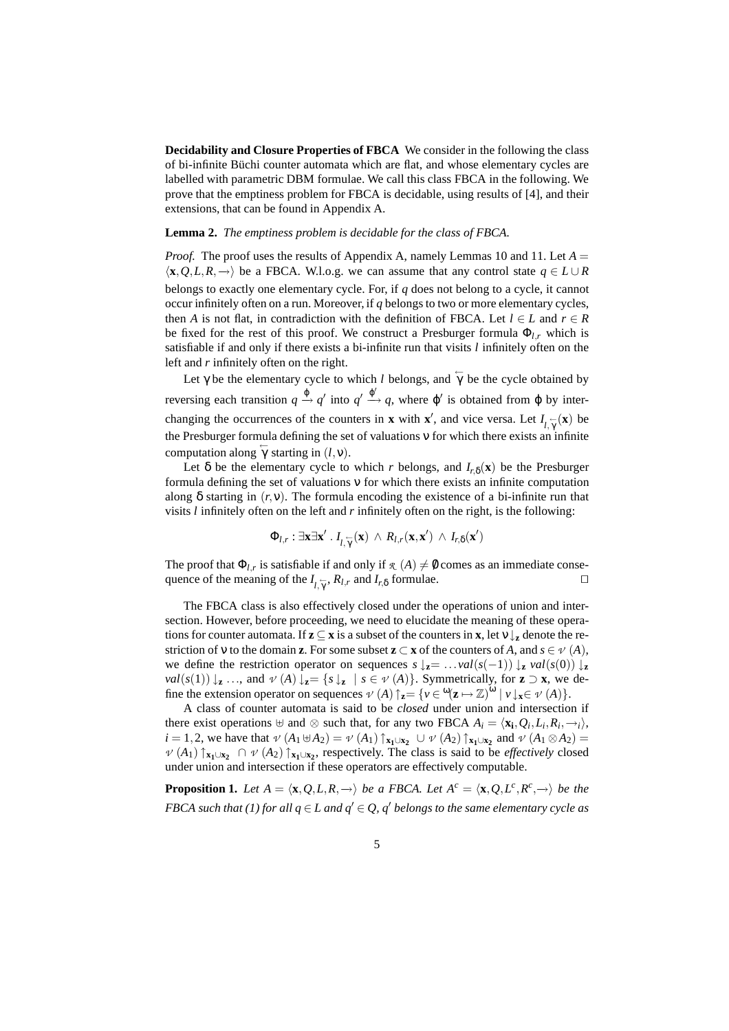**Decidability and Closure Properties of FBCA** We consider in the following the class of bi-infinite Büchi counter automata which are flat, and whose elementary cycles are labelled with parametric DBM formulae. We call this class FBCA in the following. We prove that the emptiness problem for FBCA is decidable, using results of [4], and their extensions, that can be found in Appendix A.

**Lemma 2.** *The emptiness problem is decidable for the class of FBCA.*

*Proof.* The proof uses the results of Appendix A, namely Lemmas 10 and 11. Let $A = \langle \mathbf{x}, Q, L, R, \rightarrow \rangle$ be a FBCA. W.l.o.g. we can assume that any control state $q \in L \cup R$ belongs to exactly one elementary cycle. For, if $q$ does not belong to a cycle, it cannot occur infinitely often on a run. Moreover, if $q$ belongs to two or more elementary cycles, then $A$ is not flat, in contradiction with the definition of FBCA. Let $l \in L$ and $r \in R$ be fixed for the rest of this proof. We construct a Presburger formula $\Phi_{l,r}$ which is satisfiable if and only if there exists a bi-infinite run that visits $l$ infinitely often on the left and $r$ infinitely often on the right.

Let $\gamma$ be the elementary cycle to which $l$ belongs, and $\overleftarrow{\gamma}$ be the cycle obtained by reversing each transition $q \xrightarrow{\varphi} q'$ into $q' \xrightarrow{\varphi'} q$, where $\varphi'$ is obtained from $\varphi$ by interchanging the occurrences of the counters in $\mathbf{x}$ with $\mathbf{x}'$, and vice versa. Let $I_{l,\overleftarrow{\gamma}}(\mathbf{x})$ be the Presburger formula defining the set of valuations $\nu$ for which there exists an infinite computation along $\overleftarrow{\gamma}$ starting in $(l, \nu)$.

Let $\delta$ be the elementary cycle to which $r$ belongs, and $I_{r,\delta}(\mathbf{x})$ be the Presburger formula defining the set of valuations $\nu$ for which there exists an infinite computation along $\delta$ starting in $(r, \nu)$. The formula encoding the existence of a bi-infinite run that visits $l$ infinitely often on the left and $r$ infinitely often on the right, is the following:

$$\Phi_{l,r} : \exists \mathbf{x} \exists \mathbf{x}' \, . \, I_{l,\overleftarrow{\gamma}}(\mathbf{x}) \wedge R_{l,r}(\mathbf{x}, \mathbf{x}') \wedge I_{r,\delta}(\mathbf{x}')$$

The proof that $\Phi_{l,r}$ is satisfiable if and only if $\mathcal{R}(A) \neq \emptyset$ comes as an immediate consequence of the meaning of the $I_{l,\overleftarrow{\gamma}}$, $R_{l,r}$ and $I_{r,\delta}$ formulae. $\square$

The FBCA class is also effectively closed under the operations of union and intersection. However, before proceeding, we need to elucidate the meaning of these operations for counter automata. If $\mathbf{z} \subseteq \mathbf{x}$ is a subset of the counters in $\mathbf{x}$, let $\nu\downarrow_{\mathbf{z}}$ denote the restriction of $\nu$ to the domain $\mathbf{z}$. For some subset $\mathbf{z} \subset \mathbf{x}$ of the counters of $A$, and $s \in \mathcal{V}(A)$, we define the restriction operator on sequences $s\downarrow_{\mathbf{z}} = \ldots val(s(-1))\downarrow_{\mathbf{z}} val(s(0))\downarrow_{\mathbf{z}} val(s(1))\downarrow_{\mathbf{z}} \ldots$, and $\mathcal{V}(A)\downarrow_{\mathbf{z}} = \{s\downarrow_{\mathbf{z}} \mid s \in \mathcal{V}(A)\}$. Symmetrically, for $\mathbf{z} \supset \mathbf{x}$, we define the extension operator on sequences $\mathcal{V}(A)\uparrow_{\mathbf{z}} = \{v \in {}^{\omega}(\mathbf{z} \mapsto \mathbb{Z})^{\omega} \mid v\downarrow_{\mathbf{x}} \in \mathcal{V}(A)\}$.

A class of counter automata is said to be *closed* under union and intersection if there exist operations $\uplus$ and $\otimes$ such that, for any two FBCA $A_i = \langle \mathbf{x_i}, Q_i, L_i, R_i, \rightarrow_i \rangle$, $i = 1, 2$, we have that $\mathcal{V}(A_1 \uplus A_2) = \mathcal{V}(A_1)\uparrow_{\mathbf{x_1} \cup \mathbf{x_2}} \cup \mathcal{V}(A_2)\uparrow_{\mathbf{x_1} \cup \mathbf{x_2}}$ and $\mathcal{V}(A_1 \otimes A_2) = \mathcal{V}(A_1)\uparrow_{\mathbf{x_1} \cup \mathbf{x_2}} \cap \mathcal{V}(A_2)\uparrow_{\mathbf{x_1} \cup \mathbf{x_2}}$, respectively. The class is said to be *effectively* closed under union and intersection if these operators are effectively computable.

**Proposition 1.** *Let $A = \langle \mathbf{x}, Q, L, R, \rightarrow \rangle$ be a FBCA. Let $A^c = \langle \mathbf{x}, Q, L^c, R^c, \rightarrow \rangle$ be the FBCA such that (1) for all $q \in L$ and $q' \in Q$, $q'$ belongs to the same elementary cycle as*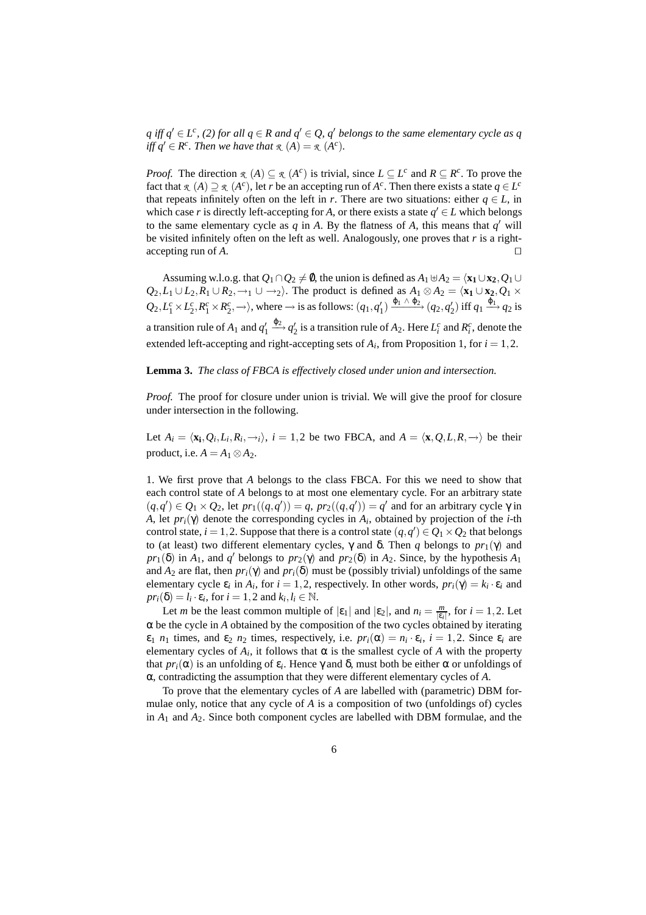*q iff $q' \in L^c$, (2) for all $q \in R$ and $q' \in Q$, $q'$ belongs to the same elementary cycle as $q$ iff $q' \in R^c$. Then we have that $\mathcal{R}(A) = \mathcal{R}(A^c)$.*

*Proof.* The direction $\mathcal{R}(A) \subseteq \mathcal{R}(A^c)$ is trivial, since $L \subseteq L^c$ and $R \subseteq R^c$. To prove the fact that $\mathcal{R}(A) \supseteq \mathcal{R}(A^c)$, let $r$ be an accepting run of $A^c$. Then there exists a state $q \in L^c$ that repeats infinitely often on the left in $r$. There are two situations: either $q \in L$, in which case $r$ is directly left-accepting for $A$, or there exists a state $q' \in L$ which belongs to the same elementary cycle as $q$ in $A$. By the flatness of $A$, this means that $q'$ will be visited infinitely often on the left as well. Analogously, one proves that $r$ is a right-accepting run of $A$. $\square$

Assuming w.l.o.g. that $Q_1 \cap Q_2 \neq \emptyset$, the union is defined as $A_1 \uplus A_2 = \langle \mathbf{x_1} \cup \mathbf{x_2}, Q_1 \cup Q_2, L_1 \cup L_2, R_1 \cup R_2, \rightarrow_1 \cup \rightarrow_2 \rangle$. The product is defined as $A_1 \otimes A_2 = \langle \mathbf{x_1} \cup \mathbf{x_2}, Q_1 \times Q_2, L_1^c \times L_2^c, R_1^c \times R_2^c, \rightarrow \rangle$, where $\rightarrow$ is as follows: $(q_1, q_1') \xrightarrow{\phi_1 \wedge \phi_2} (q_2, q_2')$ iff $q_1 \xrightarrow{\phi_1} q_2$ is a transition rule of $A_1$ and $q_1' \xrightarrow{\phi_2} q_2'$ is a transition rule of $A_2$. Here $L_i^c$ and $R_i^c$, denote the extended left-accepting and right-accepting sets of $A_i$, from Proposition 1, for $i = 1, 2$.

**Lemma 3.** *The class of FBCA is effectively closed under union and intersection.*

*Proof.* The proof for closure under union is trivial. We will give the proof for closure under intersection in the following.

Let $A_i = \langle \mathbf{x_i}, Q_i, L_i, R_i, \rightarrow_i \rangle$, $i = 1, 2$ be two FBCA, and $A = \langle \mathbf{x}, Q, L, R, \rightarrow \rangle$ be their product, i.e. $A = A_1 \otimes A_2$.

1. We first prove that $A$ belongs to the class FBCA. For this we need to show that each control state of $A$ belongs to at most one elementary cycle. For an arbitrary state $(q, q') \in Q_1 \times Q_2$, let $pr_1((q, q')) = q$, $pr_2((q, q')) = q'$ and for an arbitrary cycle $\gamma$ in $A$, let $pr_i(\gamma)$ denote the corresponding cycles in $A_i$, obtained by projection of the $i$-th control state, $i = 1, 2$. Suppose that there is a control state $(q, q') \in Q_1 \times Q_2$ that belongs to (at least) two different elementary cycles, $\gamma$ and $\delta$. Then $q$ belongs to $pr_1(\gamma)$ and $pr_1(\delta)$ in $A_1$, and $q'$ belongs to $pr_2(\gamma)$ and $pr_2(\delta)$ in $A_2$. Since, by the hypothesis $A_1$ and $A_2$ are flat, then $pr_i(\gamma)$ and $pr_i(\delta)$ must be (possibly trivial) unfoldings of the same elementary cycle $\varepsilon_i$ in $A_i$, for $i = 1, 2$, respectively. In other words, $pr_i(\gamma) = k_i \cdot \varepsilon_i$ and $pr_i(\delta) = l_i \cdot \varepsilon_i$, for $i = 1, 2$ and $k_i, l_i \in \mathbb{N}$.

Let $m$ be the least common multiple of $|\varepsilon_1|$ and $|\varepsilon_2|$, and $n_i = \frac{m}{|\varepsilon_i|}$, for $i = 1, 2$. Let $\alpha$ be the cycle in $A$ obtained by the composition of the two cycles obtained by iterating $\varepsilon_1$ $n_1$ times, and $\varepsilon_2$ $n_2$ times, respectively, i.e. $pr_i(\alpha) = n_i \cdot \varepsilon_i$, $i = 1, 2$. Since $\varepsilon_i$ are elementary cycles of $A_i$, it follows that $\alpha$ is the smallest cycle of $A$ with the property that $pr_i(\alpha)$ is an unfolding of $\varepsilon_i$. Hence $\gamma$ and $\delta$, must both be either $\alpha$ or unfoldings of $\alpha$, contradicting the assumption that they were different elementary cycles of $A$.

To prove that the elementary cycles of $A$ are labelled with (parametric) DBM formulae only, notice that any cycle of $A$ is a composition of two (unfoldings of) cycles in $A_1$ and $A_2$. Since both component cycles are labelled with DBM formulae, and the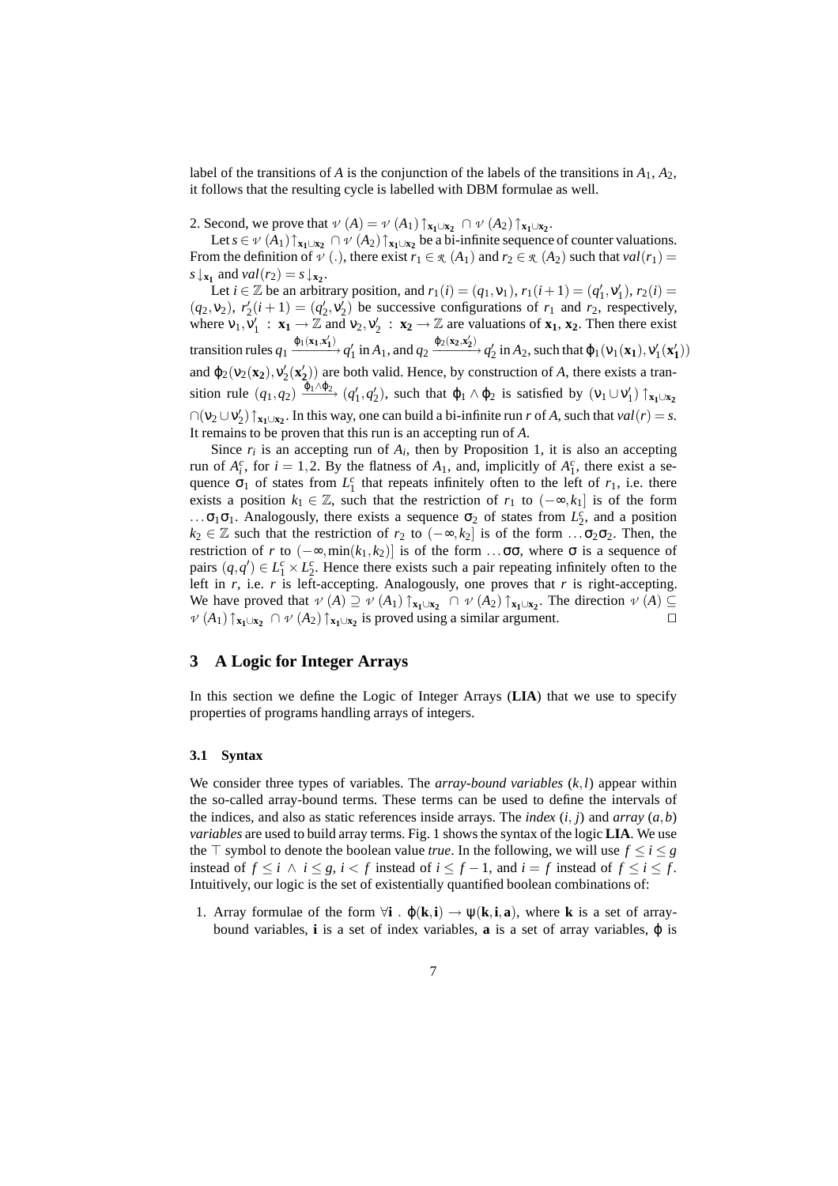label of the transitions of $A$ is the conjunction of the labels of the transitions in $A_1$, $A_2$, it follows that the resulting cycle is labelled with DBM formulae as well.

2. Second, we prove that $\mathcal{V}(A) = \mathcal{V}(A_1)\uparrow_{\mathbf{x_1}\cup\mathbf{x_2}} \cap \mathcal{V}(A_2)\uparrow_{\mathbf{x_1}\cup\mathbf{x_2}}$.

Let $s \in \mathcal{V}(A_1)\uparrow_{\mathbf{x_1}\cup\mathbf{x_2}} \cap \mathcal{V}(A_2)\uparrow_{\mathbf{x_1}\cup\mathbf{x_2}}$ be a bi-infinite sequence of counter valuations. From the definition of $\mathcal{V}(.)$, there exist $r_1 \in \mathcal{R}(A_1)$ and $r_2 \in \mathcal{R}(A_2)$ such that $val(r_1) = s\downarrow_{\mathbf{x_1}}$ and $val(r_2) = s\downarrow_{\mathbf{x_2}}$.

Let $i \in \mathbb{Z}$ be an arbitrary position, and $r_1(i) = (q_1, \nu_1)$, $r_1(i+1) = (q_1', \nu_1')$, $r_2(i) = (q_2, \nu_2)$, $r_2'(i+1) = (q_2', \nu_2')$ be successive configurations of $r_1$ and $r_2$, respectively, where $\nu_1, \nu_1' : \mathbf{x_1} \to \mathbb{Z}$ and $\nu_2, \nu_2' : \mathbf{x_2} \to \mathbb{Z}$ are valuations of $\mathbf{x_1}$, $\mathbf{x_2}$. Then there exist transition rules $q_1 \xrightarrow{\varphi_1(\mathbf{x_1},\mathbf{x_1'})} q_1'$ in $A_1$, and $q_2 \xrightarrow{\varphi_2(\mathbf{x_2},\mathbf{x_2'})} q_2'$ in $A_2$, such that $\varphi_1(\nu_1(\mathbf{x_1}), \nu_1'(\mathbf{x_1'}))$ and $\varphi_2(\nu_2(\mathbf{x_2}), \nu_2'(\mathbf{x_2'}))$ are both valid. Hence, by construction of $A$, there exists a transition rule $(q_1,q_2) \xrightarrow{\varphi_1\wedge\varphi_2} (q_1',q_2')$, such that $\varphi_1 \wedge \varphi_2$ is satisfied by $(\nu_1 \cup \nu_1')\uparrow_{\mathbf{x_1}\cup\mathbf{x_2}}$ $\cap(\nu_2 \cup \nu_2')\uparrow_{\mathbf{x_1}\cup\mathbf{x_2}}$. In this way, one can build a bi-infinite run $r$ of $A$, such that $val(r) = s$. It remains to be proven that this run is an accepting run of $A$.

Since $r_i$ is an accepting run of $A_i$, then by Proposition 1, it is also an accepting run of $A_i^c$, for $i = 1,2$. By the flatness of $A_1$, and, implicitly of $A_1^c$, there exist a sequence $\sigma_1$ of states from $L_1^c$ that repeats infinitely often to the left of $r_1$, i.e. there exists a position $k_1 \in \mathbb{Z}$, such that the restriction of $r_1$ to $(-\infty, k_1]$ is of the form $\ldots\sigma_1\sigma_1$. Analogously, there exists a sequence $\sigma_2$ of states from $L_2^c$, and a position $k_2 \in \mathbb{Z}$ such that the restriction of $r_2$ to $(-\infty, k_2]$ is of the form $\ldots\sigma_2\sigma_2$. Then, the restriction of $r$ to $(-\infty, \min(k_1,k_2)]$ is of the form $\ldots\sigma\sigma$, where $\sigma$ is a sequence of pairs $(q,q') \in L_1^c \times L_2^c$. Hence there exists such a pair repeating infinitely often to the left in $r$, i.e. $r$ is left-accepting. Analogously, one proves that $r$ is right-accepting. We have proved that $\mathcal{V}(A) \supseteq \mathcal{V}(A_1)\uparrow_{\mathbf{x_1}\cup\mathbf{x_2}} \cap \mathcal{V}(A_2)\uparrow_{\mathbf{x_1}\cup\mathbf{x_2}}$. The direction $\mathcal{V}(A) \subseteq \mathcal{V}(A_1)\uparrow_{\mathbf{x_1}\cup\mathbf{x_2}} \cap \mathcal{V}(A_2)\uparrow_{\mathbf{x_1}\cup\mathbf{x_2}}$ is proved using a similar argument. $\square$

## 3 A Logic for Integer Arrays

In this section we define the Logic of Integer Arrays (**LIA**) that we use to specify properties of programs handling arrays of integers.

### 3.1 Syntax

We consider three types of variables. The *array-bound variables* $(k,l)$ appear within the so-called array-bound terms. These terms can be used to define the intervals of the indices, and also as static references inside arrays. The *index* $(i, j)$ and *array* $(a,b)$ *variables* are used to build array terms. Fig. 1 shows the syntax of the logic **LIA**. We use the $\top$ symbol to denote the boolean value *true*. In the following, we will use $f \leq i \leq g$ instead of $f \leq i \wedge i \leq g$, $i < f$ instead of $i \leq f-1$, and $i = f$ instead of $f \leq i \leq f$. Intuitively, our logic is the set of existentially quantified boolean combinations of:

1. Array formulae of the form $\forall \mathbf{i} . \varphi(\mathbf{k},\mathbf{i}) \to \psi(\mathbf{k},\mathbf{i},\mathbf{a})$, where $\mathbf{k}$ is a set of array-bound variables, $\mathbf{i}$ is a set of index variables, $\mathbf{a}$ is a set of array variables, $\varphi$ is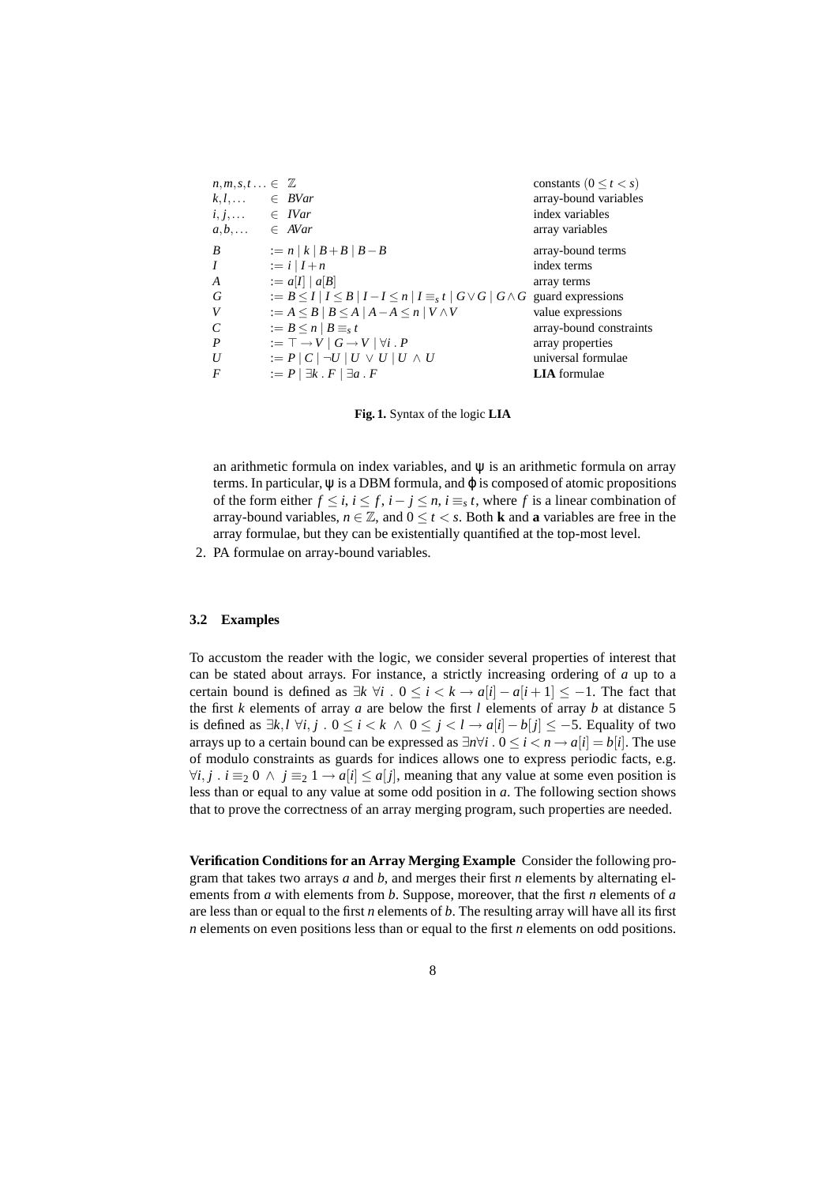| | | |
|---|---|---|
| $n, m, s, t \ldots \in \mathbb{Z}$ | | constants $(0 \leq t < s)$ |
| $k, l, \ldots$ | $\in$ *BVar* | array-bound variables |
| $i, j, \ldots$ | $\in$ *IVar* | index variables |
| $a, b, \ldots$ | $\in$ *AVar* | array variables |
| $B$ | $:= n \mid k \mid B + B \mid B - B$ | array-bound terms |
| $I$ | $:= i \mid I + n$ | index terms |
| $A$ | $:= a[I] \mid a[B]$ | array terms |
| $G$ | $:= B \leq I \mid I \leq B \mid I - I \leq n \mid I \equiv_s t \mid G \vee G \mid G \wedge G$ | guard expressions |
| $V$ | $:= A \leq B \mid B \leq A \mid A - A \leq n \mid V \wedge V$ | value expressions |
| $C$ | $:= B \leq n \mid B \equiv_s t$ | array-bound constraints |
| $P$ | $:= \top \rightarrow V \mid G \rightarrow V \mid \forall i \,.\, P$ | array properties |
| $U$ | $:= P \mid C \mid \neg U \mid U \vee U \mid U \wedge U$ | universal formulae |
| $F$ | $:= P \mid \exists k \,.\, F \mid \exists a \,.\, F$ | **LIA** formulae |

**Fig. 1.** Syntax of the logic **LIA**

an arithmetic formula on index variables, and $\psi$ is an arithmetic formula on array terms. In particular, $\psi$ is a DBM formula, and $\varphi$ is composed of atomic propositions of the form either $f \leq i$, $i \leq f$, $i - j \leq n$, $i \equiv_s t$, where $f$ is a linear combination of array-bound variables, $n \in \mathbb{Z}$, and $0 \leq t < s$. Both **k** and **a** variables are free in the array formulae, but they can be existentially quantified at the top-most level.

2. PA formulae on array-bound variables.

### 3.2 Examples

To accustom the reader with the logic, we consider several properties of interest that can be stated about arrays. For instance, a strictly increasing ordering of $a$ up to a certain bound is defined as $\exists k \; \forall i \,.\, 0 \leq i < k \rightarrow a[i] - a[i+1] \leq -1$. The fact that the first $k$ elements of array $a$ are below the first $l$ elements of array $b$ at distance 5 is defined as $\exists k, l \; \forall i, j \,.\, 0 \leq i < k \;\wedge\; 0 \leq j < l \rightarrow a[i] - b[j] \leq -5$. Equality of two arrays up to a certain bound can be expressed as $\exists n \forall i \,.\, 0 \leq i < n \rightarrow a[i] = b[i]$. The use of modulo constraints as guards for indices allows one to express periodic facts, e.g. $\forall i, j \,.\, i \equiv_2 0 \;\wedge\; j \equiv_2 1 \rightarrow a[i] \leq a[j]$, meaning that any value at some even position is less than or equal to any value at some odd position in $a$. The following section shows that to prove the correctness of an array merging program, such properties are needed.

**Verification Conditions for an Array Merging Example** Consider the following program that takes two arrays $a$ and $b$, and merges their first $n$ elements by alternating elements from $a$ with elements from $b$. Suppose, moreover, that the first $n$ elements of $a$ are less than or equal to the first $n$ elements of $b$. The resulting array will have all its first $n$ elements on even positions less than or equal to the first $n$ elements on odd positions.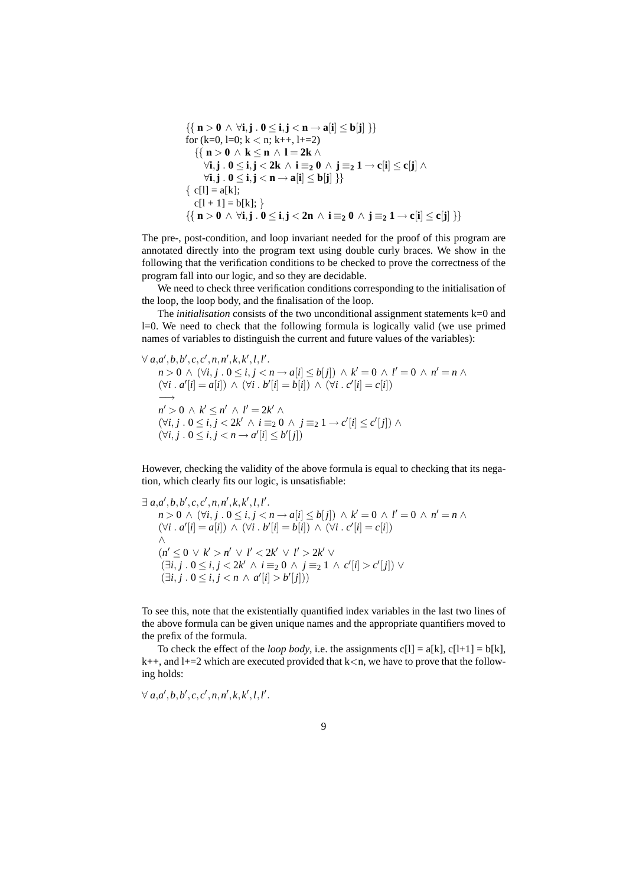$$
\begin{array}{l}
\{\{\ \mathbf{n > 0 \ \wedge \ \forall i, j \ . \ 0 \leq i, j < n \rightarrow a[i] \leq b[j]}\ \}\} \\
\text{for (k=0, l=0; k} < \text{n; k++, l+=2)} \\
\quad \{\{\ \mathbf{n > 0 \ \wedge \ k \leq n \ \wedge \ l = 2k \ \wedge} \\
\qquad \mathbf{\forall i, j \ . \ 0 \leq i, j < 2k \ \wedge \ i \equiv_2 0 \ \wedge \ j \equiv_2 1 \rightarrow c[i] \leq c[j] \ \wedge} \\
\qquad \mathbf{\forall i, j \ . \ 0 \leq i, j < n \rightarrow a[i] \leq b[j]}\ \}\} \\
\{\ \text{c[l] = a[k];} \\
\quad \text{c[l + 1] = b[k]; } \} \\
\{\{\ \mathbf{n > 0 \ \wedge \ \forall i, j \ . \ 0 \leq i, j < 2n \ \wedge \ i \equiv_2 0 \ \wedge \ j \equiv_2 1 \rightarrow c[i] \leq c[j]}\ \}\}
\end{array}
$$

The pre-, post-condition, and loop invariant needed for the proof of this program are annotated directly into the program text using double curly braces. We show in the following that the verification conditions to be checked to prove the correctness of the program fall into our logic, and so they are decidable.

We need to check three verification conditions corresponding to the initialisation of the loop, the loop body, and the finalisation of the loop.

The *initialisation* consists of the two unconditional assignment statements k=0 and l=0. We need to check that the following formula is logically valid (we use primed names of variables to distinguish the current and future values of the variables):

$$
\begin{array}{l}
\forall \ a, a', b, b', c, c', n, n', k, k', l, l'. \\
\quad n > 0 \ \wedge \ (\forall i, j \ . \ 0 \leq i, j < n \rightarrow a[i] \leq b[j]) \ \wedge \ k' = 0 \ \wedge \ l' = 0 \ \wedge \ n' = n \ \wedge \\
\quad (\forall i \ . \ a'[i] = a[i]) \ \wedge \ (\forall i \ . \ b'[i] = b[i]) \ \wedge \ (\forall i \ . \ c'[i] = c[i]) \\
\quad \longrightarrow \\
\quad n' > 0 \ \wedge \ k' \leq n' \ \wedge \ l' = 2k' \ \wedge \\
\quad (\forall i, j \ . \ 0 \leq i, j < 2k' \ \wedge \ i \equiv_2 0 \ \wedge \ j \equiv_2 1 \rightarrow c'[i] \leq c'[j]) \ \wedge \\
\quad (\forall i, j \ . \ 0 \leq i, j < n \rightarrow a'[i] \leq b'[j])
\end{array}
$$

However, checking the validity of the above formula is equal to checking that its negation, which clearly fits our logic, is unsatisfiable:

$$
\begin{array}{l}
\exists \ a, a', b, b', c, c', n, n', k, k', l, l'. \\
\quad n > 0 \ \wedge \ (\forall i, j \ . \ 0 \leq i, j < n \rightarrow a[i] \leq b[j]) \ \wedge \ k' = 0 \ \wedge \ l' = 0 \ \wedge \ n' = n \ \wedge \\
\quad (\forall i \ . \ a'[i] = a[i]) \ \wedge \ (\forall i \ . \ b'[i] = b[i]) \ \wedge \ (\forall i \ . \ c'[i] = c[i]) \\
\quad \wedge \\
\quad (n' \leq 0 \ \vee \ k' > n' \ \vee \ l' < 2k' \ \vee \ l' > 2k' \ \vee \\
\quad\ (\exists i, j \ . \ 0 \leq i, j < 2k' \ \wedge \ i \equiv_2 0 \ \wedge \ j \equiv_2 1 \ \wedge \ c'[i] > c'[j]) \ \vee \\
\quad\ (\exists i, j \ . \ 0 \leq i, j < n \ \wedge \ a'[i] > b'[j]))
\end{array}
$$

To see this, note that the existentially quantified index variables in the last two lines of the above formula can be given unique names and the appropriate quantifiers moved to the prefix of the formula.

To check the effect of the *loop body*, i.e. the assignments c[l] = a[k], c[l+1] = b[k], k++, and l+=2 which are executed provided that k<n, we have to prove that the following holds:

$$
\forall \ a, a', b, b', c, c', n, n', k, k', l, l'.
$$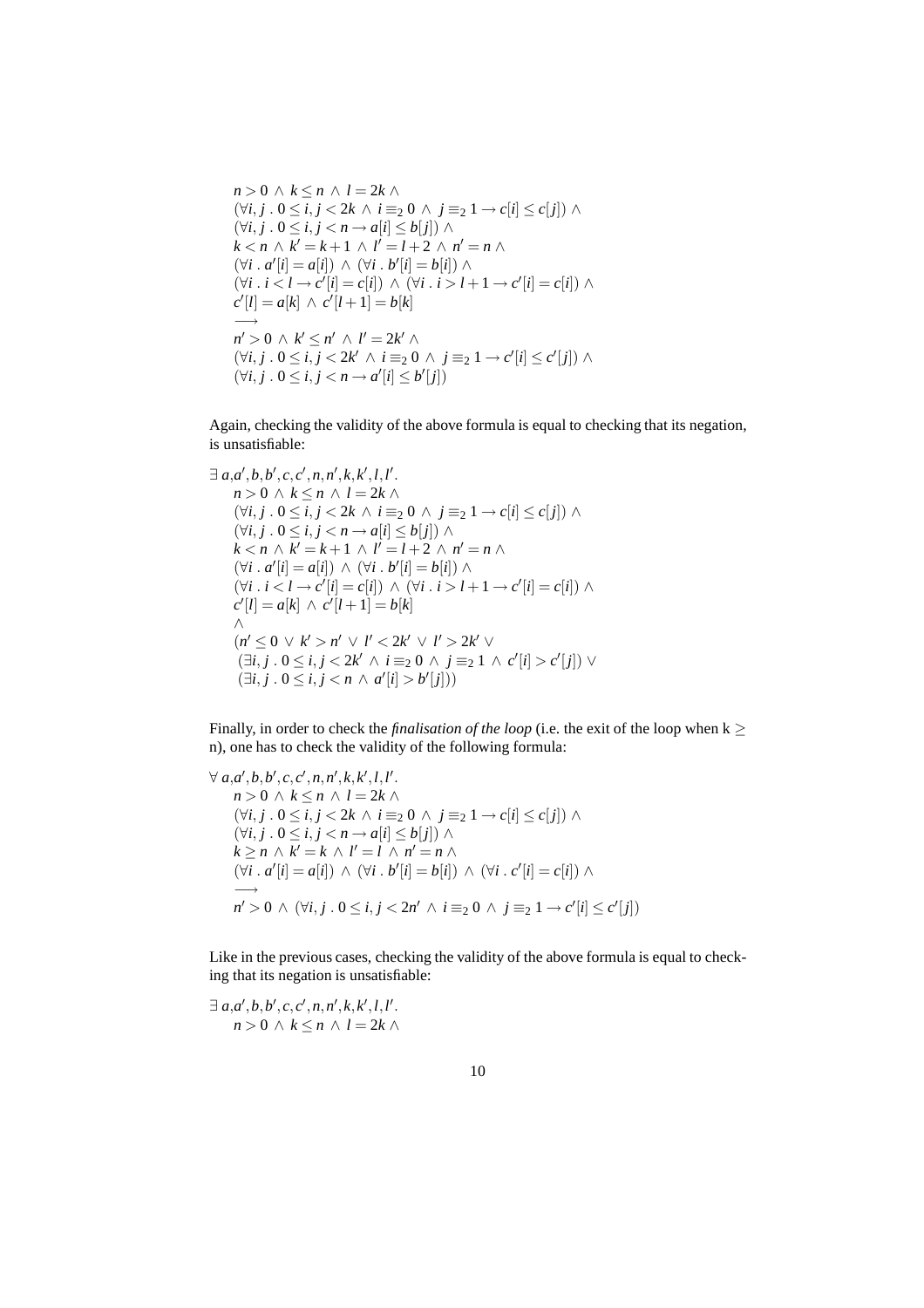$$
\begin{array}{l}
n > 0 \wedge k \leq n \wedge l = 2k \wedge \\
(\forall i,j \,.\, 0 \leq i,j < 2k \wedge i \equiv_2 0 \wedge j \equiv_2 1 \rightarrow c[i] \leq c[j]) \wedge \\
(\forall i,j \,.\, 0 \leq i,j < n \rightarrow a[i] \leq b[j]) \wedge \\
k < n \wedge k' = k+1 \wedge l' = l+2 \wedge n' = n \wedge \\
(\forall i \,.\, a'[i] = a[i]) \wedge (\forall i \,.\, b'[i] = b[i]) \wedge \\
(\forall i \,.\, i < l \rightarrow c'[i] = c[i]) \wedge (\forall i \,.\, i > l+1 \rightarrow c'[i] = c[i]) \wedge \\
c'[l] = a[k] \wedge c'[l+1] = b[k] \\
\longrightarrow \\
n' > 0 \wedge k' \leq n' \wedge l' = 2k' \wedge \\
(\forall i,j \,.\, 0 \leq i,j < 2k' \wedge i \equiv_2 0 \wedge j \equiv_2 1 \rightarrow c'[i] \leq c'[j]) \wedge \\
(\forall i,j \,.\, 0 \leq i,j < n \rightarrow a'[i] \leq b'[j])
\end{array}
$$

Again, checking the validity of the above formula is equal to checking that its negation, is unsatisfiable:

$$
\begin{array}{l}
\exists\, a,a',b,b',c,c',n,n',k,k',l,l'. \\
\quad n > 0 \wedge k \leq n \wedge l = 2k \wedge \\
\quad (\forall i,j \,.\, 0 \leq i,j < 2k \wedge i \equiv_2 0 \wedge j \equiv_2 1 \rightarrow c[i] \leq c[j]) \wedge \\
\quad (\forall i,j \,.\, 0 \leq i,j < n \rightarrow a[i] \leq b[j]) \wedge \\
\quad k < n \wedge k' = k+1 \wedge l' = l+2 \wedge n' = n \wedge \\
\quad (\forall i \,.\, a'[i] = a[i]) \wedge (\forall i \,.\, b'[i] = b[i]) \wedge \\
\quad (\forall i \,.\, i < l \rightarrow c'[i] = c[i]) \wedge (\forall i \,.\, i > l+1 \rightarrow c'[i] = c[i]) \wedge \\
\quad c'[l] = a[k] \wedge c'[l+1] = b[k] \\
\quad \wedge \\
\quad (n' \leq 0 \vee k' > n' \vee l' < 2k' \vee l' > 2k' \vee \\
\quad\; (\exists i,j \,.\, 0 \leq i,j < 2k' \wedge i \equiv_2 0 \wedge j \equiv_2 1 \wedge c'[i] > c'[j]) \vee \\
\quad\; (\exists i,j \,.\, 0 \leq i,j < n \wedge a'[i] > b'[j]))
\end{array}
$$

Finally, in order to check the *finalisation of the loop* (i.e. the exit of the loop when k $\geq$ n), one has to check the validity of the following formula:

$$
\begin{array}{l}
\forall\, a,a',b,b',c,c',n,n',k,k',l,l'. \\
\quad n > 0 \wedge k \leq n \wedge l = 2k \wedge \\
\quad (\forall i,j \,.\, 0 \leq i,j < 2k \wedge i \equiv_2 0 \wedge j \equiv_2 1 \rightarrow c[i] \leq c[j]) \wedge \\
\quad (\forall i,j \,.\, 0 \leq i,j < n \rightarrow a[i] \leq b[j]) \wedge \\
\quad k \geq n \wedge k' = k \wedge l' = l \wedge n' = n \wedge \\
\quad (\forall i \,.\, a'[i] = a[i]) \wedge (\forall i \,.\, b'[i] = b[i]) \wedge (\forall i \,.\, c'[i] = c[i]) \wedge \\
\quad \longrightarrow \\
\quad n' > 0 \wedge (\forall i,j \,.\, 0 \leq i,j < 2n' \wedge i \equiv_2 0 \wedge j \equiv_2 1 \rightarrow c'[i] \leq c'[j])
\end{array}
$$

Like in the previous cases, checking the validity of the above formula is equal to checking that its negation is unsatisfiable:

$$
\begin{array}{l}
\exists\, a,a',b,b',c,c',n,n',k,k',l,l'. \\
\quad n > 0 \wedge k \leq n \wedge l = 2k \wedge
\end{array}
$$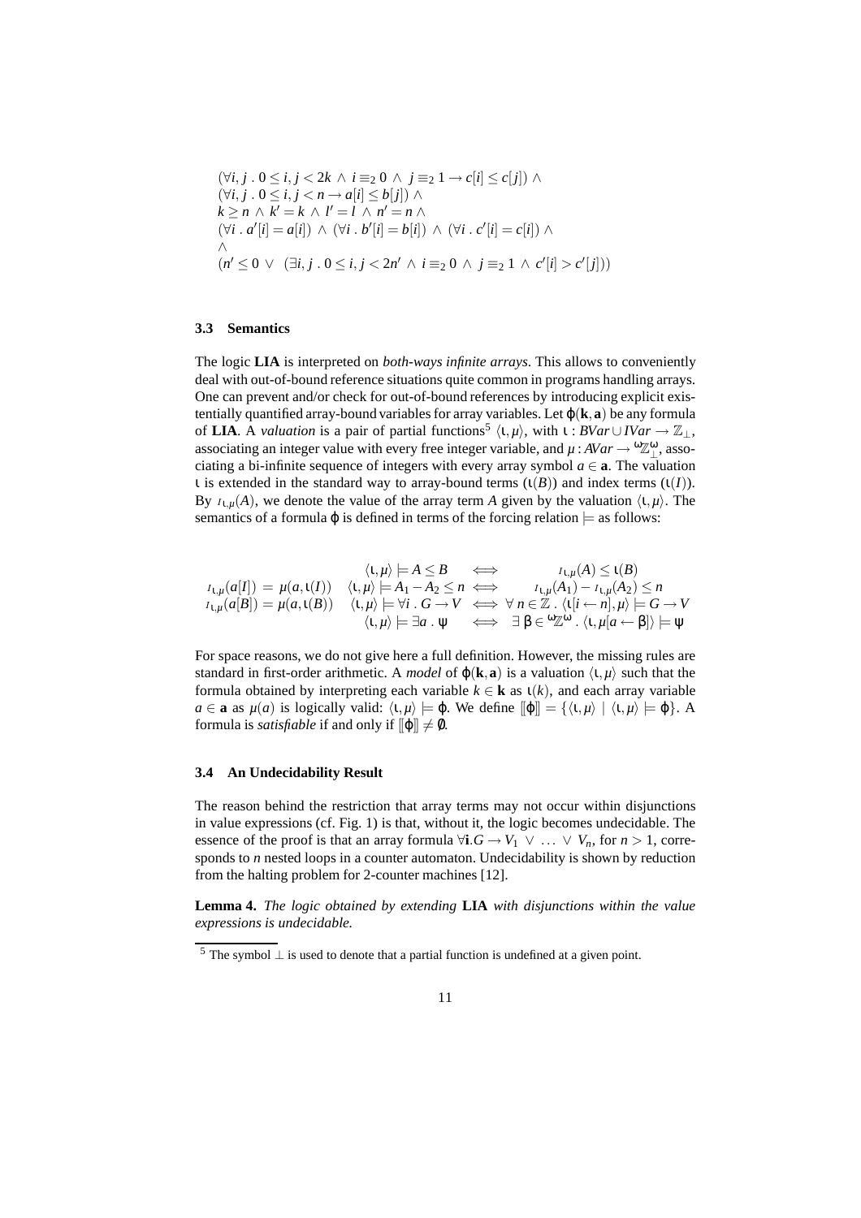$$
\begin{array}{l}
(\forall i, j \,.\, 0 \leq i, j < 2k \wedge i \equiv_2 0 \wedge j \equiv_2 1 \rightarrow c[i] \leq c[j]) \wedge \\
(\forall i, j \,.\, 0 \leq i, j < n \rightarrow a[i] \leq b[j]) \wedge \\
k \geq n \wedge k' = k \wedge l' = l \wedge n' = n \wedge \\
(\forall i \,.\, a'[i] = a[i]) \wedge (\forall i \,.\, b'[i] = b[i]) \wedge (\forall i \,.\, c'[i] = c[i]) \wedge \\
\wedge \\
(n' \leq 0 \vee (\exists i, j \,.\, 0 \leq i, j < 2n' \wedge i \equiv_2 0 \wedge j \equiv_2 1 \wedge c'[i] > c'[j]))
\end{array}
$$

### 3.3 Semantics

The logic **LIA** is interpreted on *both-ways infinite arrays*. This allows to conveniently deal with out-of-bound reference situations quite common in programs handling arrays. One can prevent and/or check for out-of-bound references by introducing explicit existentially quantified array-bound variables for array variables. Let $\varphi(\mathbf{k}, \mathbf{a})$ be any formula of **LIA**. A *valuation* is a pair of partial functions[5] $\langle \iota, \mu \rangle$, with $\iota : BVar \cup IVar \rightarrow \mathbb{Z}_\perp$, associating an integer value with every free integer variable, and $\mu : AVar \rightarrow {}^{\omega}\mathbb{Z}_\perp^{\omega}$, associating a bi-infinite sequence of integers with every array symbol $a \in \mathbf{a}$. The valuation $\iota$ is extended in the standard way to array-bound terms ($\iota(B)$) and index terms ($\iota(I)$). By $\mathcal{I}_{\iota,\mu}(A)$, we denote the value of the array term $A$ given by the valuation $\langle \iota, \mu \rangle$. The semantics of a formula $\varphi$ is defined in terms of the forcing relation $\models$ as follows:

$$
\begin{array}{ll}
 & \langle \iota, \mu \rangle \models A \leq B \iff \mathcal{I}_{\iota,\mu}(A) \leq \iota(B) \\
\mathcal{I}_{\iota,\mu}(a[I]) = \mu(a, \iota(I)) & \langle \iota, \mu \rangle \models A_1 - A_2 \leq n \iff \mathcal{I}_{\iota,\mu}(A_1) - \mathcal{I}_{\iota,\mu}(A_2) \leq n \\
\mathcal{I}_{\iota,\mu}(a[B]) = \mu(a, \iota(B)) & \langle \iota, \mu \rangle \models \forall i \,.\, G \rightarrow V \iff \forall\, n \in \mathbb{Z} \,.\, \langle \iota[i \leftarrow n], \mu \rangle \models G \rightarrow V \\
 & \langle \iota, \mu \rangle \models \exists a \,.\, \psi \iff \exists\, \beta \in {}^{\omega}\mathbb{Z}^{\omega} \,.\, \langle \iota, \mu[a \leftarrow \beta] \rangle \models \psi
\end{array}
$$

For space reasons, we do not give here a full definition. However, the missing rules are standard in first-order arithmetic. A *model* of $\varphi(\mathbf{k}, \mathbf{a})$ is a valuation $\langle \iota, \mu \rangle$ such that the formula obtained by interpreting each variable $k \in \mathbf{k}$ as $\iota(k)$, and each array variable $a \in \mathbf{a}$ as $\mu(a)$ is logically valid: $\langle \iota, \mu \rangle \models \varphi$. We define $[\![\varphi]\!] = \{\langle \iota, \mu \rangle \mid \langle \iota, \mu \rangle \models \varphi\}$. A formula is *satisfiable* if and only if $[\![\varphi]\!] \neq \emptyset$.

### 3.4 An Undecidability Result

The reason behind the restriction that array terms may not occur within disjunctions in value expressions (cf. Fig. 1) is that, without it, the logic becomes undecidable. The essence of the proof is that an array formula $\forall \mathbf{i}.G \rightarrow V_1 \vee \ldots \vee V_n$, for $n > 1$, corresponds to $n$ nested loops in a counter automaton. Undecidability is shown by reduction from the halting problem for 2-counter machines [12].

**Lemma 4.** *The logic obtained by extending* **LIA** *with disjunctions within the value expressions is undecidable.*

[5] The symbol $\perp$ is used to denote that a partial function is undefined at a given point.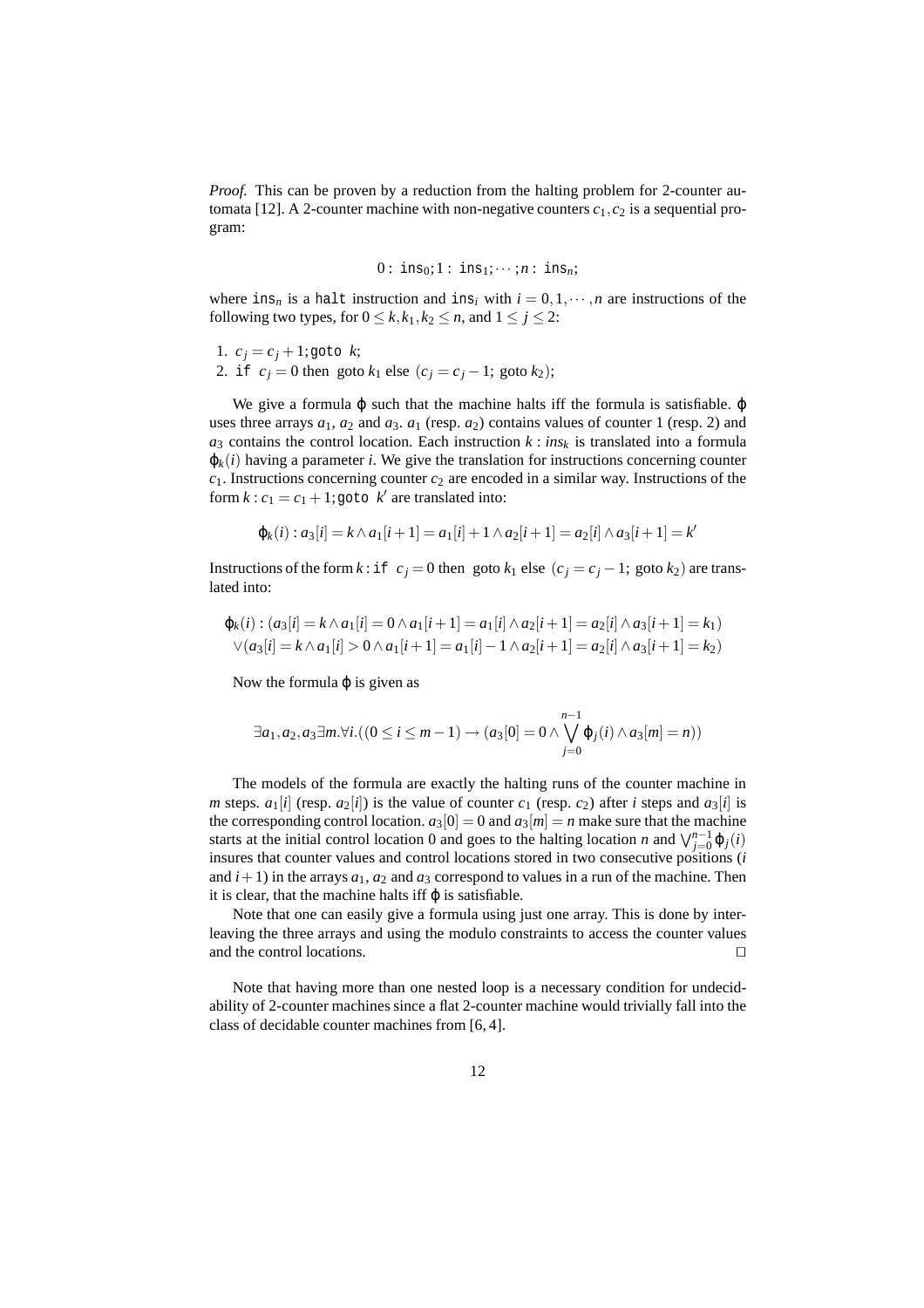*Proof.* This can be proven by a reduction from the halting problem for 2-counter automata [12]. A 2-counter machine with non-negative counters $c_1, c_2$ is a sequential program:

$$0: \texttt{ins}_0; 1: \texttt{ins}_1; \cdots; n: \texttt{ins}_n;$$

where $\texttt{ins}_n$ is a `halt` instruction and $\texttt{ins}_i$ with $i = 0, 1, \cdots, n$ are instructions of the following two types, for $0 \leq k, k_1, k_2 \leq n$, and $1 \leq j \leq 2$:

1. $c_j = c_j + 1; \texttt{goto}\ \ k;$
2. $\texttt{if}\ \ c_j = 0$ then goto $k_1$ else $(c_j = c_j - 1;$ goto $k_2)$;

We give a formula $\varphi$ such that the machine halts iff the formula is satisfiable. $\varphi$ uses three arrays $a_1$, $a_2$ and $a_3$. $a_1$ (resp. $a_2$) contains values of counter 1 (resp. 2) and $a_3$ contains the control location. Each instruction $k : ins_k$ is translated into a formula $\varphi_k(i)$ having a parameter $i$. We give the translation for instructions concerning counter $c_1$. Instructions concerning counter $c_2$ are encoded in a similar way. Instructions of the form $k : c_1 = c_1 + 1; \texttt{goto}\ \ k'$ are translated into:

$$\varphi_k(i) : a_3[i] = k \wedge a_1[i+1] = a_1[i] + 1 \wedge a_2[i+1] = a_2[i] \wedge a_3[i+1] = k'$$

Instructions of the form $k : \texttt{if}\ \ c_j = 0$ then goto $k_1$ else $(c_j = c_j - 1;$ goto $k_2)$ are translated into:

$$\begin{aligned}
\varphi_k(i) : &(a_3[i] = k \wedge a_1[i] = 0 \wedge a_1[i+1] = a_1[i] \wedge a_2[i+1] = a_2[i] \wedge a_3[i+1] = k_1) \\
\vee &(a_3[i] = k \wedge a_1[i] > 0 \wedge a_1[i+1] = a_1[i] - 1 \wedge a_2[i+1] = a_2[i] \wedge a_3[i+1] = k_2)
\end{aligned}$$

Now the formula $\varphi$ is given as

$$\exists a_1, a_2, a_3 \exists m. \forall i. ((0 \leq i \leq m-1) \rightarrow (a_3[0] = 0 \wedge \bigvee_{j=0}^{n-1} \varphi_j(i) \wedge a_3[m] = n))$$

The models of the formula are exactly the halting runs of the counter machine in $m$ steps. $a_1[i]$ (resp. $a_2[i]$) is the value of counter $c_1$ (resp. $c_2$) after $i$ steps and $a_3[i]$ is the corresponding control location. $a_3[0] = 0$ and $a_3[m] = n$ make sure that the machine starts at the initial control location 0 and goes to the halting location $n$ and $\bigvee_{j=0}^{n-1} \varphi_j(i)$ insures that counter values and control locations stored in two consecutive positions ($i$ and $i+1$) in the arrays $a_1$, $a_2$ and $a_3$ correspond to values in a run of the machine. Then it is clear, that the machine halts iff $\varphi$ is satisfiable.

Note that one can easily give a formula using just one array. This is done by interleaving the three arrays and using the modulo constraints to access the counter values and the control locations. $\square$

Note that having more than one nested loop is a necessary condition for undecidability of 2-counter machines since a flat 2-counter machine would trivially fall into the class of decidable counter machines from [6, 4].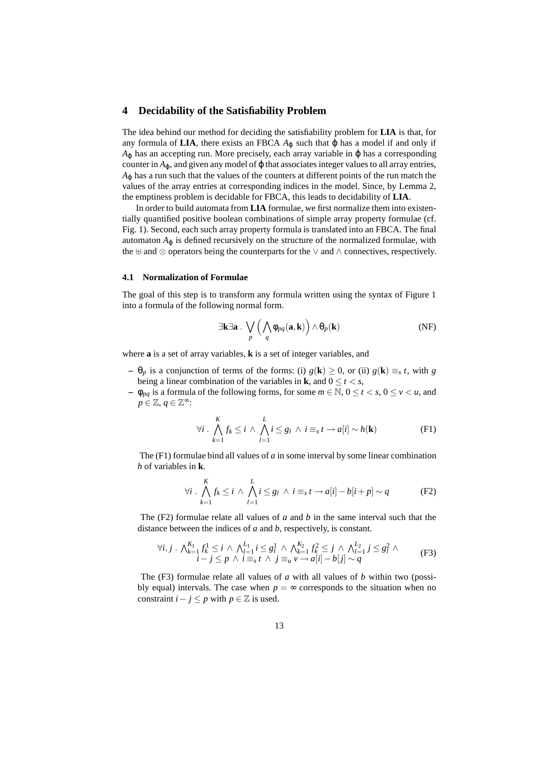## 4 Decidability of the Satisfiability Problem

The idea behind our method for deciding the satisfiability problem for **LIA** is that, for any formula of **LIA**, there exists an FBCA $A_\varphi$ such that $\varphi$ has a model if and only if $A_\varphi$ has an accepting run. More precisely, each array variable in $\varphi$ has a corresponding counter in $A_\varphi$, and given any model of $\varphi$ that associates integer values to all array entries, $A_\varphi$ has a run such that the values of the counters at different points of the run match the values of the array entries at corresponding indices in the model. Since, by Lemma 2, the emptiness problem is decidable for FBCA, this leads to decidability of **LIA**.

In order to build automata from **LIA** formulae, we first normalize them into existentially quantified positive boolean combinations of simple array property formulae (cf. Fig. 1). Second, each such array property formula is translated into an FBCA. The final automaton $A_\varphi$ is defined recursively on the structure of the normalized formulae, with the $\uplus$ and $\otimes$ operators being the counterparts for the $\vee$ and $\wedge$ connectives, respectively.

### 4.1 Normalization of Formulae

The goal of this step is to transform any formula written using the syntax of Figure 1 into a formula of the following normal form.

$$\exists \mathbf{k} \exists \mathbf{a} \,.\, \bigvee_p \Big( \bigwedge_q \varphi_{pq}(\mathbf{a}, \mathbf{k}) \Big) \wedge \theta_p(\mathbf{k}) \tag{NF}$$

where $\mathbf{a}$ is a set of array variables, $\mathbf{k}$ is a set of integer variables, and

- $\theta_p$ is a conjunction of terms of the forms: (i) $g(\mathbf{k}) \geq 0$, or (ii) $g(\mathbf{k}) \equiv_s t$, with $g$ being a linear combination of the variables in $\mathbf{k}$, and $0 \leq t < s$,
- $\varphi_{pq}$ is a formula of the following forms, for some $m \in \mathbb{N}$, $0 \leq t < s$, $0 \leq v < u$, and $p \in \mathbb{Z}$, $q \in \mathbb{Z}^\infty$:

$$\forall i \,.\, \bigwedge_{k=1}^{K} f_k \leq i \,\wedge\, \bigwedge_{l=1}^{L} i \leq g_l \,\wedge\, i \equiv_s t \rightarrow a[i] \sim h(\mathbf{k}) \tag{F1}$$

The (F1) formulae bind all values of $a$ in some interval by some linear combination $h$ of variables in $\mathbf{k}$.

$$\forall i \,.\, \bigwedge_{k=1}^{K} f_k \leq i \,\wedge\, \bigwedge_{l=1}^{L} i \leq g_l \,\wedge\, i \equiv_s t \rightarrow a[i] - b[i+p] \sim q \tag{F2}$$

The (F2) formulae relate all values of $a$ and $b$ in the same interval such that the distance between the indices of $a$ and $b$, respectively, is constant.

$$\begin{aligned}\forall i, j \,.\, \textstyle\bigwedge_{k=1}^{K_1} f_k^1 \leq i \,\wedge\, \bigwedge_{l=1}^{L_1} i \leq g_l^1 \,\wedge\, \bigwedge_{k=1}^{K_2} f_k^2 \leq j \,\wedge\, \bigwedge_{l=1}^{L_2} j \leq g_l^2 \,\wedge \\ i - j \leq p \,\wedge\, i \equiv_s t \,\wedge\, j \equiv_u v \rightarrow a[i] - b[j] \sim q\end{aligned} \tag{F3}$$

The (F3) formulae relate all values of $a$ with all values of $b$ within two (possibly equal) intervals. The case when $p = \infty$ corresponds to the situation when no constraint $i - j \leq p$ with $p \in \mathbb{Z}$ is used.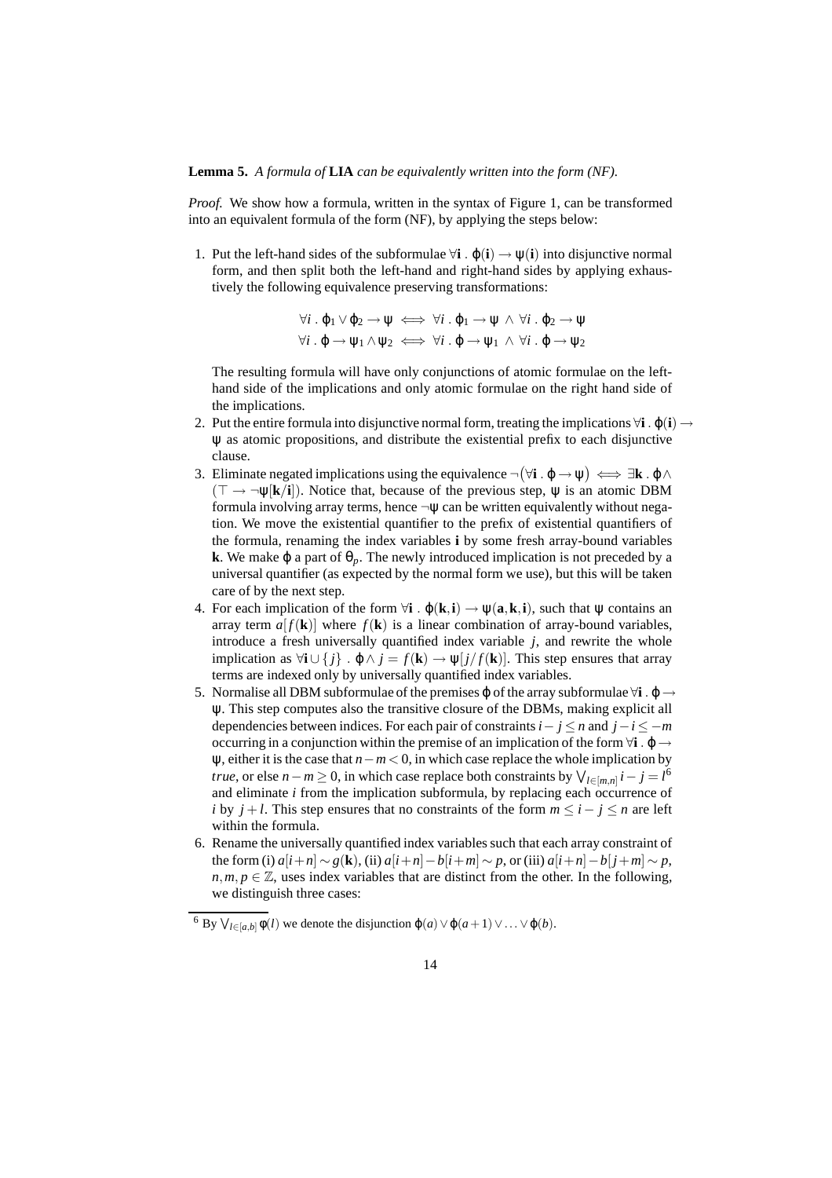**Lemma 5.** *A formula of* **LIA** *can be equivalently written into the form (NF).*

*Proof.* We show how a formula, written in the syntax of Figure 1, can be transformed into an equivalent formula of the form (NF), by applying the steps below:

1. Put the left-hand sides of the subformulae $\forall \mathbf{i} \,.\, \varphi(\mathbf{i}) \rightarrow \psi(\mathbf{i})$ into disjunctive normal form, and then split both the left-hand and right-hand sides by applying exhaustively the following equivalence preserving transformations:

$$\forall i \,.\, \varphi_1 \vee \varphi_2 \rightarrow \psi \iff \forall i \,.\, \varphi_1 \rightarrow \psi \,\wedge\, \forall i \,.\, \varphi_2 \rightarrow \psi$$
$$\forall i \,.\, \varphi \rightarrow \psi_1 \wedge \psi_2 \iff \forall i \,.\, \varphi \rightarrow \psi_1 \,\wedge\, \forall i \,.\, \varphi \rightarrow \psi_2$$

   The resulting formula will have only conjunctions of atomic formulae on the left-hand side of the implications and only atomic formulae on the right hand side of the implications.
2. Put the entire formula into disjunctive normal form, treating the implications $\forall \mathbf{i} \,.\, \varphi(\mathbf{i}) \rightarrow \psi$ as atomic propositions, and distribute the existential prefix to each disjunctive clause.
3. Eliminate negated implications using the equivalence $\neg\big(\forall \mathbf{i} \,.\, \varphi \rightarrow \psi\big) \iff \exists \mathbf{k} \,.\, \varphi \wedge (\top \rightarrow \neg\psi[\mathbf{k}/\mathbf{i}])$. Notice that, because of the previous step, $\psi$ is an atomic DBM formula involving array terms, hence $\neg\psi$ can be written equivalently without negation. We move the existential quantifier to the prefix of existential quantifiers of the formula, renaming the index variables $\mathbf{i}$ by some fresh array-bound variables $\mathbf{k}$. We make $\varphi$ a part of $\theta_p$. The newly introduced implication is not preceded by a universal quantifier (as expected by the normal form we use), but this will be taken care of by the next step.
4. For each implication of the form $\forall \mathbf{i} \,.\, \varphi(\mathbf{k}, \mathbf{i}) \rightarrow \psi(\mathbf{a}, \mathbf{k}, \mathbf{i})$, such that $\psi$ contains an array term $a[f(\mathbf{k})]$ where $f(\mathbf{k})$ is a linear combination of array-bound variables, introduce a fresh universally quantified index variable $j$, and rewrite the whole implication as $\forall \mathbf{i} \cup \{j\} \,.\, \varphi \wedge j = f(\mathbf{k}) \rightarrow \psi[j/f(\mathbf{k})]$. This step ensures that array terms are indexed only by universally quantified index variables.
5. Normalise all DBM subformulae of the premises $\varphi$ of the array subformulae $\forall \mathbf{i} \,.\, \varphi \rightarrow \psi$. This step computes also the transitive closure of the DBMs, making explicit all dependencies between indices. For each pair of constraints $i - j \leq n$ and $j - i \leq -m$ occurring in a conjunction within the premise of an implication of the form $\forall \mathbf{i} \,.\, \varphi \rightarrow \psi$, either it is the case that $n - m < 0$, in which case replace the whole implication by *true*, or else $n - m \geq 0$, in which case replace both constraints by $\bigvee_{l \in [m,n]} i - j = l$[6] and eliminate $i$ from the implication subformula, by replacing each occurrence of $i$ by $j + l$. This step ensures that no constraints of the form $m \leq i - j \leq n$ are left within the formula.
6. Rename the universally quantified index variables such that each array constraint of the form (i) $a[i+n] \sim g(\mathbf{k})$, (ii) $a[i+n] - b[i+m] \sim p$, or (iii) $a[i+n] - b[j+m] \sim p$, $n, m, p \in \mathbb{Z}$, uses index variables that are distinct from the other. In the following, we distinguish three cases:

[6] By $\bigvee_{l \in [a,b]} \phi(l)$ we denote the disjunction $\varphi(a) \vee \varphi(a+1) \vee \ldots \vee \varphi(b)$.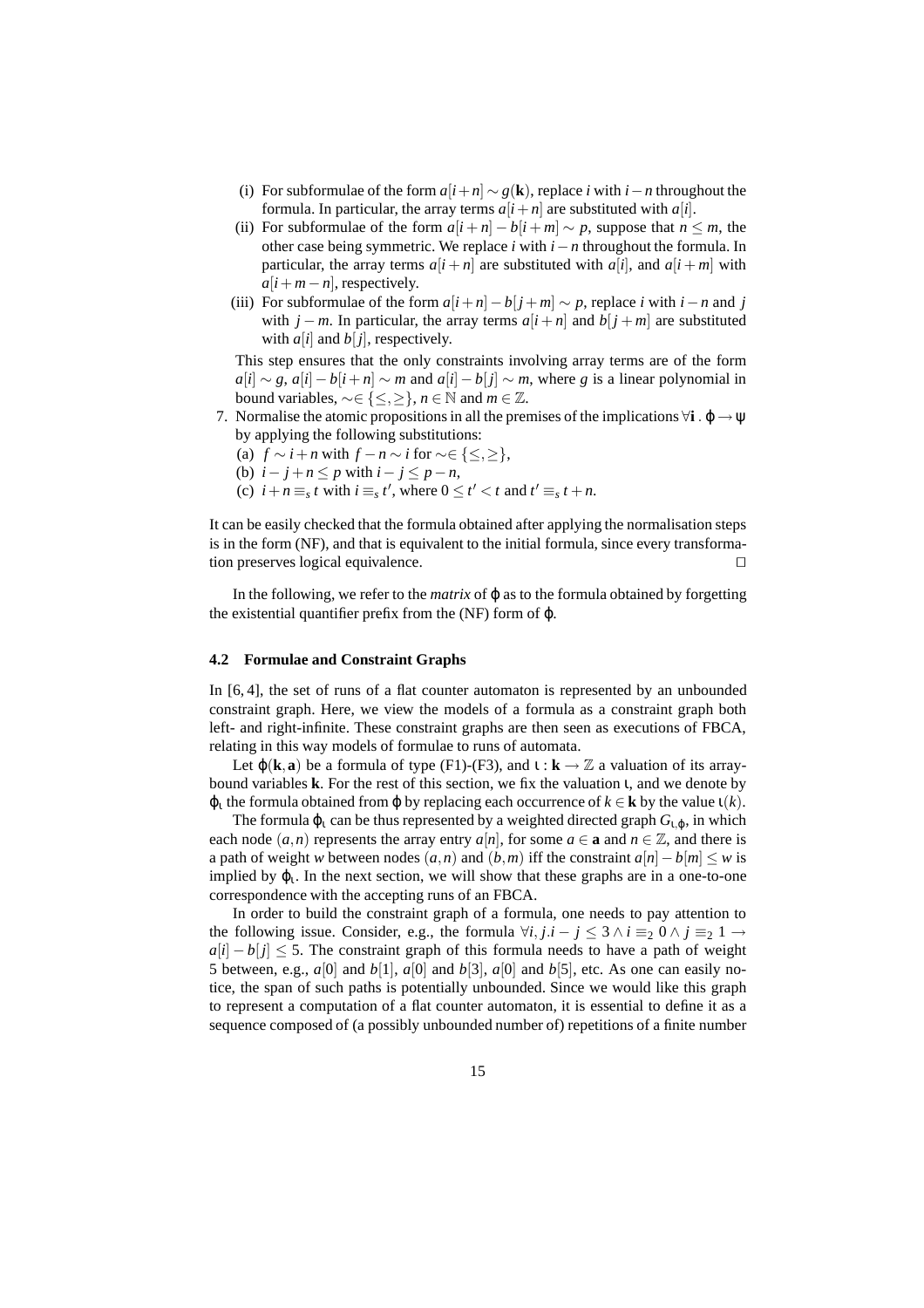(i) For subformulae of the form $a[i+n] \sim g(\mathbf{k})$, replace $i$ with $i-n$ throughout the formula. In particular, the array terms $a[i+n]$ are substituted with $a[i]$.

(ii) For subformulae of the form $a[i+n] - b[i+m] \sim p$, suppose that $n \leq m$, the other case being symmetric. We replace $i$ with $i-n$ throughout the formula. In particular, the array terms $a[i+n]$ are substituted with $a[i]$, and $a[i+m]$ with $a[i+m-n]$, respectively.

(iii) For subformulae of the form $a[i+n] - b[j+m] \sim p$, replace $i$ with $i-n$ and $j$ with $j-m$. In particular, the array terms $a[i+n]$ and $b[j+m]$ are substituted with $a[i]$ and $b[j]$, respectively.

This step ensures that the only constraints involving array terms are of the form $a[i] \sim g$, $a[i] - b[i+n] \sim m$ and $a[i] - b[j] \sim m$, where $g$ is a linear polynomial in bound variables, $\sim \in \{\leq, \geq\}$, $n \in \mathbb{N}$ and $m \in \mathbb{Z}$.

7. Normalise the atomic propositions in all the premises of the implications $\forall \mathbf{i} \,.\, \varphi \rightarrow \psi$ by applying the following substitutions:
   (a) $f \sim i+n$ with $f - n \sim i$ for $\sim \in \{\leq, \geq\}$,
   (b) $i - j + n \leq p$ with $i - j \leq p - n$,
   (c) $i + n \equiv_s t$ with $i \equiv_s t'$, where $0 \leq t' < t$ and $t' \equiv_s t + n$.

It can be easily checked that the formula obtained after applying the normalisation steps is in the form (NF), and that is equivalent to the initial formula, since every transformation preserves logical equivalence. $\square$

In the following, we refer to the *matrix* of $\varphi$ as to the formula obtained by forgetting the existential quantifier prefix from the (NF) form of $\varphi$.

### 4.2 Formulae and Constraint Graphs

In [6, 4], the set of runs of a flat counter automaton is represented by an unbounded constraint graph. Here, we view the models of a formula as a constraint graph both left- and right-infinite. These constraint graphs are then seen as executions of FBCA, relating in this way models of formulae to runs of automata.

Let $\varphi(\mathbf{k}, \mathbf{a})$ be a formula of type (F1)-(F3), and $\iota : \mathbf{k} \rightarrow \mathbb{Z}$ a valuation of its array-bound variables $\mathbf{k}$. For the rest of this section, we fix the valuation $\iota$, and we denote by $\varphi_\iota$ the formula obtained from $\varphi$ by replacing each occurrence of $k \in \mathbf{k}$ by the value $\iota(k)$.

The formula $\varphi_\iota$ can be thus represented by a weighted directed graph $G_{\iota,\varphi}$, in which each node $(a, n)$ represents the array entry $a[n]$, for some $a \in \mathbf{a}$ and $n \in \mathbb{Z}$, and there is a path of weight $w$ between nodes $(a, n)$ and $(b, m)$ iff the constraint $a[n] - b[m] \leq w$ is implied by $\varphi_\iota$. In the next section, we will show that these graphs are in a one-to-one correspondence with the accepting runs of an FBCA.

In order to build the constraint graph of a formula, one needs to pay attention to the following issue. Consider, e.g., the formula $\forall i, j. i - j \leq 3 \wedge i \equiv_2 0 \wedge j \equiv_2 1 \rightarrow a[i] - b[j] \leq 5$. The constraint graph of this formula needs to have a path of weight 5 between, e.g., $a[0]$ and $b[1]$, $a[0]$ and $b[3]$, $a[0]$ and $b[5]$, etc. As one can easily notice, the span of such paths is potentially unbounded. Since we would like this graph to represent a computation of a flat counter automaton, it is essential to define it as a sequence composed of (a possibly unbounded number of) repetitions of a finite number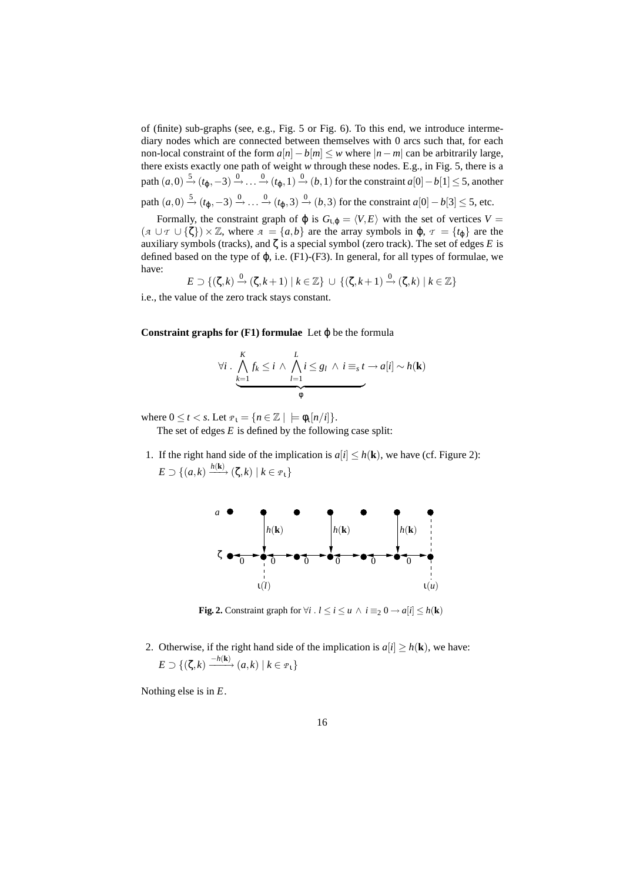of (finite) sub-graphs (see, e.g., Fig. 5 or Fig. 6). To this end, we introduce intermediary nodes which are connected between themselves with 0 arcs such that, for each non-local constraint of the form $a[n] - b[m] \leq w$ where $|n - m|$ can be arbitrarily large, there exists exactly one path of weight $w$ through these nodes. E.g., in Fig. 5, there is a path $(a,0) \xrightarrow{5} (t_\varphi, -3) \xrightarrow{0} \ldots \xrightarrow{0} (t_\varphi, 1) \xrightarrow{0} (b,1)$ for the constraint $a[0] - b[1] \leq 5$, another path $(a,0) \xrightarrow{5} (t_\varphi, -3) \xrightarrow{0} \ldots \xrightarrow{0} (t_\varphi, 3) \xrightarrow{0} (b,3)$ for the constraint $a[0] - b[3] \leq 5$, etc.

Formally, the constraint graph of $\varphi$ is $G_{\iota,\varphi} = \langle V, E \rangle$ with the set of vertices $V = (\mathcal{A} \cup \mathcal{T} \cup \{\zeta\}) \times \mathbb{Z}$, where $\mathcal{A} = \{a, b\}$ are the array symbols in $\varphi$, $\mathcal{T} = \{t_\varphi\}$ are the auxiliary symbols (tracks), and $\zeta$ is a special symbol (zero track). The set of edges $E$ is defined based on the type of $\varphi$, i.e. (F1)-(F3). In general, for all types of formulae, we have:

$$E \supset \{(\zeta, k) \xrightarrow{0} (\zeta, k+1) \mid k \in \mathbb{Z}\} \cup \{(\zeta, k+1) \xrightarrow{0} (\zeta, k) \mid k \in \mathbb{Z}\}$$

i.e., the value of the zero track stays constant.

**Constraint graphs for (F1) formulae** Let $\varphi$ be the formula

$$\forall i \,.\, \underbrace{\bigwedge_{k=1}^{K} f_k \leq i \wedge \bigwedge_{l=1}^{L} i \leq g_l \wedge i \equiv_s t}_{\phi} \rightarrow a[i] \sim h(\mathbf{k})$$

where $0 \leq t < s$. Let $\mathcal{P}_\iota = \{n \in \mathbb{Z} \mid \models \phi_\iota[n/i]\}$.

The set of edges $E$ is defined by the following case split:

1. If the right hand side of the implication is $a[i] \leq h(\mathbf{k})$, we have (cf. Figure 2):
   $E \supset \{(a,k) \xrightarrow{h(\mathbf{k})} (\zeta, k) \mid k \in \mathcal{P}_\iota\}$

**Fig. 2.** Constraint graph for $\forall i \,.\, l \leq i \leq u \wedge i \equiv_2 0 \rightarrow a[i] \leq h(\mathbf{k})$

2. Otherwise, if the right hand side of the implication is $a[i] \geq h(\mathbf{k})$, we have:
   $E \supset \{(\zeta, k) \xrightarrow{-h(\mathbf{k})} (a,k) \mid k \in \mathcal{P}_\iota\}$

Nothing else is in $E$.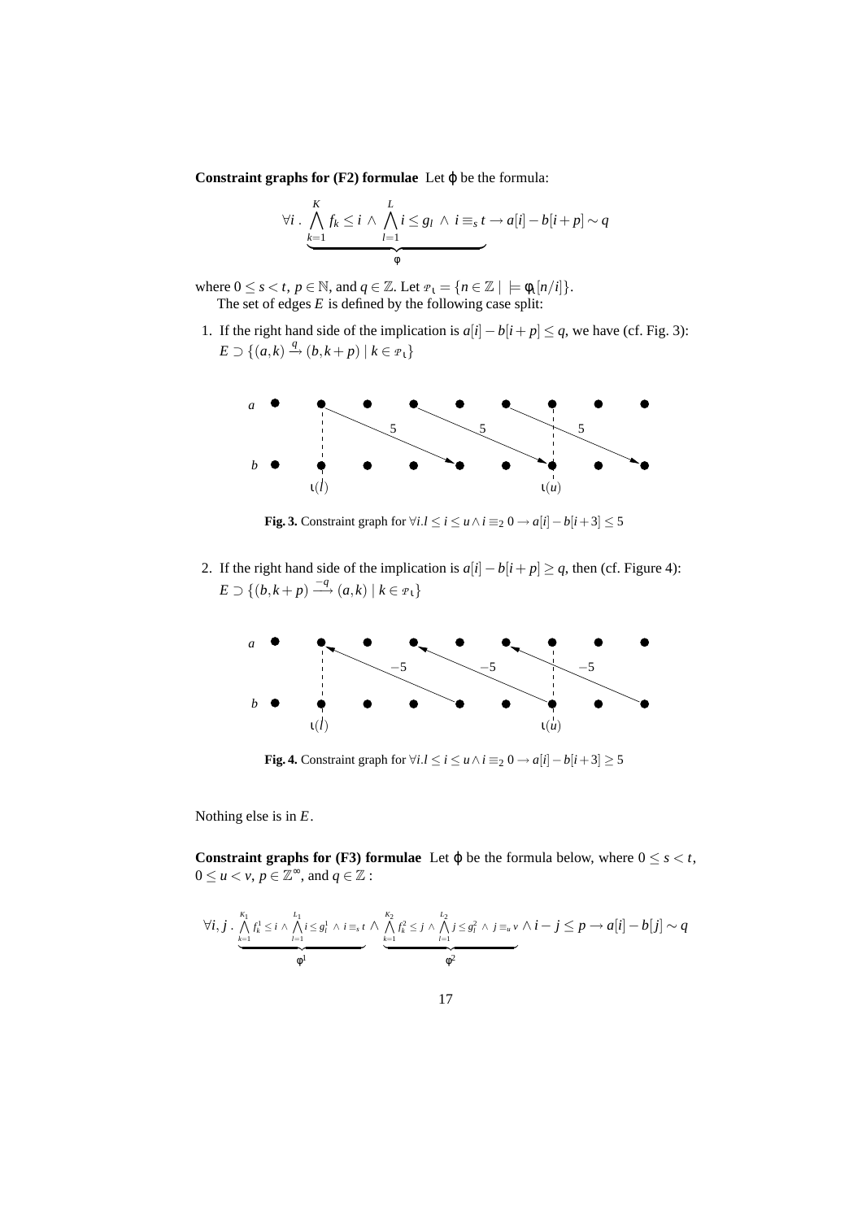**Constraint graphs for (F2) formulae** Let $\varphi$ be the formula:

$$\forall i \, . \, \underbrace{\bigwedge_{k=1}^{K} f_k \leq i \, \wedge \, \bigwedge_{l=1}^{L} i \leq g_l \, \wedge \, i \equiv_s t}_{\phi} \rightarrow a[i] - b[i+p] \sim q$$

where $0 \leq s < t$, $p \in \mathbb{N}$, and $q \in \mathbb{Z}$. Let $\mathcal{P}_\iota = \{n \in \mathbb{Z} \mid \models \phi_\iota[n/i]\}$.
The set of edges $E$ is defined by the following case split:

1. If the right hand side of the implication is $a[i] - b[i+p] \leq q$, we have (cf. Fig. 3): $E \supset \{(a,k) \xrightarrow{q} (b, k+p) \mid k \in \mathcal{P}_\iota\}$

**Fig. 3.** Constraint graph for $\forall i . l \leq i \leq u \wedge i \equiv_2 0 \rightarrow a[i] - b[i+3] \leq 5$

2. If the right hand side of the implication is $a[i] - b[i+p] \geq q$, then (cf. Figure 4): $E \supset \{(b, k+p) \xrightarrow{-q} (a,k) \mid k \in \mathcal{P}_\iota\}$

**Fig. 4.** Constraint graph for $\forall i . l \leq i \leq u \wedge i \equiv_2 0 \rightarrow a[i] - b[i+3] \geq 5$

Nothing else is in $E$.

**Constraint graphs for (F3) formulae** Let $\varphi$ be the formula below, where $0 \leq s < t$, $0 \leq u < v$, $p \in \mathbb{Z}^\infty$, and $q \in \mathbb{Z}$ :

$$\forall i, j \, . \, \underbrace{\bigwedge_{k=1}^{K_1} f_k^1 \leq i \wedge \bigwedge_{l=1}^{L_1} i \leq g_l^1 \wedge i \equiv_s t}_{\phi^1} \wedge \underbrace{\bigwedge_{k=1}^{K_2} f_k^2 \leq j \wedge \bigwedge_{l=1}^{L_2} j \leq g_l^2 \wedge j \equiv_u v}_{\phi^2} \wedge i - j \leq p \rightarrow a[i] - b[j] \sim q$$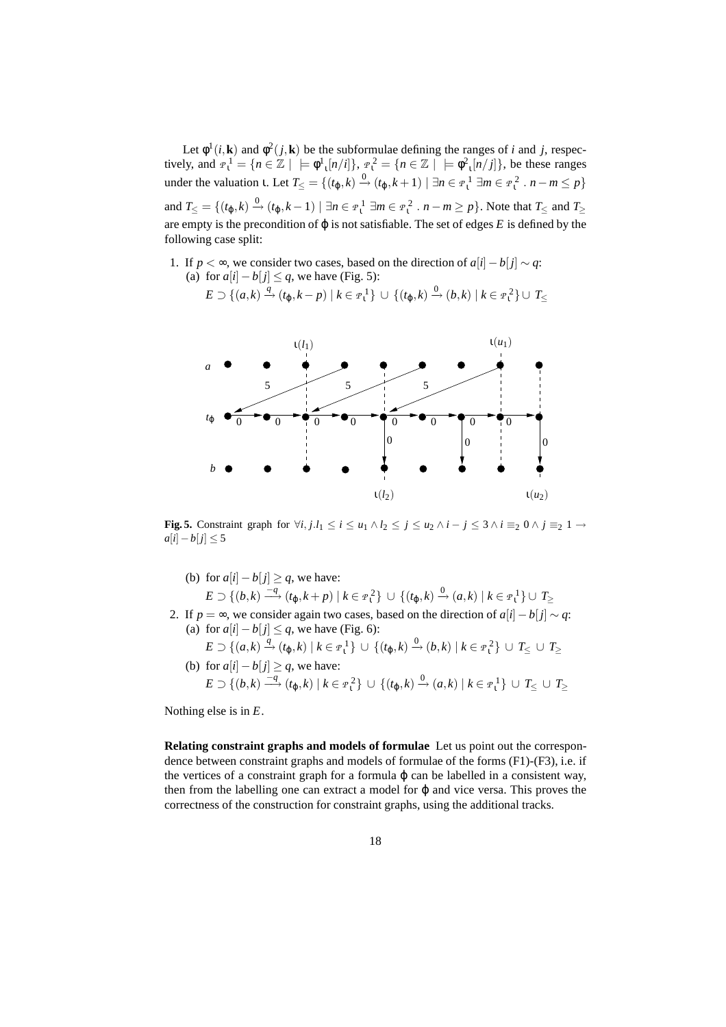Let $\phi^1(i,\mathbf{k})$ and $\phi^2(j,\mathbf{k})$ be the subformulae defining the ranges of $i$ and $j$, respectively, and $\mathcal{P}_\iota^1 = \{n \in \mathbb{Z} \mid\ \models \phi^1{}_\iota[n/i]\}$, $\mathcal{P}_\iota^2 = \{n \in \mathbb{Z} \mid\ \models \phi^2{}_\iota[n/j]\}$, be these ranges under the valuation $\iota$. Let $T_\leq = \{(t_\phi, k) \xrightarrow{0} (t_\phi, k+1) \mid \exists n \in \mathcal{P}_\iota^1\ \exists m \in \mathcal{P}_\iota^2\ .\ n - m \leq p\}$ and $T_\leq = \{(t_\phi, k) \xrightarrow{0} (t_\phi, k-1) \mid \exists n \in \mathcal{P}_\iota^1\ \exists m \in \mathcal{P}_\iota^2\ .\ n - m \geq p\}$. Note that $T_\leq$ and $T_\geq$ are empty is the precondition of $\phi$ is not satisfiable. The set of edges $E$ is defined by the following case split:

1. If $p < \infty$, we consider two cases, based on the direction of $a[i] - b[j] \sim q$:
   (a) for $a[i] - b[j] \leq q$, we have (Fig. 5):
   $E \supset \{(a,k) \xrightarrow{q} (t_\phi, k-p) \mid k \in \mathcal{P}_\iota^1\} \cup \{(t_\phi, k) \xrightarrow{0} (b,k) \mid k \in \mathcal{P}_\iota^2\} \cup T_\leq$

**Fig. 5.** Constraint graph for $\forall i, j. l_1 \leq i \leq u_1 \wedge l_2 \leq j \leq u_2 \wedge i - j \leq 3 \wedge i \equiv_2 0 \wedge j \equiv_2 1 \rightarrow a[i] - b[j] \leq 5$

   (b) for $a[i] - b[j] \geq q$, we have:
   $E \supset \{(b,k) \xrightarrow{-q} (t_\phi, k+p) \mid k \in \mathcal{P}_\iota^2\} \cup \{(t_\phi, k) \xrightarrow{0} (a,k) \mid k \in \mathcal{P}_\iota^1\} \cup T_\geq$

2. If $p = \infty$, we consider again two cases, based on the direction of $a[i] - b[j] \sim q$:
   (a) for $a[i] - b[j] \leq q$, we have (Fig. 6):
   $E \supset \{(a,k) \xrightarrow{q} (t_\phi, k) \mid k \in \mathcal{P}_\iota^1\} \cup \{(t_\phi, k) \xrightarrow{0} (b,k) \mid k \in \mathcal{P}_\iota^2\} \cup T_\leq \cup T_\geq$
   (b) for $a[i] - b[j] \geq q$, we have:
   $E \supset \{(b,k) \xrightarrow{-q} (t_\phi, k) \mid k \in \mathcal{P}_\iota^2\} \cup \{(t_\phi, k) \xrightarrow{0} (a,k) \mid k \in \mathcal{P}_\iota^1\} \cup T_\leq \cup T_\geq$

Nothing else is in $E$.

**Relating constraint graphs and models of formulae** Let us point out the correspondence between constraint graphs and models of formulae of the forms (F1)-(F3), i.e. if the vertices of a constraint graph for a formula $\phi$ can be labelled in a consistent way, then from the labelling one can extract a model for $\phi$ and vice versa. This proves the correctness of the construction for constraint graphs, using the additional tracks.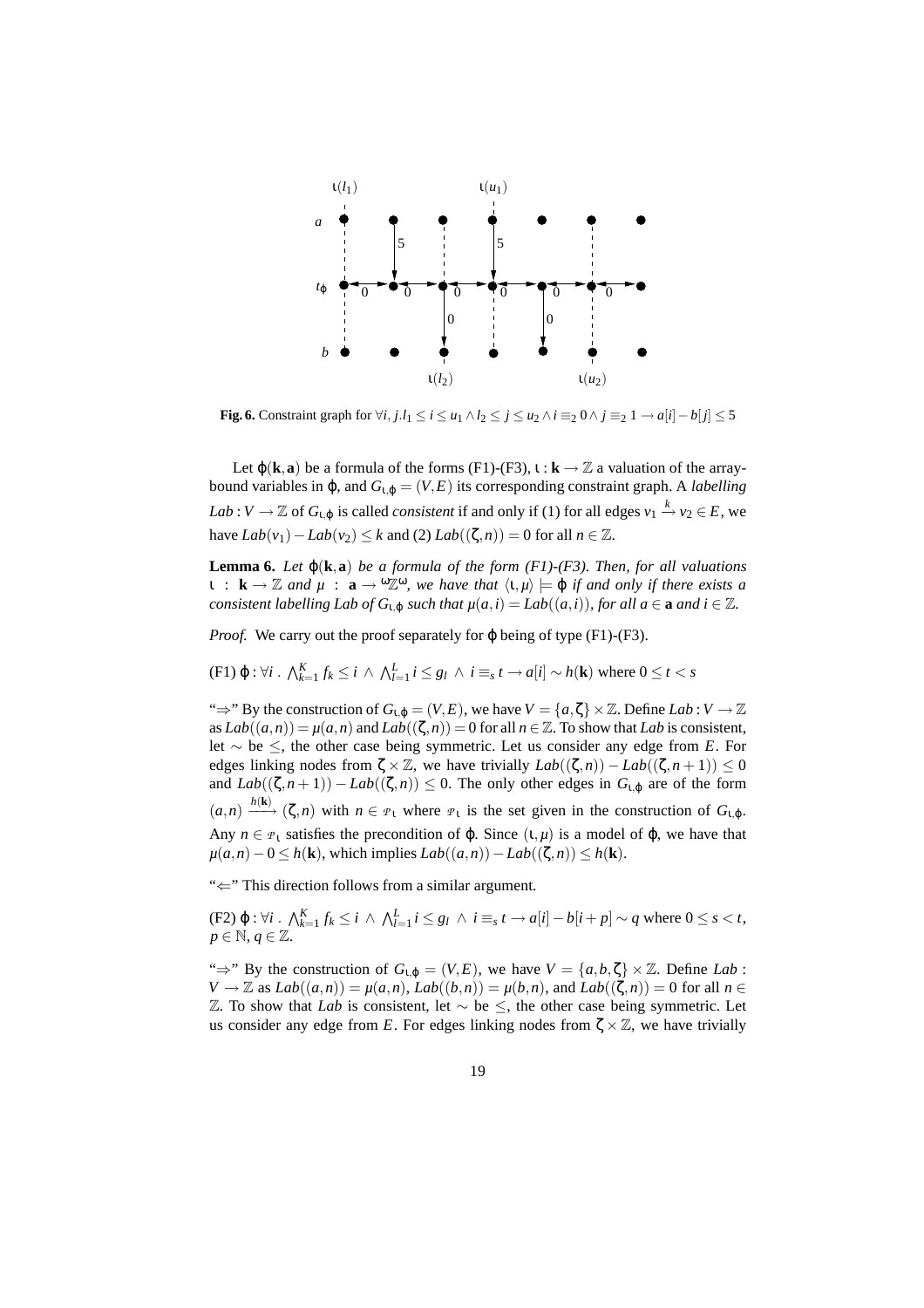**Fig. 6.** Constraint graph for $\forall i, j. l_1 \leq i \leq u_1 \wedge l_2 \leq j \leq u_2 \wedge i \equiv_2 0 \wedge j \equiv_2 1 \rightarrow a[i] - b[j] \leq 5$

Let $\varphi(\mathbf{k}, \mathbf{a})$ be a formula of the forms (F1)-(F3), $\iota : \mathbf{k} \rightarrow \mathbb{Z}$ a valuation of the array-bound variables in $\varphi$, and $G_{\iota,\varphi} = (V, E)$ its corresponding constraint graph. A *labelling* $Lab : V \rightarrow \mathbb{Z}$ of $G_{\iota,\varphi}$ is called *consistent* if and only if (1) for all edges $v_1 \xrightarrow{k} v_2 \in E$, we have $Lab(v_1) - Lab(v_2) \leq k$ and (2) $Lab((\zeta, n)) = 0$ for all $n \in \mathbb{Z}$.

**Lemma 6.** *Let $\varphi(\mathbf{k}, \mathbf{a})$ be a formula of the form (F1)-(F3). Then, for all valuations $\iota : \mathbf{k} \rightarrow \mathbb{Z}$ and $\mu : \mathbf{a} \rightarrow {}^{\omega}\mathbb{Z}^{\omega}$, we have that $\langle \iota, \mu \rangle \models \varphi$ if and only if there exists a consistent labelling $Lab$ of $G_{\iota,\varphi}$ such that $\mu(a, i) = Lab((a, i))$, for all $a \in \mathbf{a}$ and $i \in \mathbb{Z}$.*

*Proof.* We carry out the proof separately for $\varphi$ being of type (F1)-(F3).

(F1) $\varphi : \forall i \,.\, \bigwedge_{k=1}^{K} f_k \leq i \,\wedge\, \bigwedge_{l=1}^{L} i \leq g_l \,\wedge\, i \equiv_s t \rightarrow a[i] \sim h(\mathbf{k})$ where $0 \leq t < s$

"$\Rightarrow$" By the construction of $G_{\iota,\varphi} = (V, E)$, we have $V = \{a, \zeta\} \times \mathbb{Z}$. Define $Lab : V \rightarrow \mathbb{Z}$ as $Lab((a, n)) = \mu(a, n)$ and $Lab((\zeta, n)) = 0$ for all $n \in \mathbb{Z}$. To show that $Lab$ is consistent, let $\sim$ be $\leq$, the other case being symmetric. Let us consider any edge from $E$. For edges linking nodes from $\zeta \times \mathbb{Z}$, we have trivially $Lab((\zeta, n)) - Lab((\zeta, n+1)) \leq 0$ and $Lab((\zeta, n+1)) - Lab((\zeta, n)) \leq 0$. The only other edges in $G_{\iota,\varphi}$ are of the form $(a, n) \xrightarrow{h(\mathbf{k})} (\zeta, n)$ with $n \in \mathcal{P}_\iota$ where $\mathcal{P}_\iota$ is the set given in the construction of $G_{\iota,\varphi}$. Any $n \in \mathcal{P}_\iota$ satisfies the precondition of $\varphi$. Since $(\iota, \mu)$ is a model of $\varphi$, we have that $\mu(a, n) - 0 \leq h(\mathbf{k})$, which implies $Lab((a, n)) - Lab((\zeta, n)) \leq h(\mathbf{k})$.

"$\Leftarrow$" This direction follows from a similar argument.

(F2) $\varphi : \forall i \,.\, \bigwedge_{k=1}^{K} f_k \leq i \,\wedge\, \bigwedge_{l=1}^{L} i \leq g_l \,\wedge\, i \equiv_s t \rightarrow a[i] - b[i+p] \sim q$ where $0 \leq s < t$, $p \in \mathbb{N}$, $q \in \mathbb{Z}$.

"$\Rightarrow$" By the construction of $G_{\iota,\varphi} = (V, E)$, we have $V = \{a, b, \zeta\} \times \mathbb{Z}$. Define $Lab : V \rightarrow \mathbb{Z}$ as $Lab((a, n)) = \mu(a, n)$, $Lab((b, n)) = \mu(b, n)$, and $Lab((\zeta, n)) = 0$ for all $n \in \mathbb{Z}$. To show that $Lab$ is consistent, let $\sim$ be $\leq$, the other case being symmetric. Let us consider any edge from $E$. For edges linking nodes from $\zeta \times \mathbb{Z}$, we have trivially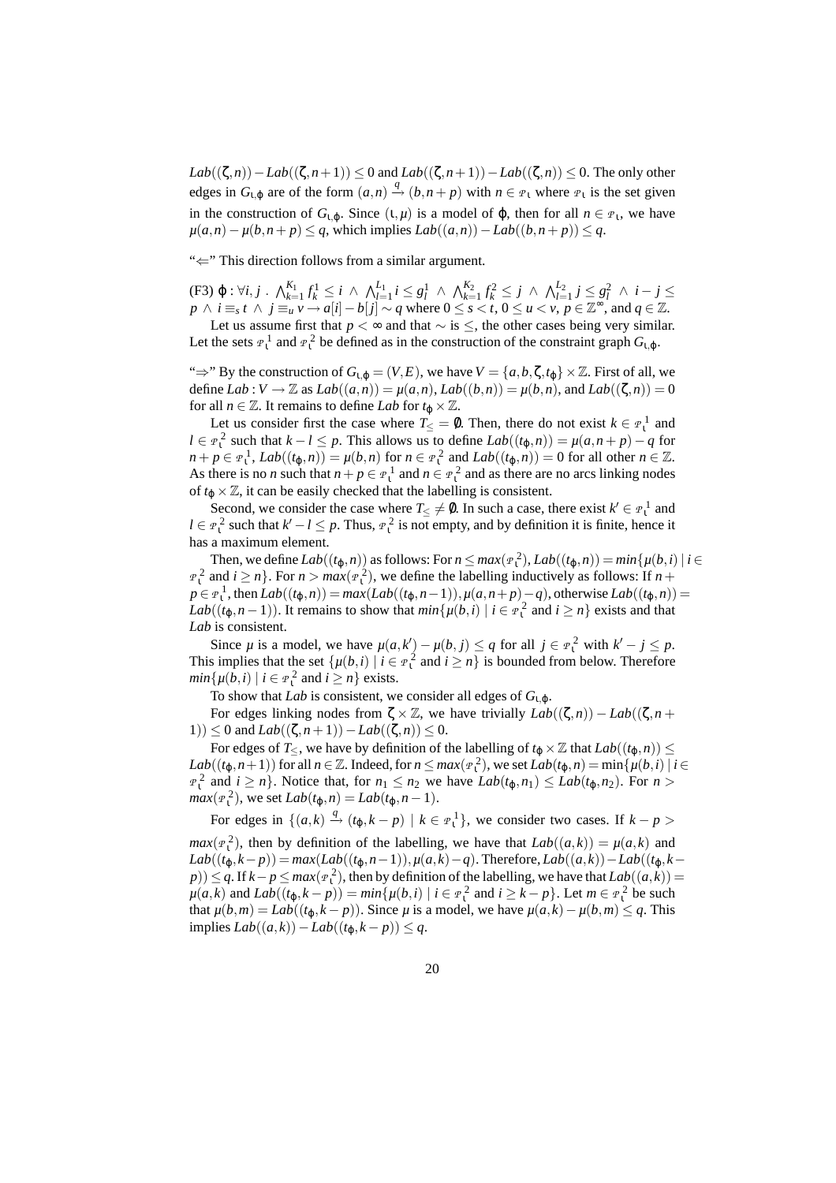$Lab((\zeta,n)) - Lab((\zeta,n+1)) \leq 0$ and $Lab((\zeta,n+1)) - Lab((\zeta,n)) \leq 0$. The only other edges in $G_{\iota,\varphi}$ are of the form $(a,n) \xrightarrow{q} (b,n+p)$ with $n \in \mathcal{P}_\iota$ where $\mathcal{P}_\iota$ is the set given in the construction of $G_{\iota,\varphi}$. Since $(\iota,\mu)$ is a model of $\varphi$, then for all $n \in \mathcal{P}_\iota$, we have $\mu(a,n) - \mu(b,n+p) \leq q$, which implies $Lab((a,n)) - Lab((b,n+p)) \leq q$.

"$\Leftarrow$" This direction follows from a similar argument.

(F3) $\varphi : \forall i,j \ . \ \bigwedge_{k=1}^{K_1} f_k^1 \leq i \ \wedge \ \bigwedge_{l=1}^{L_1} i \leq g_l^1 \ \wedge \ \bigwedge_{k=1}^{K_2} f_k^2 \leq j \ \wedge \ \bigwedge_{l=1}^{L_2} j \leq g_l^2 \ \wedge \ i - j \leq p \ \wedge \ i \equiv_s t \ \wedge \ j \equiv_u v \rightarrow a[i] - b[j] \sim q$ where $0 \leq s < t$, $0 \leq u < v$, $p \in \mathbb{Z}^\infty$, and $q \in \mathbb{Z}$.

Let us assume first that $p < \infty$ and that $\sim$ is $\leq$, the other cases being very similar. Let the sets $\mathcal{P}_\iota^1$ and $\mathcal{P}_\iota^2$ be defined as in the construction of the constraint graph $G_{\iota,\varphi}$.

"$\Rightarrow$" By the construction of $G_{\iota,\varphi} = (V,E)$, we have $V = \{a,b,\zeta,t_\varphi\} \times \mathbb{Z}$. First of all, we define $Lab : V \rightarrow \mathbb{Z}$ as $Lab((a,n)) = \mu(a,n)$, $Lab((b,n)) = \mu(b,n)$, and $Lab((\zeta,n)) = 0$ for all $n \in \mathbb{Z}$. It remains to define $Lab$ for $t_\varphi \times \mathbb{Z}$.

Let us consider first the case where $T_\leq = \emptyset$. Then, there do not exist $k \in \mathcal{P}_\iota^1$ and $l \in \mathcal{P}_\iota^2$ such that $k - l \leq p$. This allows us to define $Lab((t_\varphi,n)) = \mu(a,n+p) - q$ for $n+p \in \mathcal{P}_\iota^1$, $Lab((t_\varphi,n)) = \mu(b,n)$ for $n \in \mathcal{P}_\iota^2$ and $Lab((t_\varphi,n)) = 0$ for all other $n \in \mathbb{Z}$. As there is no $n$ such that $n+p \in \mathcal{P}_\iota^1$ and $n \in \mathcal{P}_\iota^2$ and as there are no arcs linking nodes of $t_\varphi \times \mathbb{Z}$, it can be easily checked that the labelling is consistent.

Second, we consider the case where $T_\leq \neq \emptyset$. In such a case, there exist $k' \in \mathcal{P}_\iota^1$ and $l \in \mathcal{P}_\iota^2$ such that $k' - l \leq p$. Thus, $\mathcal{P}_\iota^2$ is not empty, and by definition it is finite, hence it has a maximum element.

Then, we define $Lab((t_\varphi,n))$ as follows: For $n \leq max(\mathcal{P}_\iota^2)$, $Lab((t_\varphi,n)) = min\{\mu(b,i) \mid i \in \mathcal{P}_\iota^2 \text{ and } i \geq n\}$. For $n > max(\mathcal{P}_\iota^2)$, we define the labelling inductively as follows: If $n + p \in \mathcal{P}_\iota^1$, then $Lab((t_\varphi,n)) = max(Lab((t_\varphi,n-1)), \mu(a,n+p) - q)$, otherwise $Lab((t_\varphi,n)) = Lab((t_\varphi,n-1))$. It remains to show that $min\{\mu(b,i) \mid i \in \mathcal{P}_\iota^2 \text{ and } i \geq n\}$ exists and that $Lab$ is consistent.

Since $\mu$ is a model, we have $\mu(a,k') - \mu(b,j) \leq q$ for all $j \in \mathcal{P}_\iota^2$ with $k' - j \leq p$. This implies that the set $\{\mu(b,i) \mid i \in \mathcal{P}_\iota^2 \text{ and } i \geq n\}$ is bounded from below. Therefore $min\{\mu(b,i) \mid i \in \mathcal{P}_\iota^2 \text{ and } i \geq n\}$ exists.

To show that $Lab$ is consistent, we consider all edges of $G_{\iota,\varphi}$.

For edges linking nodes from $\zeta \times \mathbb{Z}$, we have trivially $Lab((\zeta,n)) - Lab((\zeta,n+1)) \leq 0$ and $Lab((\zeta,n+1)) - Lab((\zeta,n)) \leq 0$.

For edges of $T_\leq$, we have by definition of the labelling of $t_\varphi \times \mathbb{Z}$ that $Lab((t_\varphi,n)) \leq Lab((t_\varphi,n+1))$ for all $n \in \mathbb{Z}$. Indeed, for $n \leq max(\mathcal{P}_\iota^2)$, we set $Lab(t_\varphi,n) = \min\{\mu(b,i) \mid i \in \mathcal{P}_\iota^2 \text{ and } i \geq n\}$. Notice that, for $n_1 \leq n_2$ we have $Lab(t_\varphi,n_1) \leq Lab(t_\varphi,n_2)$. For $n > max(\mathcal{P}_\iota^2)$, we set $Lab(t_\varphi,n) = Lab(t_\varphi,n-1)$.

For edges in $\{(a,k) \xrightarrow{q} (t_\varphi,k-p) \mid k \in \mathcal{P}_\iota^1\}$, we consider two cases. If $k - p > max(\mathcal{P}_\iota^2)$, then by definition of the labelling, we have that $Lab((a,k)) = \mu(a,k)$ and $Lab((t_\varphi,k-p)) = max(Lab((t_\varphi,n-1)), \mu(a,k) - q)$. Therefore, $Lab((a,k)) - Lab((t_\varphi,k-p)) \leq q$. If $k - p \leq max(\mathcal{P}_\iota^2)$, then by definition of the labelling, we have that $Lab((a,k)) = \mu(a,k)$ and $Lab((t_\varphi,k-p)) = min\{\mu(b,i) \mid i \in \mathcal{P}_\iota^2 \text{ and } i \geq k-p\}$. Let $m \in \mathcal{P}_\iota^2$ be such that $\mu(b,m) = Lab((t_\varphi,k-p))$. Since $\mu$ is a model, we have $\mu(a,k) - \mu(b,m) \leq q$. This implies $Lab((a,k)) - Lab((t_\varphi,k-p)) \leq q$.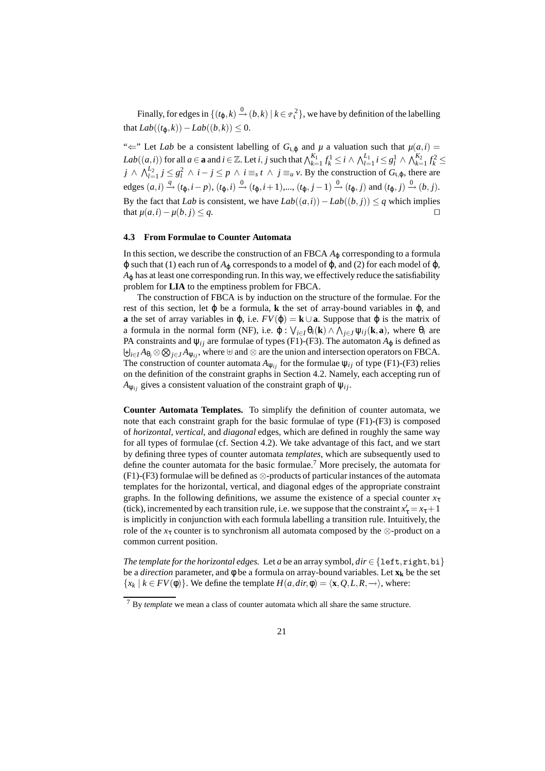Finally, for edges in $\{(t_\varphi, k) \xrightarrow{0} (b,k) \mid k \in \mathcal{F}_\iota^2\}$, we have by definition of the labelling that $Lab((t_\varphi, k)) - Lab((b,k)) \leq 0$.

"$\Leftarrow$" Let *Lab* be a consistent labelling of $G_{\iota,\varphi}$ and $\mu$ a valuation such that $\mu(a,i) = Lab((a,i))$ for all $a \in \mathbf{a}$ and $i \in \mathbb{Z}$. Let $i, j$ such that $\bigwedge_{k=1}^{K_1} f_k^1 \leq i \wedge \bigwedge_{l=1}^{L_1} i \leq g_l^1 \wedge \bigwedge_{k=1}^{K_2} f_k^2 \leq j \wedge \bigwedge_{l=1}^{L_2} j \leq g_l^2 \wedge i - j \leq p \wedge i \equiv_s t \wedge j \equiv_u v$. By the construction of $G_{\iota,\varphi}$, there are edges $(a,i) \xrightarrow{q} (t_\varphi, i-p)$, $(t_\varphi, i) \xrightarrow{0} (t_\varphi, i+1)$,..., $(t_\varphi, j-1) \xrightarrow{0} (t_\varphi, j)$ and $(t_\varphi, j) \xrightarrow{0} (b, j)$. By the fact that *Lab* is consistent, we have $Lab((a,i)) - Lab((b,j)) \leq q$ which implies that $\mu(a,i) - \mu(b,j) \leq q$. □

### 4.3 From Formulae to Counter Automata

In this section, we describe the construction of an FBCA $A_\varphi$ corresponding to a formula $\varphi$ such that (1) each run of $A_\varphi$ corresponds to a model of $\varphi$, and (2) for each model of $\varphi$, $A_\varphi$ has at least one corresponding run. In this way, we effectively reduce the satisfiability problem for **LIA** to the emptiness problem for FBCA.

The construction of FBCA is by induction on the structure of the formulae. For the rest of this section, let $\varphi$ be a formula, $\mathbf{k}$ the set of array-bound variables in $\varphi$, and $\mathbf{a}$ the set of array variables in $\varphi$, i.e. $FV(\varphi) = \mathbf{k} \cup \mathbf{a}$. Suppose that $\varphi$ is the matrix of a formula in the normal form (NF), i.e. $\varphi : \bigvee_{i \in I} \theta_i(\mathbf{k}) \wedge \bigwedge_{j \in J} \psi_{ij}(\mathbf{k}, \mathbf{a})$, where $\theta_i$ are PA constraints and $\psi_{ij}$ are formulae of types (F1)-(F3). The automaton $A_\varphi$ is defined as $\biguplus_{i \in I} A_{\theta_i} \otimes \bigotimes_{j \in J} A_{\psi_{ij}}$, where $\uplus$ and $\otimes$ are the union and intersection operators on FBCA. The construction of counter automata $A_{\psi_{ij}}$ for the formulae $\psi_{ij}$ of type (F1)-(F3) relies on the definition of the constraint graphs in Section 4.2. Namely, each accepting run of $A_{\psi_{ij}}$ gives a consistent valuation of the constraint graph of $\psi_{ij}$.

**Counter Automata Templates.** To simplify the definition of counter automata, we note that each constraint graph for the basic formulae of type (F1)-(F3) is composed of *horizontal*, *vertical*, and *diagonal* edges, which are defined in roughly the same way for all types of formulae (cf. Section 4.2). We take advantage of this fact, and we start by defining three types of counter automata *templates*, which are subsequently used to define the counter automata for the basic formulae.[7] More precisely, the automata for (F1)-(F3) formulae will be defined as $\otimes$-products of particular instances of the automata templates for the horizontal, vertical, and diagonal edges of the appropriate constraint graphs. In the following definitions, we assume the existence of a special counter $x_\tau$ (tick), incremented by each transition rule, i.e. we suppose that the constraint $x'_\tau = x_\tau + 1$ is implicitly in conjunction with each formula labelling a transition rule. Intuitively, the role of the $x_\tau$ counter is to synchronism all automata composed by the $\otimes$-product on a common counter position.

*The template for the horizontal edges.* Let $a$ be an array symbol, $dir \in \{$`left`, `right`, `bi`$\}$ be a *direction* parameter, and $\phi$ be a formula on array-bound variables. Let $\mathbf{x_k}$ be the set $\{x_k \mid k \in FV(\phi)\}$. We define the template $H(a, dir, \phi) = \langle \mathbf{x}, Q, L, R, \rightarrow \rangle$, where:

[7] By *template* we mean a class of counter automata which all share the same structure.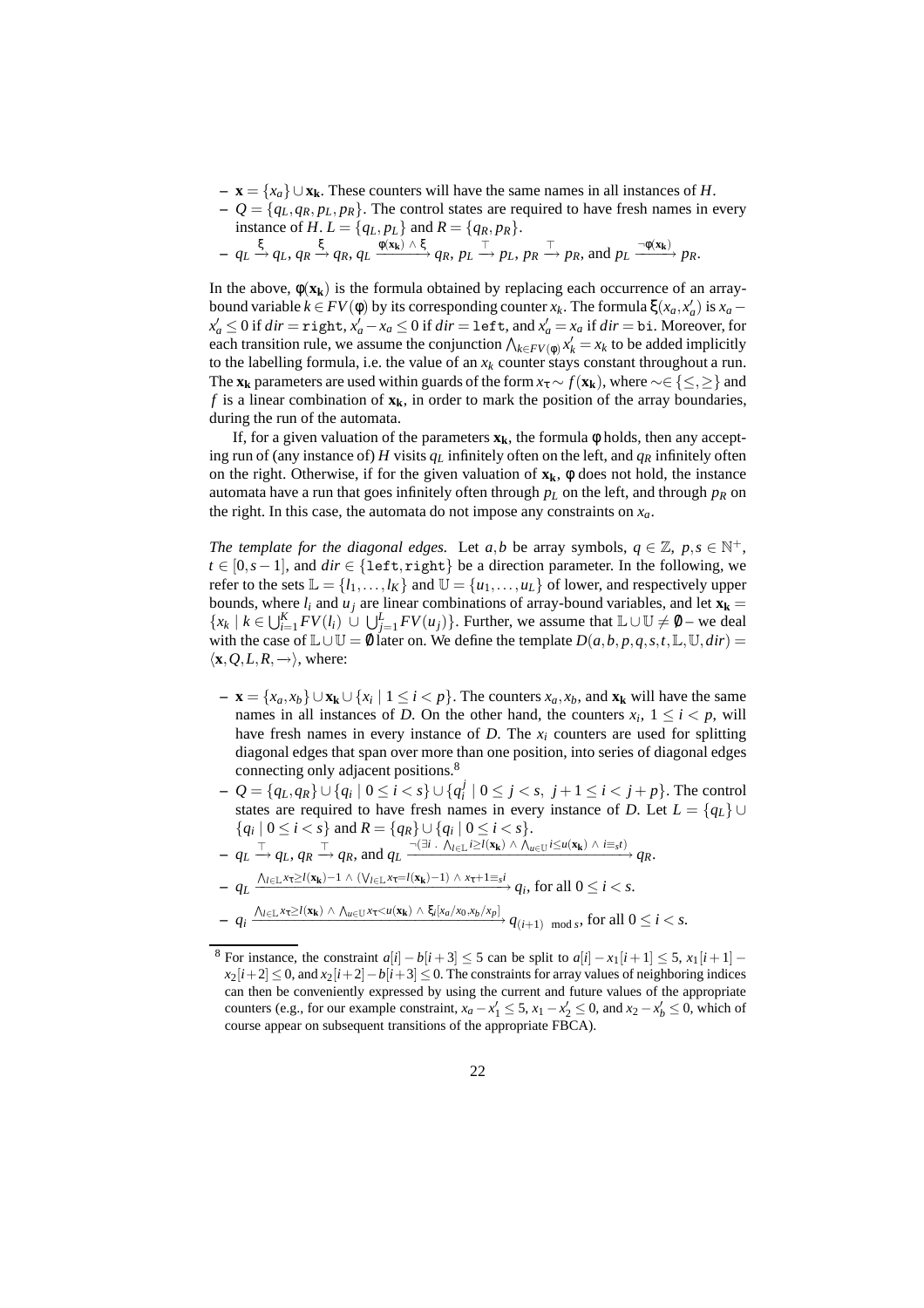- $\mathbf{x} = \{x_a\} \cup \mathbf{x_k}$. These counters will have the same names in all instances of $H$.
- $Q = \{q_L, q_R, p_L, p_R\}$. The control states are required to have fresh names in every instance of $H$. $L = \{q_L, p_L\}$ and $R = \{q_R, p_R\}$.
- $q_L \xrightarrow{\xi} q_L$, $q_R \xrightarrow{\xi} q_R$, $q_L \xrightarrow{\phi(\mathbf{x_k}) \wedge \xi} q_R$, $p_L \xrightarrow{\top} p_L$, $p_R \xrightarrow{\top} p_R$, and $p_L \xrightarrow{\neg\phi(\mathbf{x_k})} p_R$.

In the above, $\phi(\mathbf{x_k})$ is the formula obtained by replacing each occurrence of an array-bound variable $k \in FV(\phi)$ by its corresponding counter $x_k$. The formula $\xi(x_a, x'_a)$ is $x_a - x'_a \leq 0$ if $dir = \texttt{right}$, $x'_a - x_a \leq 0$ if $dir = \texttt{left}$, and $x'_a = x_a$ if $dir = \texttt{bi}$. Moreover, for each transition rule, we assume the conjunction $\bigwedge_{k \in FV(\phi)} x'_k = x_k$ to be added implicitly to the labelling formula, i.e. the value of an $x_k$ counter stays constant throughout a run. The $\mathbf{x_k}$ parameters are used within guards of the form $x_\tau \sim f(\mathbf{x_k})$, where $\sim \in \{\leq, \geq\}$ and $f$ is a linear combination of $\mathbf{x_k}$, in order to mark the position of the array boundaries, during the run of the automata.

If, for a given valuation of the parameters $\mathbf{x_k}$, the formula $\phi$ holds, then any accepting run of (any instance of) $H$ visits $q_L$ infinitely often on the left, and $q_R$ infinitely often on the right. Otherwise, if for the given valuation of $\mathbf{x_k}$, $\phi$ does not hold, the instance automata have a run that goes infinitely often through $p_L$ on the left, and through $p_R$ on the right. In this case, the automata do not impose any constraints on $x_a$.

*The template for the diagonal edges.* Let $a, b$ be array symbols, $q \in \mathbb{Z}$, $p, s \in \mathbb{N}^+$, $t \in [0, s-1]$, and $dir \in \{\texttt{left}, \texttt{right}\}$ be a direction parameter. In the following, we refer to the sets $\mathbb{L} = \{l_1, \ldots, l_K\}$ and $\mathbb{U} = \{u_1, \ldots, u_L\}$ of lower, and respectively upper bounds, where $l_i$ and $u_j$ are linear combinations of array-bound variables, and let $\mathbf{x_k} = \{x_k \mid k \in \bigcup_{i=1}^{K} FV(l_i) \cup \bigcup_{j=1}^{L} FV(u_j)\}$. Further, we assume that $\mathbb{L} \cup \mathbb{U} \neq \emptyset$ – we deal with the case of $\mathbb{L} \cup \mathbb{U} = \emptyset$ later on. We define the template $D(a, b, p, q, s, t, \mathbb{L}, \mathbb{U}, dir) = \langle \mathbf{x}, Q, L, R, \rightarrow \rangle$, where:

- $\mathbf{x} = \{x_a, x_b\} \cup \mathbf{x_k} \cup \{x_i \mid 1 \leq i < p\}$. The counters $x_a, x_b$, and $\mathbf{x_k}$ will have the same names in all instances of $D$. On the other hand, the counters $x_i$, $1 \leq i < p$, will have fresh names in every instance of $D$. The $x_i$ counters are used for splitting diagonal edges that span over more than one position, into series of diagonal edges connecting only adjacent positions.[8]
- $Q = \{q_L, q_R\} \cup \{q_i \mid 0 \leq i < s\} \cup \{q_i^j \mid 0 \leq j < s,\ j+1 \leq i < j+p\}$. The control states are required to have fresh names in every instance of $D$. Let $L = \{q_L\} \cup \{q_i \mid 0 \leq i < s\}$ and $R = \{q_R\} \cup \{q_i \mid 0 \leq i < s\}$.
- $q_L \xrightarrow{\top} q_L$, $q_R \xrightarrow{\top} q_R$, and $q_L \xrightarrow{\neg(\exists i\ .\ \bigwedge_{l \in \mathbb{L}} i \geq l(\mathbf{x_k}) \wedge \bigwedge_{u \in \mathbb{U}} i \leq u(\mathbf{x_k}) \wedge i \equiv_s t)} q_R$.
- $q_L \xrightarrow{\bigwedge_{l \in \mathbb{L}} x_\tau \geq l(\mathbf{x_k}) - 1 \wedge (\bigvee_{l \in \mathbb{L}} x_\tau = l(\mathbf{x_k}) - 1) \wedge x_\tau + 1 \equiv_s i} q_i$, for all $0 \leq i < s$.
- $q_i \xrightarrow{\bigwedge_{l \in \mathbb{L}} x_\tau \geq l(\mathbf{x_k}) \wedge \bigwedge_{u \in \mathbb{U}} x_\tau < u(\mathbf{x_k}) \wedge \xi_i[x_a/x_0, x_b/x_p]} q_{(i+1) \bmod s}$, for all $0 \leq i < s$.

[8] For instance, the constraint $a[i] - b[i+3] \leq 5$ can be split to $a[i] - x_1[i+1] \leq 5$, $x_1[i+1] - x_2[i+2] \leq 0$, and $x_2[i+2] - b[i+3] \leq 0$. The constraints for array values of neighboring indices can then be conveniently expressed by using the current and future values of the appropriate counters (e.g., for our example constraint, $x_a - x'_1 \leq 5$, $x_1 - x'_2 \leq 0$, and $x_2 - x'_b \leq 0$, which of course appear on subsequent transitions of the appropriate FBCA).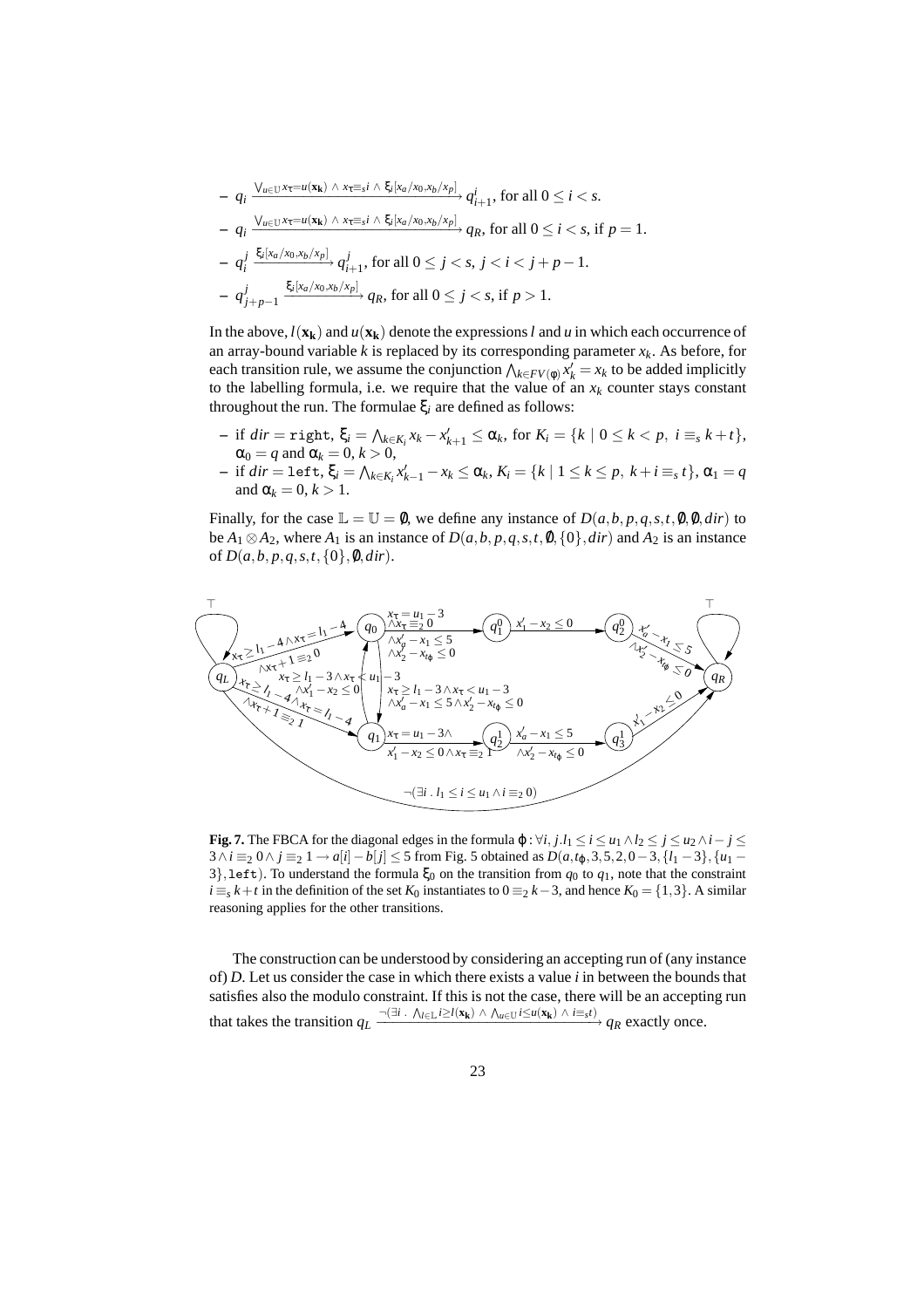– $q_i \xrightarrow{\bigvee_{u \in \mathbb{U}} x_\tau = u(\mathbf{x_k}) \,\wedge\, x_\tau \equiv_s i \,\wedge\, \xi_i[x_a/x_0, x_b/x_p]} q^i_{i+1}$, for all $0 \leq i < s$.

– $q_i \xrightarrow{\bigvee_{u \in \mathbb{U}} x_\tau = u(\mathbf{x_k}) \,\wedge\, x_\tau \equiv_s i \,\wedge\, \xi_i[x_a/x_0, x_b/x_p]} q_R$, for all $0 \leq i < s$, if $p = 1$.

– $q^j_i \xrightarrow{\xi_i[x_a/x_0, x_b/x_p]} q^j_{i+1}$, for all $0 \leq j < s$, $j < i < j + p - 1$.

– $q^j_{j+p-1} \xrightarrow{\xi_i[x_a/x_0, x_b/x_p]} q_R$, for all $0 \leq j < s$, if $p > 1$.

In the above, $l(\mathbf{x_k})$ and $u(\mathbf{x_k})$ denote the expressions $l$ and $u$ in which each occurrence of an array-bound variable $k$ is replaced by its corresponding parameter $x_k$. As before, for each transition rule, we assume the conjunction $\bigwedge_{k \in FV(\varphi)} x'_k = x_k$ to be added implicitly to the labelling formula, i.e. we require that the value of an $x_k$ counter stays constant throughout the run. The formulae $\xi_i$ are defined as follows:

– if $dir = \texttt{right}$, $\xi_i = \bigwedge_{k \in K_i} x_k - x'_{k+1} \leq \alpha_k$, for $K_i = \{k \mid 0 \leq k < p,\ i \equiv_s k + t\}$, $\alpha_0 = q$ and $\alpha_k = 0, k > 0$,

– if $dir = \texttt{left}$, $\xi_i = \bigwedge_{k \in K_i} x'_{k-1} - x_k \leq \alpha_k$, $K_i = \{k \mid 1 \leq k \leq p,\ k + i \equiv_s t\}$, $\alpha_1 = q$ and $\alpha_k = 0, k > 1$.

Finally, for the case $\mathbb{L} = \mathbb{U} = \emptyset$, we define any instance of $D(a, b, p, q, s, t, \emptyset, \emptyset, dir)$ to be $A_1 \otimes A_2$, where $A_1$ is an instance of $D(a, b, p, q, s, t, \emptyset, \{0\}, dir)$ and $A_2$ is an instance of $D(a, b, p, q, s, t, \{0\}, \emptyset, dir)$.

**Fig. 7.** The FBCA for the diagonal edges in the formula $\varphi : \forall i, j . l_1 \leq i \leq u_1 \wedge l_2 \leq j \leq u_2 \wedge i - j \leq 3 \wedge i \equiv_2 0 \wedge j \equiv_2 1 \rightarrow a[i] - b[j] \leq 5$ from Fig. 5 obtained as $D(a, t_\varphi, 3, 5, 2, 0-3, \{l_1 - 3\}, \{u_1 - 3\}, \texttt{left})$. To understand the formula $\xi_0$ on the transition from $q_0$ to $q_1$, note that the constraint $i \equiv_s k + t$ in the definition of the set $K_0$ instantiates to $0 \equiv_2 k - 3$, and hence $K_0 = \{1, 3\}$. A similar reasoning applies for the other transitions.

The construction can be understood by considering an accepting run of (any instance of) $D$. Let us consider the case in which there exists a value $i$ in between the bounds that satisfies also the modulo constraint. If this is not the case, there will be an accepting run that takes the transition $q_L \xrightarrow{\neg(\exists i \,.\, \bigwedge_{l \in \mathbb{L}} i \geq l(\mathbf{x_k}) \,\wedge\, \bigwedge_{u \in \mathbb{U}} i \leq u(\mathbf{x_k}) \,\wedge\, i \equiv_s t)} q_R$ exactly once.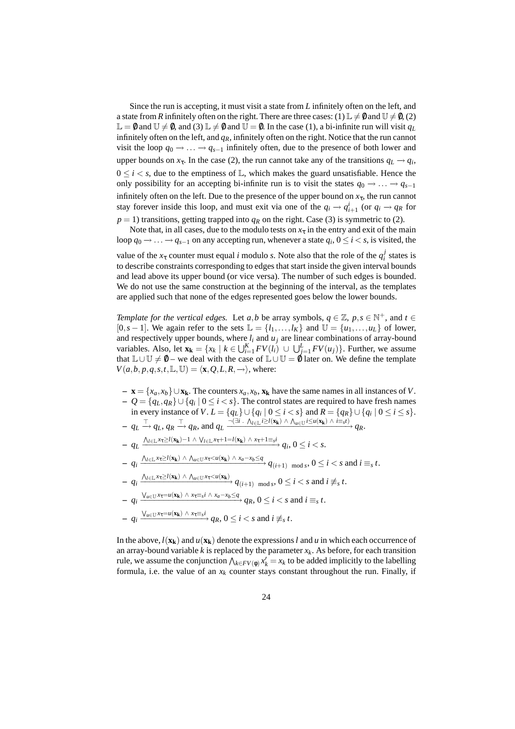Since the run is accepting, it must visit a state from $L$ infinitely often on the left, and a state from $R$ infinitely often on the right. There are three cases: (1) $\mathbb{L} \neq \emptyset$ and $\mathbb{U} \neq \emptyset$, (2) $\mathbb{L} = \emptyset$ and $\mathbb{U} \neq \emptyset$, and (3) $\mathbb{L} \neq \emptyset$ and $\mathbb{U} = \emptyset$. In the case (1), a bi-infinite run will visit $q_L$ infinitely often on the left, and $q_R$, infinitely often on the right. Notice that the run cannot visit the loop $q_0 \to \ldots \to q_{s-1}$ infinitely often, due to the presence of both lower and upper bounds on $x_\tau$. In the case (2), the run cannot take any of the transitions $q_L \to q_i$, $0 \leq i < s$, due to the emptiness of $\mathbb{L}$, which makes the guard unsatisfiable. Hence the only possibility for an accepting bi-infinite run is to visit the states $q_0 \to \ldots \to q_{s-1}$ infinitely often on the left. Due to the presence of the upper bound on $x_\tau$, the run cannot stay forever inside this loop, and must exit via one of the $q_i \to q^i_{i+1}$ (or $q_i \to q_R$ for $p = 1$) transitions, getting trapped into $q_R$ on the right. Case (3) is symmetric to (2).

Note that, in all cases, due to the modulo tests on $x_\tau$ in the entry and exit of the main loop $q_0 \to \ldots \to q_{s-1}$ on any accepting run, whenever a state $q_i$, $0 \leq i < s$, is visited, the value of the $x_\tau$ counter must equal $i$ modulo $s$. Note also that the role of the $q^j_i$ states is to describe constraints corresponding to edges that start inside the given interval bounds and lead above its upper bound (or vice versa). The number of such edges is bounded. We do not use the same construction at the beginning of the interval, as the templates are applied such that none of the edges represented goes below the lower bounds.

*Template for the vertical edges.* Let $a, b$ be array symbols, $q \in \mathbb{Z}$, $p, s \in \mathbb{N}^+$, and $t \in [0, s-1]$. We again refer to the sets $\mathbb{L} = \{l_1, \ldots, l_K\}$ and $\mathbb{U} = \{u_1, \ldots, u_L\}$ of lower, and respectively upper bounds, where $l_i$ and $u_j$ are linear combinations of array-bound variables. Also, let $\mathbf{x_k} = \{x_k \mid k \in \bigcup_{i=1}^K FV(l_i) \cup \bigcup_{j=1}^L FV(u_j)\}$. Further, we assume that $\mathbb{L} \cup \mathbb{U} \neq \emptyset$ – we deal with the case of $\mathbb{L} \cup \mathbb{U} = \emptyset$ later on. We define the template $V(a, b, p, q, s, t, \mathbb{L}, \mathbb{U}) = \langle \mathbf{x}, Q, L, R, \to \rangle$, where:

- $\mathbf{x} = \{x_a, x_b\} \cup \mathbf{x_k}$. The counters $x_a, x_b, \mathbf{x_k}$ have the same names in all instances of $V$.
- $Q = \{q_L, q_R\} \cup \{q_i \mid 0 \leq i < s\}$. The control states are required to have fresh names in every instance of $V$. $L = \{q_L\} \cup \{q_i \mid 0 \leq i < s\}$ and $R = \{q_R\} \cup \{q_i \mid 0 \leq i \leq s\}$.
- $q_L \xrightarrow{\top} q_L$, $q_R \xrightarrow{\top} q_R$, and $q_L \xrightarrow{\neg(\exists i \,.\, \bigwedge_{l \in \mathbb{L}} i \geq l(\mathbf{x_k}) \wedge \bigwedge_{u \in \mathbb{U}} i \leq u(\mathbf{x_k}) \wedge i \equiv_s t)} q_R$.
- $q_L \xrightarrow{\bigwedge_{l \in \mathbb{L}} x_\tau \geq l(\mathbf{x_k}) - 1 \wedge \bigvee_{l \in \mathbb{L}} x_\tau + 1 = l(\mathbf{x_k}) \wedge x_\tau + 1 \equiv_s i} q_i$, $0 \leq i < s$.
- $q_i \xrightarrow{\bigwedge_{l \in \mathbb{L}} x_\tau \geq l(\mathbf{x_k}) \wedge \bigwedge_{u \in \mathbb{U}} x_\tau < u(\mathbf{x_k}) \wedge x_a - x_b \leq q} q_{(i+1) \mod s}$, $0 \leq i < s$ and $i \equiv_s t$.
- $q_i \xrightarrow{\bigwedge_{l \in \mathbb{L}} x_\tau \geq l(\mathbf{x_k}) \wedge \bigwedge_{u \in \mathbb{U}} x_\tau < u(\mathbf{x_k})} q_{(i+1) \mod s}$, $0 \leq i < s$ and $i \not\equiv_s t$.
- $q_i \xrightarrow{\bigvee_{u \in \mathbb{U}} x_\tau = u(\mathbf{x_k}) \wedge x_\tau \equiv_s i \wedge x_a - x_b \leq q} q_R$, $0 \leq i < s$ and $i \equiv_s t$.
- $q_i \xrightarrow{\bigvee_{u \in \mathbb{U}} x_\tau = u(\mathbf{x_k}) \wedge x_\tau \equiv_s i} q_R$, $0 \leq i < s$ and $i \not\equiv_s t$.

In the above, $l(\mathbf{x_k})$ and $u(\mathbf{x_k})$ denote the expressions $l$ and $u$ in which each occurrence of an array-bound variable $k$ is replaced by the parameter $x_k$. As before, for each transition rule, we assume the conjunction $\bigwedge_{k \in FV(\varphi)} x'_k = x_k$ to be added implicitly to the labelling formula, i.e. the value of an $x_k$ counter stays constant throughout the run. Finally, if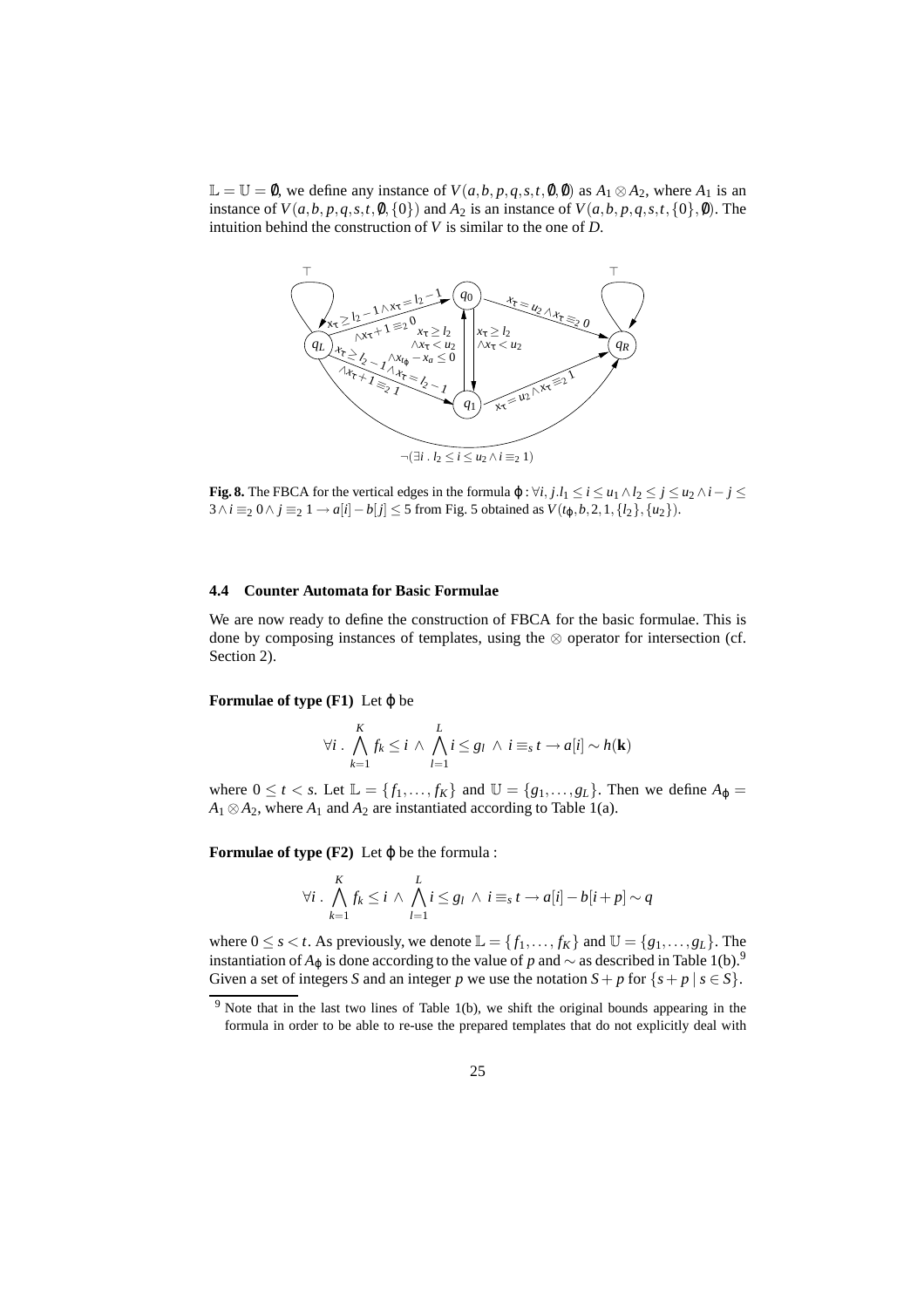$\mathbb{L} = \mathbb{U} = \emptyset$, we define any instance of $V(a,b,p,q,s,t,\emptyset,\emptyset)$ as $A_1 \otimes A_2$, where $A_1$ is an instance of $V(a,b,p,q,s,t,\emptyset,\{0\})$ and $A_2$ is an instance of $V(a,b,p,q,s,t,\{0\},\emptyset)$. The intuition behind the construction of $V$ is similar to the one of $D$.

**Fig. 8.** The FBCA for the vertical edges in the formula $\varphi : \forall i, j. l_1 \leq i \leq u_1 \wedge l_2 \leq j \leq u_2 \wedge i - j \leq 3 \wedge i \equiv_2 0 \wedge j \equiv_2 1 \rightarrow a[i] - b[j] \leq 5$ from Fig. 5 obtained as $V(t_\varphi, b, 2, 1, \{l_2\}, \{u_2\})$.

### 4.4 Counter Automata for Basic Formulae

We are now ready to define the construction of FBCA for the basic formulae. This is done by composing instances of templates, using the $\otimes$ operator for intersection (cf. Section 2).

**Formulae of type (F1)** Let $\varphi$ be

$$\forall i \,.\, \bigwedge_{k=1}^{K} f_k \leq i \;\wedge\; \bigwedge_{l=1}^{L} i \leq g_l \;\wedge\; i \equiv_s t \rightarrow a[i] \sim h(\mathbf{k})$$

where $0 \leq t < s$. Let $\mathbb{L} = \{f_1, \ldots, f_K\}$ and $\mathbb{U} = \{g_1, \ldots, g_L\}$. Then we define $A_\varphi = A_1 \otimes A_2$, where $A_1$ and $A_2$ are instantiated according to Table 1(a).

**Formulae of type (F2)** Let $\varphi$ be the formula :

$$\forall i \,.\, \bigwedge_{k=1}^{K} f_k \leq i \;\wedge\; \bigwedge_{l=1}^{L} i \leq g_l \;\wedge\; i \equiv_s t \rightarrow a[i] - b[i+p] \sim q$$

where $0 \leq s < t$. As previously, we denote $\mathbb{L} = \{f_1, \ldots, f_K\}$ and $\mathbb{U} = \{g_1, \ldots, g_L\}$. The instantiation of $A_\varphi$ is done according to the value of $p$ and $\sim$ as described in Table 1(b).[9] Given a set of integers $S$ and an integer $p$ we use the notation $S + p$ for $\{s + p \mid s \in S\}$.

[9] Note that in the last two lines of Table 1(b), we shift the original bounds appearing in the formula in order to be able to re-use the prepared templates that do not explicitly deal with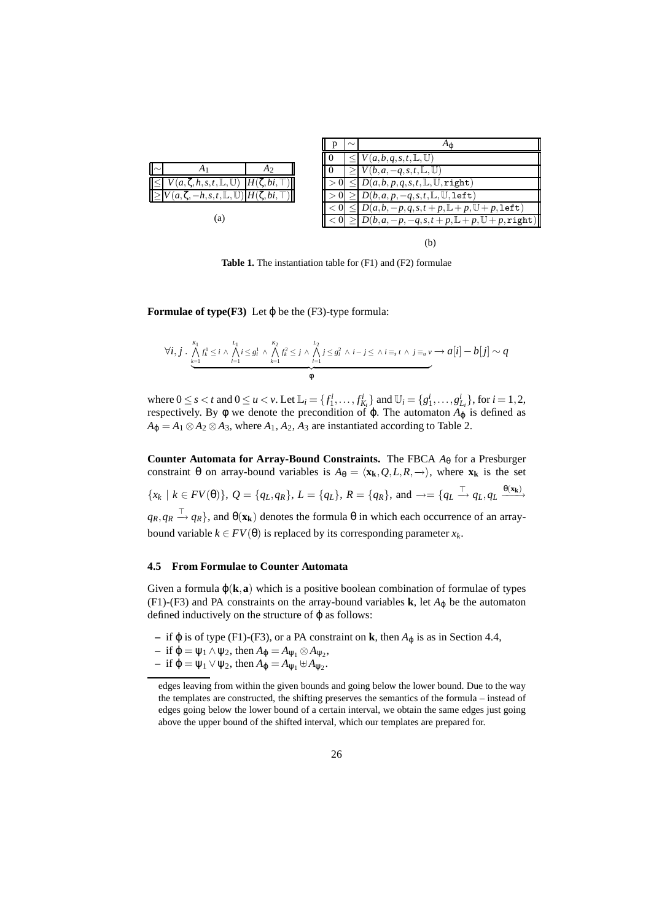| $\sim$ | $A_1$ | $A_2$ |
|---|---|---|
| $\leq$ | $V(a,\zeta,h,s,t,\mathbb{L},\mathbb{U})$ | $H(\zeta,bi,\top)$ |
| $\geq$ | $V(a,\zeta,-h,s,t,\mathbb{L},\mathbb{U})$ | $H(\zeta,bi,\top)$ |

(a)

| p | $\sim$ | $A_\varphi$ |
|---|---|---|
| 0 | $\leq$ | $V(a,b,q,s,t,\mathbb{L},\mathbb{U})$ |
| 0 | $\geq$ | $V(b,a,-q,s,t,\mathbb{L},\mathbb{U})$ |
| $>0$ | $\leq$ | $D(a,b,p,q,s,t,\mathbb{L},\mathbb{U},\mathtt{right})$ |
| $>0$ | $\geq$ | $D(b,a,p,-q,s,t,\mathbb{L},\mathbb{U},\mathtt{left})$ |
| $<0$ | $\leq$ | $D(a,b,-p,q,s,t+p,\mathbb{L}+p,\mathbb{U}+p,\mathtt{left})$ |
| $<0$ | $\geq$ | $D(b,a,-p,-q,s,t+p,\mathbb{L}+p,\mathbb{U}+p,\mathtt{right})$ |

(b)

**Table 1.** The instantiation table for (F1) and (F2) formulae

**Formulae of type(F3)** Let $\varphi$ be the (F3)-type formula:

$$\forall i,j\,.\,\underbrace{\bigwedge_{k=1}^{K_1} f_k^1 \leq i \wedge \bigwedge_{l=1}^{L_1} i \leq g_l^1 \wedge \bigwedge_{k=1}^{K_2} f_k^2 \leq j \wedge \bigwedge_{l=1}^{L_2} j \leq g_l^2 \wedge i-j \leq \wedge\, i \equiv_s t \wedge j \equiv_u v}_{\phi} \rightarrow a[i]-b[j] \sim q$$

where $0 \leq s < t$ and $0 \leq u < v$. Let $\mathbb{L}_i = \{f_1^i, \ldots, f_{K_i}^i\}$ and $\mathbb{U}_i = \{g_1^i, \ldots, g_{L_i}^i\}$, for $i = 1,2$, respectively. By $\phi$ we denote the precondition of $\varphi$. The automaton $A_\varphi$ is defined as $A_\varphi = A_1 \otimes A_2 \otimes A_3$, where $A_1$, $A_2$, $A_3$ are instantiated according to Table 2.

**Counter Automata for Array-Bound Constraints.** The FBCA $A_\theta$ for a Presburger constraint $\theta$ on array-bound variables is $A_\theta = \langle \mathbf{x_k}, Q, L, R, \rightarrow \rangle$, where $\mathbf{x_k}$ is the set $\{x_k \mid k \in FV(\theta)\}$, $Q = \{q_L, q_R\}$, $L = \{q_L\}$, $R = \{q_R\}$, and $\rightarrow = \{q_L \xrightarrow{\top} q_L, q_L \xrightarrow{\theta(\mathbf{x_k})} q_R, q_R \xrightarrow{\top} q_R\}$, and $\theta(\mathbf{x_k})$ denotes the formula $\theta$ in which each occurrence of an array-bound variable $k \in FV(\theta)$ is replaced by its corresponding parameter $x_k$.

### 4.5 From Formulae to Counter Automata

Given a formula $\varphi(\mathbf{k},\mathbf{a})$ which is a positive boolean combination of formulae of types (F1)-(F3) and PA constraints on the array-bound variables $\mathbf{k}$, let $A_\varphi$ be the automaton defined inductively on the structure of $\varphi$ as follows:

- if $\varphi$ is of type (F1)-(F3), or a PA constraint on $\mathbf{k}$, then $A_\varphi$ is as in Section 4.4,
- if $\varphi = \psi_1 \wedge \psi_2$, then $A_\varphi = A_{\psi_1} \otimes A_{\psi_2}$,
- if $\varphi = \psi_1 \vee \psi_2$, then $A_\varphi = A_{\psi_1} \uplus A_{\psi_2}$.

---

edges leaving from within the given bounds and going below the lower bound. Due to the way the templates are constructed, the shifting preserves the semantics of the formula – instead of edges going below the lower bound of a certain interval, we obtain the same edges just going above the upper bound of the shifted interval, which our templates are prepared for.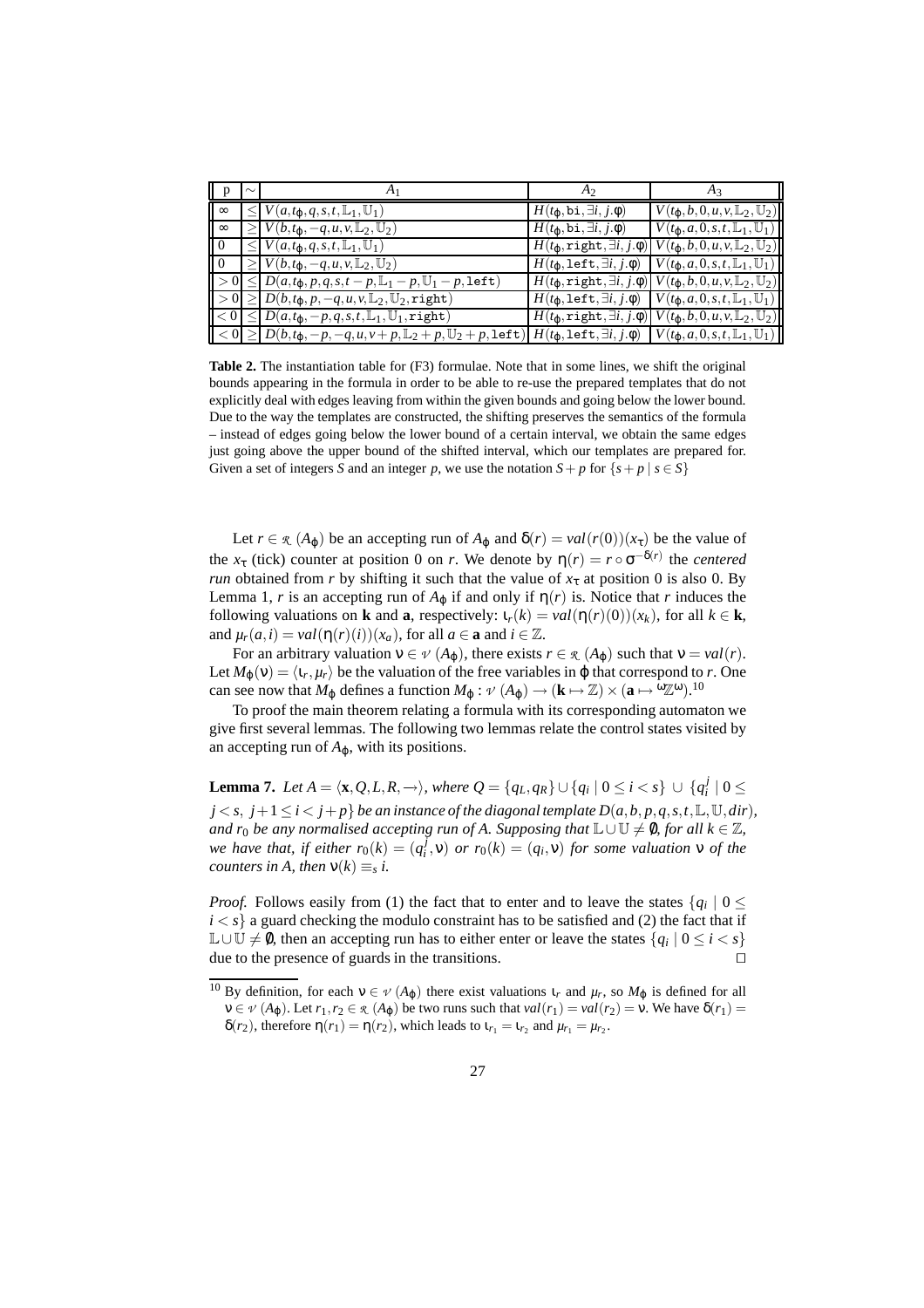| p | $\sim$ | $A_1$ | $A_2$ | $A_3$ |
|---|---|---|---|---|
| $\infty$ | $\leq$ | $V(a, t_\varphi, q, s, t, \mathbb{L}_1, \mathbb{U}_1)$ | $H(t_\varphi, \mathtt{bi}, \exists i, j.\phi)$ | $V(t_\varphi, b, 0, u, v, \mathbb{L}_2, \mathbb{U}_2)$ |
| $\infty$ | $\geq$ | $V(b, t_\varphi, -q, u, v, \mathbb{L}_2, \mathbb{U}_2)$ | $H(t_\varphi, \mathtt{bi}, \exists i, j.\phi)$ | $V(t_\varphi, a, 0, s, t, \mathbb{L}_1, \mathbb{U}_1)$ |
| $0$ | $\leq$ | $V(a, t_\varphi, q, s, t, \mathbb{L}_1, \mathbb{U}_1)$ | $H(t_\varphi, \mathtt{right}, \exists i, j.\phi)$ | $V(t_\varphi, b, 0, u, v, \mathbb{L}_2, \mathbb{U}_2)$ |
| $0$ | $\geq$ | $V(b, t_\varphi, -q, u, v, \mathbb{L}_2, \mathbb{U}_2)$ | $H(t_\varphi, \mathtt{left}, \exists i, j.\phi)$ | $V(t_\varphi, a, 0, s, t, \mathbb{L}_1, \mathbb{U}_1)$ |
| $> 0$ | $\leq$ | $D(a, t_\varphi, p, q, s, t-p, \mathbb{L}_1 - p, \mathbb{U}_1 - p, \mathtt{left})$ | $H(t_\varphi, \mathtt{right}, \exists i, j.\phi)$ | $V(t_\varphi, b, 0, u, v, \mathbb{L}_2, \mathbb{U}_2)$ |
| $> 0$ | $\geq$ | $D(b, t_\varphi, p, -q, u, v, \mathbb{L}_2, \mathbb{U}_2, \mathtt{right})$ | $H(t_\varphi, \mathtt{left}, \exists i, j.\phi)$ | $V(t_\varphi, a, 0, s, t, \mathbb{L}_1, \mathbb{U}_1)$ |
| $< 0$ | $\leq$ | $D(a, t_\varphi, -p, q, s, t, \mathbb{L}_1, \mathbb{U}_1, \mathtt{right})$ | $H(t_\varphi, \mathtt{right}, \exists i, j.\phi)$ | $V(t_\varphi, b, 0, u, v, \mathbb{L}_2, \mathbb{U}_2)$ |
| $< 0$ | $\geq$ | $D(b, t_\varphi, -p, -q, u, v+p, \mathbb{L}_2 + p, \mathbb{U}_2 + p, \mathtt{left})$ | $H(t_\varphi, \mathtt{left}, \exists i, j.\phi)$ | $V(t_\varphi, a, 0, s, t, \mathbb{L}_1, \mathbb{U}_1)$ |

**Table 2.** The instantiation table for (F3) formulae. Note that in some lines, we shift the original bounds appearing in the formula in order to be able to re-use the prepared templates that do not explicitly deal with edges leaving from within the given bounds and going below the lower bound. Due to the way the templates are constructed, the shifting preserves the semantics of the formula – instead of edges going below the lower bound of a certain interval, we obtain the same edges just going above the upper bound of the shifted interval, which our templates are prepared for. Given a set of integers $S$ and an integer $p$, we use the notation $S + p$ for $\{s + p \mid s \in S\}$

Let $r \in \mathcal{R}(A_\varphi)$ be an accepting run of $A_\varphi$ and $\delta(r) = val(r(0))(x_\tau)$ be the value of the $x_\tau$ (tick) counter at position 0 on $r$. We denote by $\eta(r) = r \circ \sigma^{-\delta(r)}$ the *centered run* obtained from $r$ by shifting it such that the value of $x_\tau$ at position 0 is also 0. By Lemma 1, $r$ is an accepting run of $A_\varphi$ if and only if $\eta(r)$ is. Notice that $r$ induces the following valuations on $\mathbf{k}$ and $\mathbf{a}$, respectively: $\iota_r(k) = val(\eta(r)(0))(x_k)$, for all $k \in \mathbf{k}$, and $\mu_r(a, i) = val(\eta(r)(i))(x_a)$, for all $a \in \mathbf{a}$ and $i \in \mathbb{Z}$.

For an arbitrary valuation $\nu \in \mathcal{V}(A_\varphi)$, there exists $r \in \mathcal{R}(A_\varphi)$ such that $\nu = val(r)$. Let $M_\varphi(\nu) = \langle \iota_r, \mu_r \rangle$ be the valuation of the free variables in $\varphi$ that correspond to $r$. One can see now that $M_\varphi$ defines a function $M_\varphi : \mathcal{V}(A_\varphi) \rightarrow (\mathbf{k} \mapsto \mathbb{Z}) \times (\mathbf{a} \mapsto {}^{\omega}\mathbb{Z}^{\omega})$.[10]

To proof the main theorem relating a formula with its corresponding automaton we give first several lemmas. The following two lemmas relate the control states visited by an accepting run of $A_\varphi$, with its positions.

**Lemma 7.** *Let $A = \langle \mathbf{x}, Q, L, R, \rightarrow \rangle$, where $Q = \{q_L, q_R\} \cup \{q_i \mid 0 \leq i < s\} \cup \{q_i^j \mid 0 \leq j < s,\ j+1 \leq i < j+p\}$ be an instance of the diagonal template $D(a, b, p, q, s, t, \mathbb{L}, \mathbb{U}, dir)$, and $r_0$ be any normalised accepting run of $A$. Supposing that $\mathbb{L} \cup \mathbb{U} \neq \emptyset$, for all $k \in \mathbb{Z}$, we have that, if either $r_0(k) = (q_i^j, \nu)$ or $r_0(k) = (q_i, \nu)$ for some valuation $\nu$ of the counters in $A$, then $\nu(k) \equiv_s i$.*

*Proof.* Follows easily from (1) the fact that to enter and to leave the states $\{q_i \mid 0 \leq i < s\}$ a guard checking the modulo constraint has to be satisfied and (2) the fact that if $\mathbb{L} \cup \mathbb{U} \neq \emptyset$, then an accepting run has to either enter or leave the states $\{q_i \mid 0 \leq i < s\}$ due to the presence of guards in the transitions. $\square$

[10] By definition, for each $\nu \in \mathcal{V}(A_\varphi)$ there exist valuations $\iota_r$ and $\mu_r$, so $M_\varphi$ is defined for all $\nu \in \mathcal{V}(A_\varphi)$. Let $r_1, r_2 \in \mathcal{R}(A_\varphi)$ be two runs such that $val(r_1) = val(r_2) = \nu$. We have $\delta(r_1) = \delta(r_2)$, therefore $\eta(r_1) = \eta(r_2)$, which leads to $\iota_{r_1} = \iota_{r_2}$ and $\mu_{r_1} = \mu_{r_2}$.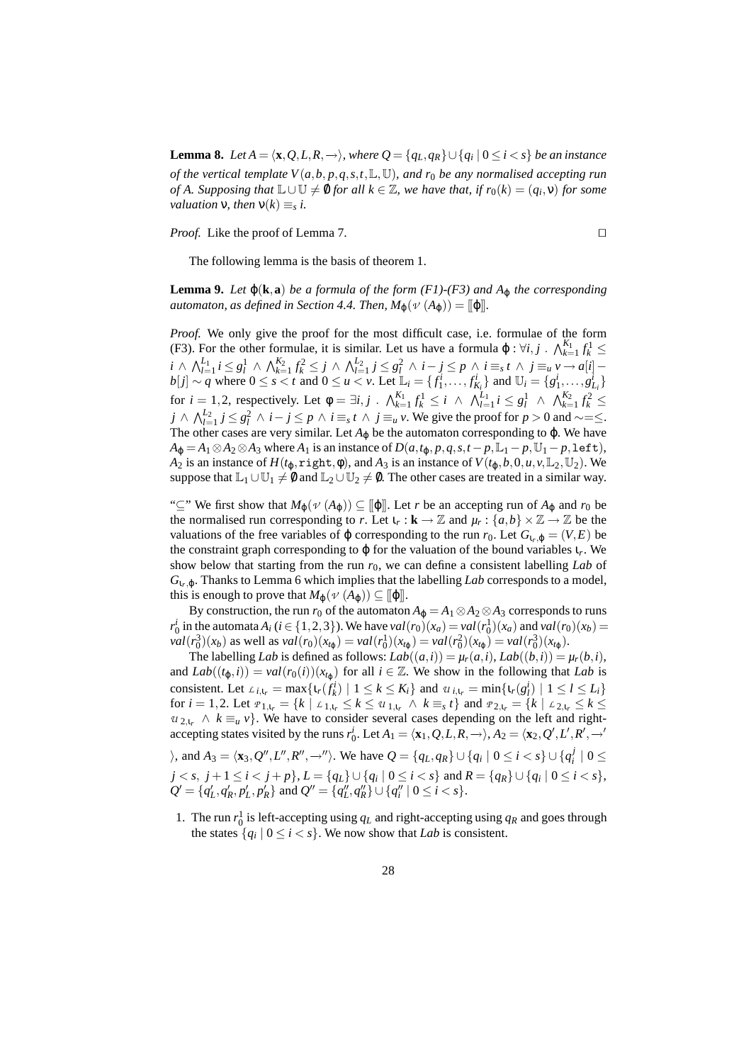**Lemma 8.** *Let $A = \langle \mathbf{x}, Q, L, R, \rightarrow \rangle$, where $Q = \{q_L, q_R\} \cup \{q_i \mid 0 \leq i < s\}$ be an instance of the vertical template $V(a, b, p, q, s, t, \mathbb{L}, \mathbb{U})$, and $r_0$ be any normalised accepting run of A. Supposing that $\mathbb{L} \cup \mathbb{U} \neq \emptyset$ for all $k \in \mathbb{Z}$, we have that, if $r_0(k) = (q_i, \nu)$ for some valuation $\nu$, then $\nu(k) \equiv_s i$.*

*Proof.* Like the proof of Lemma 7. □

The following lemma is the basis of theorem 1.

**Lemma 9.** *Let $\varphi(\mathbf{k}, \mathbf{a})$ be a formula of the form (F1)-(F3) and $A_\varphi$ the corresponding automaton, as defined in Section 4.4. Then, $M_\varphi(\mathcal{V}(A_\varphi)) = [\![\varphi]\!]$.*

*Proof.* We only give the proof for the most difficult case, i.e. formulae of the form (F3). For the other formulae, it is similar. Let us have a formula $\varphi : \forall i, j \ . \ \bigwedge_{k=1}^{K_1} f_k^1 \leq i \ \wedge \ \bigwedge_{l=1}^{L_1} i \leq g_l^1 \ \wedge \ \bigwedge_{k=1}^{K_2} f_k^2 \leq j \ \wedge \ \bigwedge_{l=1}^{L_2} j \leq g_l^2 \ \wedge \ i - j \leq p \ \wedge \ i \equiv_s t \ \wedge \ j \equiv_u v \rightarrow a[i] - b[j] \sim q$ where $0 \leq s < t$ and $0 \leq u < v$. Let $\mathbb{L}_i = \{f_1^i, \ldots, f_{K_i}^i\}$ and $\mathbb{U}_i = \{g_1^i, \ldots, g_{L_i}^i\}$ for $i = 1, 2$, respectively. Let $\phi = \exists i, j \ . \ \bigwedge_{k=1}^{K_1} f_k^1 \leq i \ \wedge \ \bigwedge_{l=1}^{L_1} i \leq g_l^1 \ \wedge \ \bigwedge_{k=1}^{K_2} f_k^2 \leq j \ \wedge \ \bigwedge_{l=1}^{L_2} j \leq g_l^2 \ \wedge \ i - j \leq p \ \wedge \ i \equiv_s t \ \wedge \ j \equiv_u v$. We give the proof for $p > 0$ and $\sim = \leq$. The other cases are very similar. Let $A_\varphi$ be the automaton corresponding to $\varphi$. We have $A_\varphi = A_1 \otimes A_2 \otimes A_3$ where $A_1$ is an instance of $D(a, t_\varphi, p, q, s, t - p, \mathbb{L}_1 - p, \mathbb{U}_1 - p, \texttt{left})$, $A_2$ is an instance of $H(t_\varphi, \texttt{right}, \phi)$, and $A_3$ is an instance of $V(t_\varphi, b, 0, u, v, \mathbb{L}_2, \mathbb{U}_2)$. We suppose that $\mathbb{L}_1 \cup \mathbb{U}_1 \neq \emptyset$ and $\mathbb{L}_2 \cup \mathbb{U}_2 \neq \emptyset$. The other cases are treated in a similar way.

"$\subseteq$" We first show that $M_\varphi(\mathcal{V}(A_\varphi)) \subseteq [\![\varphi]\!]$. Let $r$ be an accepting run of $A_\varphi$ and $r_0$ be the normalised run corresponding to $r$. Let $\iota_r : \mathbf{k} \rightarrow \mathbb{Z}$ and $\mu_r : \{a, b\} \times \mathbb{Z} \rightarrow \mathbb{Z}$ be the valuations of the free variables of $\varphi$ corresponding to the run $r_0$. Let $G_{\iota_r, \varphi} = (V, E)$ be the constraint graph corresponding to $\varphi$ for the valuation of the bound variables $\iota_r$. We show below that starting from the run $r_0$, we can define a consistent labelling *Lab* of $G_{\iota_r, \varphi}$. Thanks to Lemma 6 which implies that the labelling *Lab* corresponds to a model, this is enough to prove that $M_\varphi(\mathcal{V}(A_\varphi)) \subseteq [\![\varphi]\!]$.

By construction, the run $r_0$ of the automaton $A_\varphi = A_1 \otimes A_2 \otimes A_3$ corresponds to runs $r_0^i$ in the automata $A_i$ ($i \in \{1, 2, 3\}$). We have $val(r_0)(x_a) = val(r_0^1)(x_a)$ and $val(r_0)(x_b) = val(r_0^3)(x_b)$ as well as $val(r_0)(x_{t_\varphi}) = val(r_0^1)(x_{t_\varphi}) = val(r_0^2)(x_{t_\varphi}) = val(r_0^3)(x_{t_\varphi})$.

The labelling *Lab* is defined as follows: $Lab((a, i)) = \mu_r(a, i)$, $Lab((b, i)) = \mu_r(b, i)$, and $Lab((t_\varphi, i)) = val(r_0(i))(x_{t_\varphi})$ for all $i \in \mathbb{Z}$. We show in the following that *Lab* is consistent. Let $\mathcal{L}_{i, \iota_r} = \max\{\iota_r(f_k^i) \mid 1 \leq k \leq K_i\}$ and $\mathcal{U}_{i, \iota_r} = \min\{\iota_r(g_l^i) \mid 1 \leq l \leq L_i\}$ for $i = 1, 2$. Let $\mathcal{P}_{1, \iota_r} = \{k \mid \mathcal{L}_{1, \iota_r} \leq k \leq \mathcal{U}_{1, \iota_r} \ \wedge \ k \equiv_s t\}$ and $\mathcal{P}_{2, \iota_r} = \{k \mid \mathcal{L}_{2, \iota_r} \leq k \leq \mathcal{U}_{2, \iota_r} \ \wedge \ k \equiv_u v\}$. We have to consider several cases depending on the left and right-accepting states visited by the runs $r_0^i$. Let $A_1 = \langle \mathbf{x}_1, Q, L, R, \rightarrow \rangle$, $A_2 = \langle \mathbf{x}_2, Q', L', R', \rightarrow' \rangle$, and $A_3 = \langle \mathbf{x}_3, Q'', L'', R'', \rightarrow'' \rangle$. We have $Q = \{q_L, q_R\} \cup \{q_i \mid 0 \leq i < s\} \cup \{q_i^j \mid 0 \leq j < s, \ j + 1 \leq i < j + p\}$, $L = \{q_L\} \cup \{q_i \mid 0 \leq i < s\}$ and $R = \{q_R\} \cup \{q_i \mid 0 \leq i < s\}$, $Q' = \{q'_L, q'_R, p'_L, p'_R\}$ and $Q'' = \{q''_L, q''_R\} \cup \{q''_i \mid 0 \leq i < s\}$.

1. The run $r_0^1$ is left-accepting using $q_L$ and right-accepting using $q_R$ and goes through the states $\{q_i \mid 0 \leq i < s\}$. We now show that *Lab* is consistent.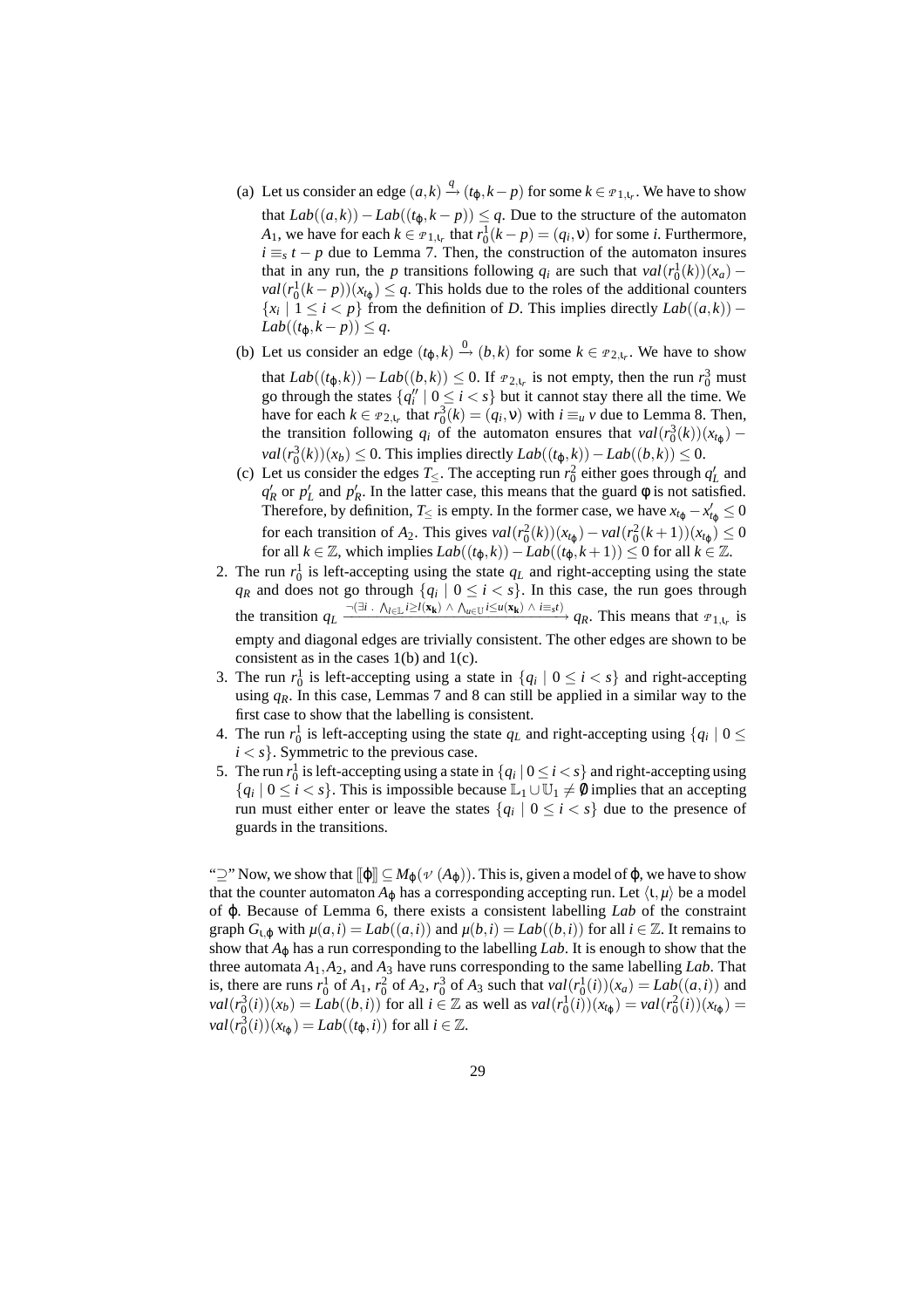(a) Let us consider an edge $(a,k) \xrightarrow{q} (t_\varphi, k-p)$ for some $k \in \mathcal{P}_{1,\iota_r}$. We have to show that $Lab((a,k)) - Lab((t_\varphi, k-p)) \leq q$. Due to the structure of the automaton $A_1$, we have for each $k \in \mathcal{P}_{1,\iota_r}$ that $r_0^1(k-p) = (q_i, \nu)$ for some $i$. Furthermore, $i \equiv_s t-p$ due to Lemma 7. Then, the construction of the automaton insures that in any run, the $p$ transitions following $q_i$ are such that $val(r_0^1(k))(x_a) - val(r_0^1(k-p))(x_{t_\varphi}) \leq q$. This holds due to the roles of the additional counters $\{x_i \mid 1 \leq i < p\}$ from the definition of $D$. This implies directly $Lab((a,k)) - Lab((t_\varphi, k-p)) \leq q$.

(b) Let us consider an edge $(t_\varphi, k) \xrightarrow{0} (b,k)$ for some $k \in \mathcal{P}_{2,\iota_r}$. We have to show that $Lab((t_\varphi, k)) - Lab((b,k)) \leq 0$. If $\mathcal{P}_{2,\iota_r}$ is not empty, then the run $r_0^3$ must go through the states $\{q_i'' \mid 0 \leq i < s\}$ but it cannot stay there all the time. We have for each $k \in \mathcal{P}_{2,\iota_r}$ that $r_0^3(k) = (q_i, \nu)$ with $i \equiv_u v$ due to Lemma 8. Then, the transition following $q_i$ of the automaton ensures that $val(r_0^3(k))(x_{t_\varphi}) - val(r_0^3(k))(x_b) \leq 0$. This implies directly $Lab((t_\varphi, k)) - Lab((b,k)) \leq 0$.

(c) Let us consider the edges $T_\leq$. The accepting run $r_0^2$ either goes through $q_L'$ and $q_R'$ or $p_L'$ and $p_R'$. In the latter case, this means that the guard $\phi$ is not satisfied. Therefore, by definition, $T_\leq$ is empty. In the former case, we have $x_{t_\varphi} - x_{t_\varphi}' \leq 0$ for each transition of $A_2$. This gives $val(r_0^2(k))(x_{t_\varphi}) - val(r_0^2(k+1))(x_{t_\varphi}) \leq 0$ for all $k \in \mathbb{Z}$, which implies $Lab((t_\varphi, k)) - Lab((t_\varphi, k+1)) \leq 0$ for all $k \in \mathbb{Z}$.

2. The run $r_0^1$ is left-accepting using the state $q_L$ and right-accepting using the state $q_R$ and does not go through $\{q_i \mid 0 \leq i < s\}$. In this case, the run goes through the transition $q_L \xrightarrow{\neg(\exists i\ .\ \bigwedge_{l \in \mathbb{L}} i \geq l(\mathbf{x_k}) \wedge \bigwedge_{u \in \mathbb{U}} i \leq u(\mathbf{x_k}) \wedge i \equiv_s t)} q_R$. This means that $\mathcal{P}_{1,\iota_r}$ is empty and diagonal edges are trivially consistent. The other edges are shown to be consistent as in the cases 1(b) and 1(c).

3. The run $r_0^1$ is left-accepting using a state in $\{q_i \mid 0 \leq i < s\}$ and right-accepting using $q_R$. In this case, Lemmas 7 and 8 can still be applied in a similar way to the first case to show that the labelling is consistent.

4. The run $r_0^1$ is left-accepting using the state $q_L$ and right-accepting using $\{q_i \mid 0 \leq i < s\}$. Symmetric to the previous case.

5. The run $r_0^1$ is left-accepting using a state in $\{q_i \mid 0 \leq i < s\}$ and right-accepting using $\{q_i \mid 0 \leq i < s\}$. This is impossible because $\mathbb{L}_1 \cup \mathbb{U}_1 \neq \emptyset$ implies that an accepting run must either enter or leave the states $\{q_i \mid 0 \leq i < s\}$ due to the presence of guards in the transitions.

"$\supseteq$" Now, we show that $[\![\varphi]\!] \subseteq M_\varphi(\mathcal{V}(A_\varphi))$. This is, given a model of $\varphi$, we have to show that the counter automaton $A_\varphi$ has a corresponding accepting run. Let $\langle \iota, \mu \rangle$ be a model of $\varphi$. Because of Lemma 6, there exists a consistent labelling $Lab$ of the constraint graph $G_{\iota,\varphi}$ with $\mu(a,i) = Lab((a,i))$ and $\mu(b,i) = Lab((b,i))$ for all $i \in \mathbb{Z}$. It remains to show that $A_\varphi$ has a run corresponding to the labelling $Lab$. It is enough to show that the three automata $A_1, A_2$, and $A_3$ have runs corresponding to the same labelling $Lab$. That is, there are runs $r_0^1$ of $A_1$, $r_0^2$ of $A_2$, $r_0^3$ of $A_3$ such that $val(r_0^1(i))(x_a) = Lab((a,i))$ and $val(r_0^3(i))(x_b) = Lab((b,i))$ for all $i \in \mathbb{Z}$ as well as $val(r_0^1(i))(x_{t_\varphi}) = val(r_0^2(i))(x_{t_\varphi}) = val(r_0^3(i))(x_{t_\varphi}) = Lab((t_\varphi, i))$ for all $i \in \mathbb{Z}$.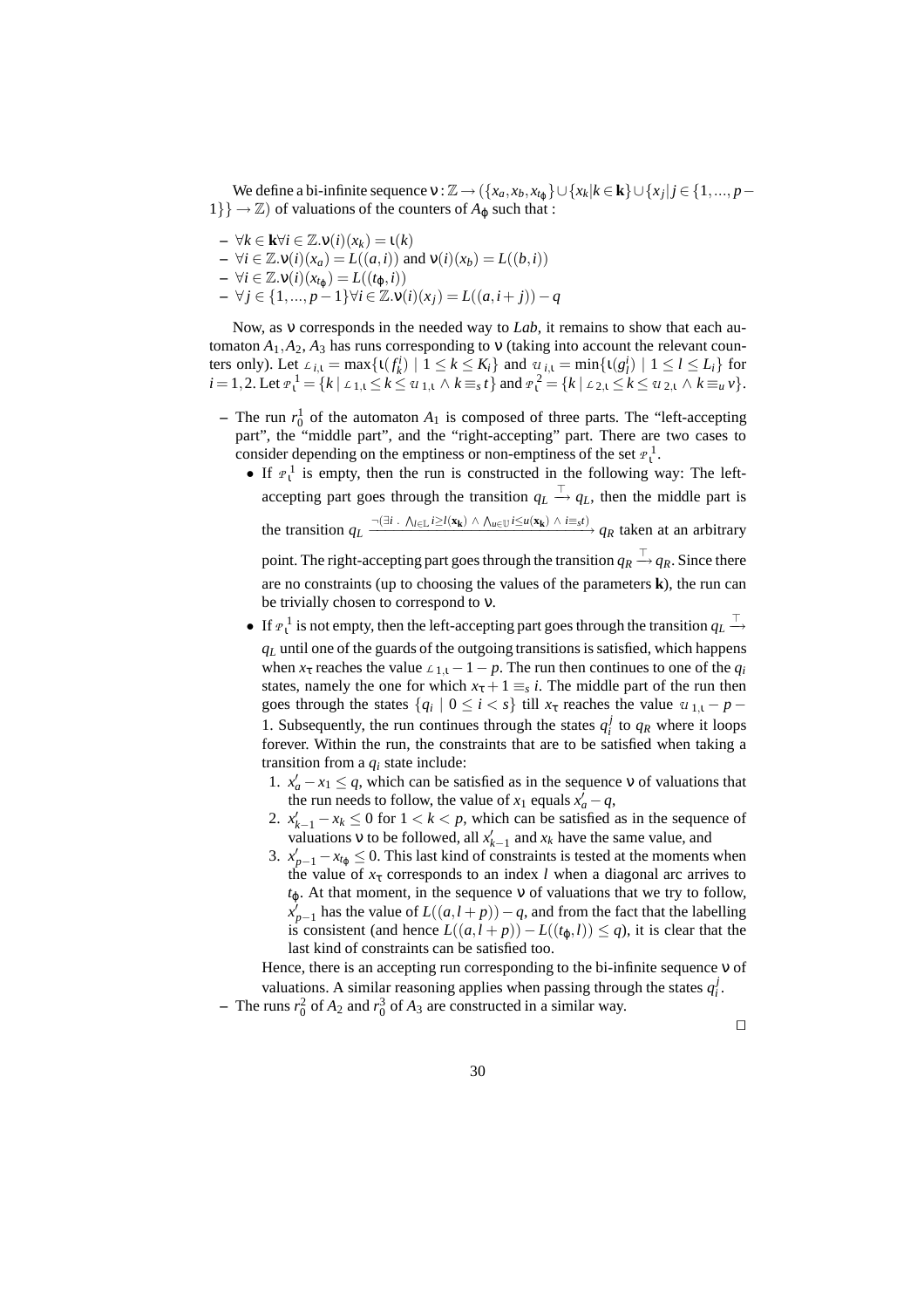We define a bi-infinite sequence $\nu : \mathbb{Z} \to (\{x_a, x_b, x_{t_\phi}\} \cup \{x_k | k \in \mathbf{k}\} \cup \{x_j | j \in \{1,...,p-1\}\} \to \mathbb{Z})$ of valuations of the counters of $A_\phi$ such that :

– $\forall k \in \mathbf{k} \forall i \in \mathbb{Z}. \nu(i)(x_k) = \iota(k)$
– $\forall i \in \mathbb{Z}. \nu(i)(x_a) = L((a,i))$ and $\nu(i)(x_b) = L((b,i))$
– $\forall i \in \mathbb{Z}. \nu(i)(x_{t_\phi}) = L((t_\phi, i))$
– $\forall j \in \{1,...,p-1\} \forall i \in \mathbb{Z}. \nu(i)(x_j) = L((a, i+j)) - q$

Now, as $\nu$ corresponds in the needed way to *Lab*, it remains to show that each automaton $A_1, A_2, A_3$ has runs corresponding to $\nu$ (taking into account the relevant counters only). Let $\mathcal{L}_{i,\iota} = \max\{\iota(f_k^i) \mid 1 \leq k \leq K_i\}$ and $\mathcal{U}_{i,\iota} = \min\{\iota(g_l^i) \mid 1 \leq l \leq L_i\}$ for $i = 1,2$. Let $\mathcal{P}_\iota^1 = \{k \mid \mathcal{L}_{1,\iota} \leq k \leq \mathcal{U}_{1,\iota} \wedge k \equiv_s t\}$ and $\mathcal{P}_\iota^2 = \{k \mid \mathcal{L}_{2,\iota} \leq k \leq \mathcal{U}_{2,\iota} \wedge k \equiv_u v\}$.

– The run $r_0^1$ of the automaton $A_1$ is composed of three parts. The "left-accepting part", the "middle part", and the "right-accepting" part. There are two cases to consider depending on the emptiness or non-emptiness of the set $\mathcal{P}_\iota^1$.
  - If $\mathcal{P}_\iota^1$ is empty, then the run is constructed in the following way: The left-accepting part goes through the transition $q_L \xrightarrow{\top} q_L$, then the middle part is the transition $q_L \xrightarrow{\neg(\exists i\ .\ \bigwedge_{l \in \mathbb{L}} i \geq l(\mathbf{x_k})\ \wedge\ \bigwedge_{u \in \mathbb{U}} i \leq u(\mathbf{x_k})\ \wedge\ i \equiv_s t)} q_R$ taken at an arbitrary point. The right-accepting part goes through the transition $q_R \xrightarrow{\top} q_R$. Since there are no constraints (up to choosing the values of the parameters $\mathbf{k}$), the run can be trivially chosen to correspond to $\nu$.
  - If $\mathcal{P}_\iota^1$ is not empty, then the left-accepting part goes through the transition $q_L \xrightarrow{\top} q_L$ until one of the guards of the outgoing transitions is satisfied, which happens when $x_\tau$ reaches the value $\mathcal{L}_{1,\iota} - 1 - p$. The run then continues to one of the $q_i$ states, namely the one for which $x_\tau + 1 \equiv_s i$. The middle part of the run then goes through the states $\{q_i \mid 0 \leq i < s\}$ till $x_\tau$ reaches the value $\mathcal{U}_{1,\iota} - p - 1$. Subsequently, the run continues through the states $q_i^j$ to $q_R$ where it loops forever. Within the run, the constraints that are to be satisfied when taking a transition from a $q_i$ state include:
    1. $x'_a - x_1 \leq q$, which can be satisfied as in the sequence $\nu$ of valuations that the run needs to follow, the value of $x_1$ equals $x'_a - q$,
    2. $x'_{k-1} - x_k \leq 0$ for $1 < k < p$, which can be satisfied as in the sequence of valuations $\nu$ to be followed, all $x'_{k-1}$ and $x_k$ have the same value, and
    3. $x'_{p-1} - x_{t_\phi} \leq 0$. This last kind of constraints is tested at the moments when the value of $x_\tau$ corresponds to an index $l$ when a diagonal arc arrives to $t_\phi$. At that moment, in the sequence $\nu$ of valuations that we try to follow, $x'_{p-1}$ has the value of $L((a, l+p)) - q$, and from the fact that the labelling is consistent (and hence $L((a, l+p)) - L((t_\phi, l)) \leq q$), it is clear that the last kind of constraints can be satisfied too.

    Hence, there is an accepting run corresponding to the bi-infinite sequence $\nu$ of valuations. A similar reasoning applies when passing through the states $q_i^j$.
– The runs $r_0^2$ of $A_2$ and $r_0^3$ of $A_3$ are constructed in a similar way.

□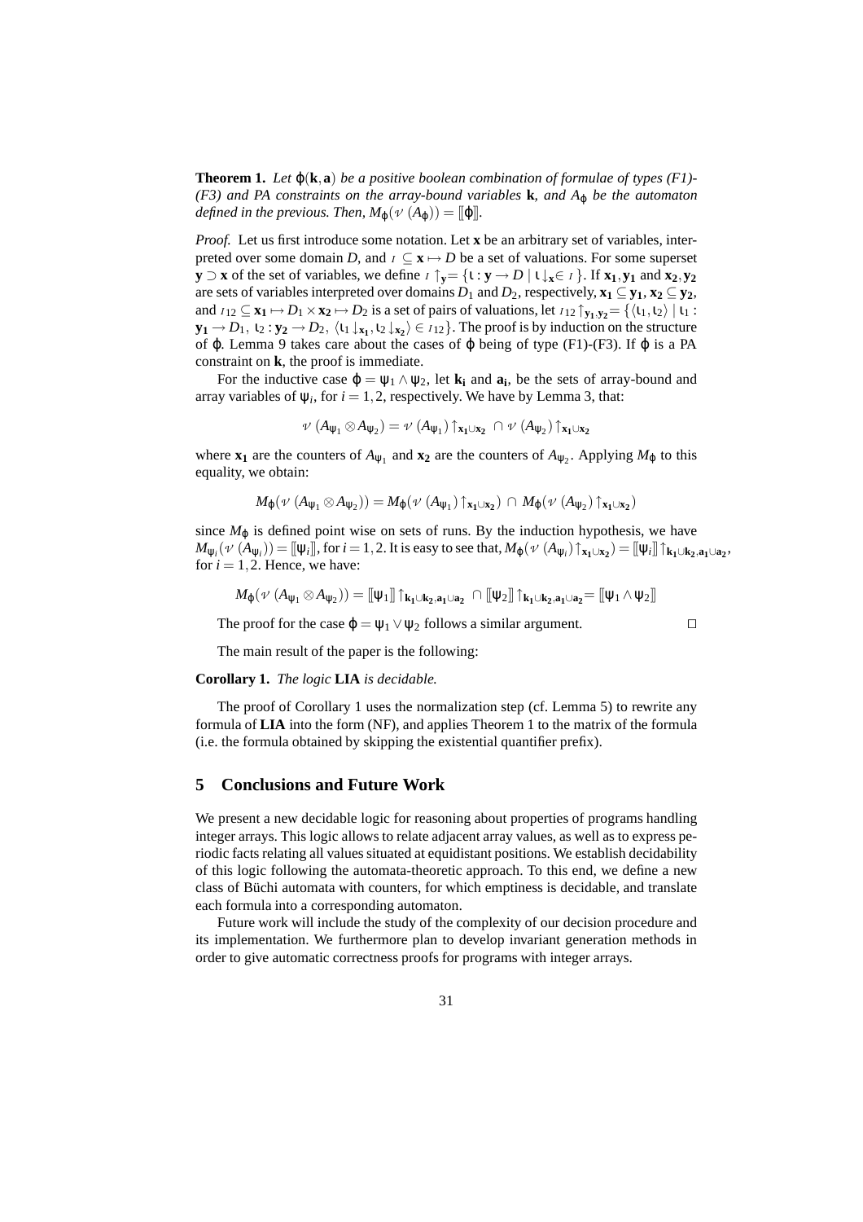**Theorem 1.** *Let $\varphi(\mathbf{k},\mathbf{a})$ be a positive boolean combination of formulae of types (F1)-(F3) and PA constraints on the array-bound variables* $\mathbf{k}$*, and $A_\varphi$ be the automaton defined in the previous. Then, $M_\varphi(\mathcal{V}(A_\varphi)) = [\![\varphi]\!]$.*

*Proof.* Let us first introduce some notation. Let $\mathbf{x}$ be an arbitrary set of variables, interpreted over some domain $D$, and $\mathcal{I} \subseteq \mathbf{x} \mapsto D$ be a set of valuations. For some superset $\mathbf{y} \supset \mathbf{x}$ of the set of variables, we define $\mathcal{I} \uparrow_{\mathbf{y}} = \{\iota : \mathbf{y} \to D \mid \iota\downarrow_{\mathbf{x}} \in \mathcal{I}\}$. If $\mathbf{x_1}, \mathbf{y_1}$ and $\mathbf{x_2}, \mathbf{y_2}$ are sets of variables interpreted over domains $D_1$ and $D_2$, respectively, $\mathbf{x_1} \subseteq \mathbf{y_1}$, $\mathbf{x_2} \subseteq \mathbf{y_2}$, and $\mathcal{I}_{12} \subseteq \mathbf{x_1} \mapsto D_1 \times \mathbf{x_2} \mapsto D_2$ is a set of pairs of valuations, let $\mathcal{I}_{12}\uparrow_{\mathbf{y_1},\mathbf{y_2}} = \{\langle \iota_1, \iota_2 \rangle \mid \iota_1 : \mathbf{y_1} \to D_1,\ \iota_2 : \mathbf{y_2} \to D_2,\ \langle \iota_1\downarrow_{\mathbf{x_1}}, \iota_2\downarrow_{\mathbf{x_2}} \rangle \in \mathcal{I}_{12}\}$. The proof is by induction on the structure of $\varphi$. Lemma 9 takes care about the cases of $\varphi$ being of type (F1)-(F3). If $\varphi$ is a PA constraint on $\mathbf{k}$, the proof is immediate.

For the inductive case $\varphi = \psi_1 \wedge \psi_2$, let $\mathbf{k_i}$ and $\mathbf{a_i}$, be the sets of array-bound and array variables of $\psi_i$, for $i = 1,2$, respectively. We have by Lemma 3, that:

$$\mathcal{V}(A_{\psi_1} \otimes A_{\psi_2}) = \mathcal{V}(A_{\psi_1})\uparrow_{\mathbf{x_1}\cup\mathbf{x_2}} \cap \mathcal{V}(A_{\psi_2})\uparrow_{\mathbf{x_1}\cup\mathbf{x_2}}$$

where $\mathbf{x_1}$ are the counters of $A_{\psi_1}$ and $\mathbf{x_2}$ are the counters of $A_{\psi_2}$. Applying $M_\varphi$ to this equality, we obtain:

$$M_\varphi(\mathcal{V}(A_{\psi_1} \otimes A_{\psi_2})) = M_\varphi(\mathcal{V}(A_{\psi_1})\uparrow_{\mathbf{x_1}\cup\mathbf{x_2}}) \cap M_\varphi(\mathcal{V}(A_{\psi_2})\uparrow_{\mathbf{x_1}\cup\mathbf{x_2}})$$

since $M_\varphi$ is defined point wise on sets of runs. By the induction hypothesis, we have $M_{\psi_i}(\mathcal{V}(A_{\psi_i})) = [\![\psi_i]\!]$, for $i = 1,2$. It is easy to see that, $M_\varphi(\mathcal{V}(A_{\psi_i})\uparrow_{\mathbf{x_1}\cup\mathbf{x_2}}) = [\![\psi_i]\!]\uparrow_{\mathbf{k_1}\cup\mathbf{k_2},\mathbf{a_1}\cup\mathbf{a_2}}$, for $i = 1,2$. Hence, we have:

$$M_\varphi(\mathcal{V}(A_{\psi_1} \otimes A_{\psi_2})) = [\![\psi_1]\!]\uparrow_{\mathbf{k_1}\cup\mathbf{k_2},\mathbf{a_1}\cup\mathbf{a_2}} \cap [\![\psi_2]\!]\uparrow_{\mathbf{k_1}\cup\mathbf{k_2},\mathbf{a_1}\cup\mathbf{a_2}} = [\![\psi_1 \wedge \psi_2]\!]$$

The proof for the case $\varphi = \psi_1 \vee \psi_2$ follows a similar argument. $\square$

The main result of the paper is the following:

**Corollary 1.** *The logic* **LIA** *is decidable.*

The proof of Corollary 1 uses the normalization step (cf. Lemma 5) to rewrite any formula of **LIA** into the form (NF), and applies Theorem 1 to the matrix of the formula (i.e. the formula obtained by skipping the existential quantifier prefix).

## 5 Conclusions and Future Work

We present a new decidable logic for reasoning about properties of programs handling integer arrays. This logic allows to relate adjacent array values, as well as to express periodic facts relating all values situated at equidistant positions. We establish decidability of this logic following the automata-theoretic approach. To this end, we define a new class of Büchi automata with counters, for which emptiness is decidable, and translate each formula into a corresponding automaton.

Future work will include the study of the complexity of our decision procedure and its implementation. We furthermore plan to develop invariant generation methods in order to give automatic correctness proofs for programs with integer arrays.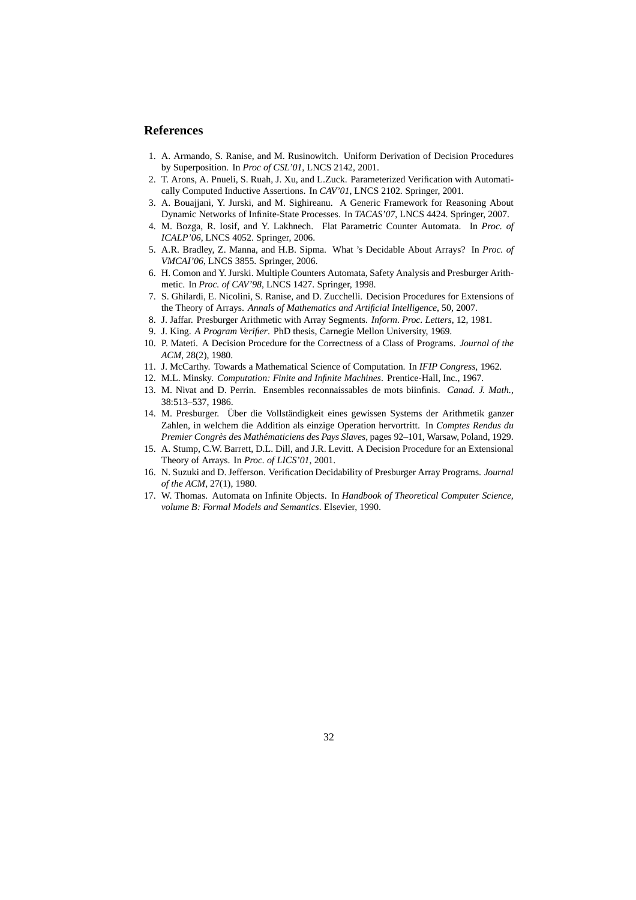## References

1. A. Armando, S. Ranise, and M. Rusinowitch. Uniform Derivation of Decision Procedures by Superposition. In *Proc of CSL'01*, LNCS 2142, 2001.
2. T. Arons, A. Pnueli, S. Ruah, J. Xu, and L.Zuck. Parameterized Verification with Automatically Computed Inductive Assertions. In *CAV'01*, LNCS 2102. Springer, 2001.
3. A. Bouajjani, Y. Jurski, and M. Sighireanu. A Generic Framework for Reasoning About Dynamic Networks of Infinite-State Processes. In *TACAS'07*, LNCS 4424. Springer, 2007.
4. M. Bozga, R. Iosif, and Y. Lakhnech. Flat Parametric Counter Automata. In *Proc. of ICALP'06*, LNCS 4052. Springer, 2006.
5. A.R. Bradley, Z. Manna, and H.B. Sipma. What 's Decidable About Arrays? In *Proc. of VMCAI'06*, LNCS 3855. Springer, 2006.
6. H. Comon and Y. Jurski. Multiple Counters Automata, Safety Analysis and Presburger Arithmetic. In *Proc. of CAV'98*, LNCS 1427. Springer, 1998.
7. S. Ghilardi, E. Nicolini, S. Ranise, and D. Zucchelli. Decision Procedures for Extensions of the Theory of Arrays. *Annals of Mathematics and Artificial Intelligence*, 50, 2007.
8. J. Jaffar. Presburger Arithmetic with Array Segments. *Inform. Proc. Letters*, 12, 1981.
9. J. King. *A Program Verifier*. PhD thesis, Carnegie Mellon University, 1969.
10. P. Mateti. A Decision Procedure for the Correctness of a Class of Programs. *Journal of the ACM*, 28(2), 1980.
11. J. McCarthy. Towards a Mathematical Science of Computation. In *IFIP Congress*, 1962.
12. M.L. Minsky. *Computation: Finite and Infinite Machines*. Prentice-Hall, Inc., 1967.
13. M. Nivat and D. Perrin. Ensembles reconnaissables de mots biinfinis. *Canad. J. Math.*, 38:513–537, 1986.
14. M. Presburger. Über die Vollständigkeit eines gewissen Systems der Arithmetik ganzer Zahlen, in welchem die Addition als einzige Operation hervortritt. In *Comptes Rendus du Premier Congrès des Mathématiciens des Pays Slaves*, pages 92–101, Warsaw, Poland, 1929.
15. A. Stump, C.W. Barrett, D.L. Dill, and J.R. Levitt. A Decision Procedure for an Extensional Theory of Arrays. In *Proc. of LICS'01*, 2001.
16. N. Suzuki and D. Jefferson. Verification Decidability of Presburger Array Programs. *Journal of the ACM*, 27(1), 1980.
17. W. Thomas. Automata on Infinite Objects. In *Handbook of Theoretical Computer Science, volume B: Formal Models and Semantics*. Elsevier, 1990.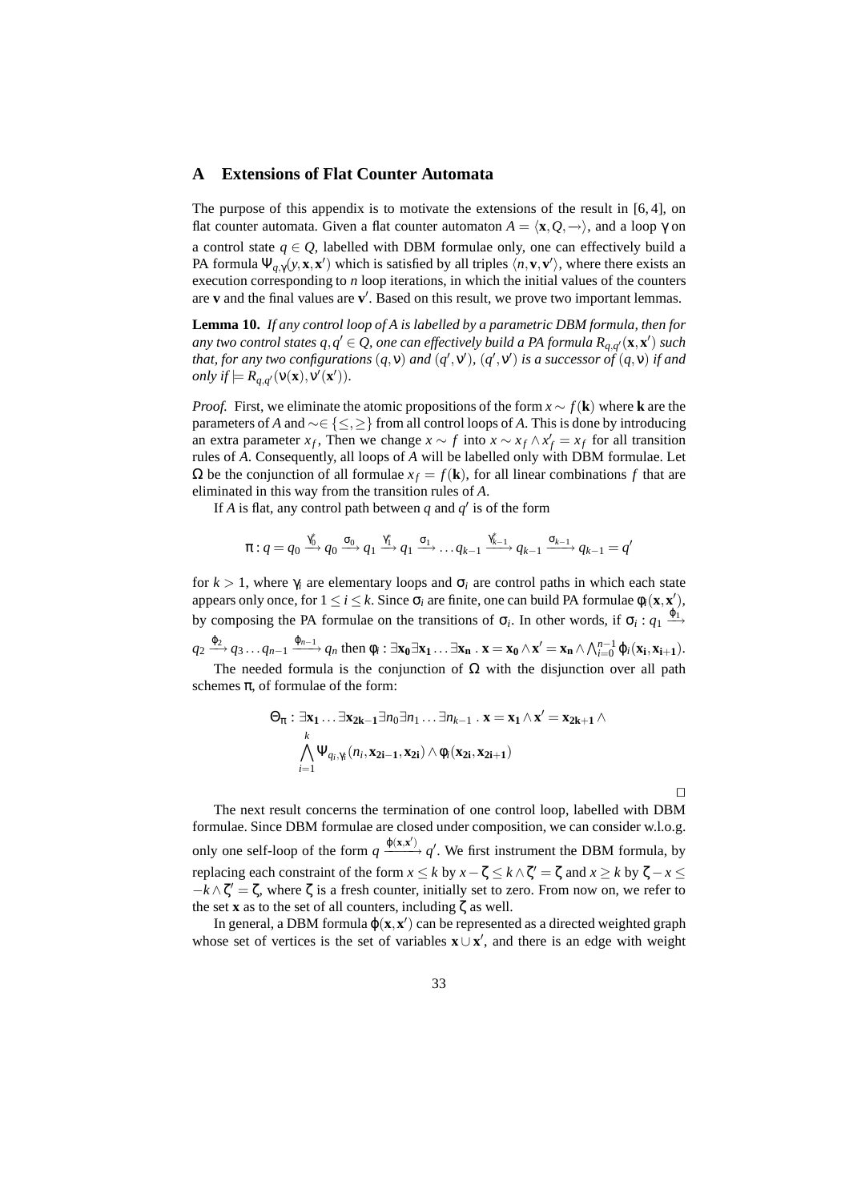## A Extensions of Flat Counter Automata

The purpose of this appendix is to motivate the extensions of the result in [6, 4], on flat counter automata. Given a flat counter automaton $A = \langle \mathbf{x}, Q, \rightarrow \rangle$, and a loop $\gamma$ on a control state $q \in Q$, labelled with DBM formulae only, one can effectively build a PA formula $\Psi_{q,\gamma}(y, \mathbf{x}, \mathbf{x}')$ which is satisfied by all triples $\langle n, \mathbf{v}, \mathbf{v}' \rangle$, where there exists an execution corresponding to $n$ loop iterations, in which the initial values of the counters are $\mathbf{v}$ and the final values are $\mathbf{v}'$. Based on this result, we prove two important lemmas.

**Lemma 10.** *If any control loop of $A$ is labelled by a parametric DBM formula, then for any two control states $q, q' \in Q$, one can effectively build a PA formula $R_{q,q'}(\mathbf{x}, \mathbf{x}')$ such that, for any two configurations $(q, \nu)$ and $(q', \nu')$, $(q', \nu')$ is a successor of $(q, \nu)$ if and only if $\models R_{q,q'}(\nu(\mathbf{x}), \nu'(\mathbf{x}'))$.*

*Proof.* First, we eliminate the atomic propositions of the form $x \sim f(\mathbf{k})$ where $\mathbf{k}$ are the parameters of $A$ and $\sim \in \{\leq, \geq\}$ from all control loops of $A$. This is done by introducing an extra parameter $x_f$, Then we change $x \sim f$ into $x \sim x_f \wedge x'_f = x_f$ for all transition rules of $A$. Consequently, all loops of $A$ will be labelled only with DBM formulae. Let $\Omega$ be the conjunction of all formulae $x_f = f(\mathbf{k})$, for all linear combinations $f$ that are eliminated in this way from the transition rules of $A$.

If $A$ is flat, any control path between $q$ and $q'$ is of the form

$$\pi : q = q_0 \xrightarrow{\gamma_0^*} q_0 \xrightarrow{\sigma_0} q_1 \xrightarrow{\gamma_1^*} q_1 \xrightarrow{\sigma_1} \ldots q_{k-1} \xrightarrow{\gamma_{k-1}^*} q_{k-1} \xrightarrow{\sigma_{k-1}} q_{k-1} = q'$$

for $k > 1$, where $\gamma_i$ are elementary loops and $\sigma_i$ are control paths in which each state appears only once, for $1 \leq i \leq k$. Since $\sigma_i$ are finite, one can build PA formulae $\phi_i(\mathbf{x}, \mathbf{x}')$, by composing the PA formulae on the transitions of $\sigma_i$. In other words, if $\sigma_i : q_1 \xrightarrow{\varphi_1} q_2 \xrightarrow{\varphi_2} q_3 \ldots q_{n-1} \xrightarrow{\varphi_{n-1}} q_n$ then $\phi_i : \exists \mathbf{x_0} \exists \mathbf{x_1} \ldots \exists \mathbf{x_n} \,.\, \mathbf{x} = \mathbf{x_0} \wedge \mathbf{x}' = \mathbf{x_n} \wedge \bigwedge_{i=0}^{n-1} \varphi_i(\mathbf{x_i}, \mathbf{x_{i+1}})$.

The needed formula is the conjunction of $\Omega$ with the disjunction over all path schemes $\pi$, of formulae of the form:

$$\Theta_\pi : \exists \mathbf{x_1} \ldots \exists \mathbf{x_{2k-1}} \exists n_0 \exists n_1 \ldots \exists n_{k-1} \,.\, \mathbf{x} = \mathbf{x_1} \wedge \mathbf{x}' = \mathbf{x_{2k+1}} \wedge$$
$$\bigwedge_{i=1}^{k} \Psi_{q_i,\gamma_i}(n_i, \mathbf{x_{2i-1}}, \mathbf{x_{2i}}) \wedge \phi_i(\mathbf{x_{2i}}, \mathbf{x_{2i+1}})$$

□

The next result concerns the termination of one control loop, labelled with DBM formulae. Since DBM formulae are closed under composition, we can consider w.l.o.g. only one self-loop of the form $q \xrightarrow{\varphi(\mathbf{x}, \mathbf{x}')} q'$. We first instrument the DBM formula, by replacing each constraint of the form $x \leq k$ by $x - \zeta \leq k \wedge \zeta' = \zeta$ and $x \geq k$ by $\zeta - x \leq -k \wedge \zeta' = \zeta$, where $\zeta$ is a fresh counter, initially set to zero. From now on, we refer to the set $\mathbf{x}$ as to the set of all counters, including $\zeta$ as well.

In general, a DBM formula $\varphi(\mathbf{x}, \mathbf{x}')$ can be represented as a directed weighted graph whose set of vertices is the set of variables $\mathbf{x} \cup \mathbf{x}'$, and there is an edge with weight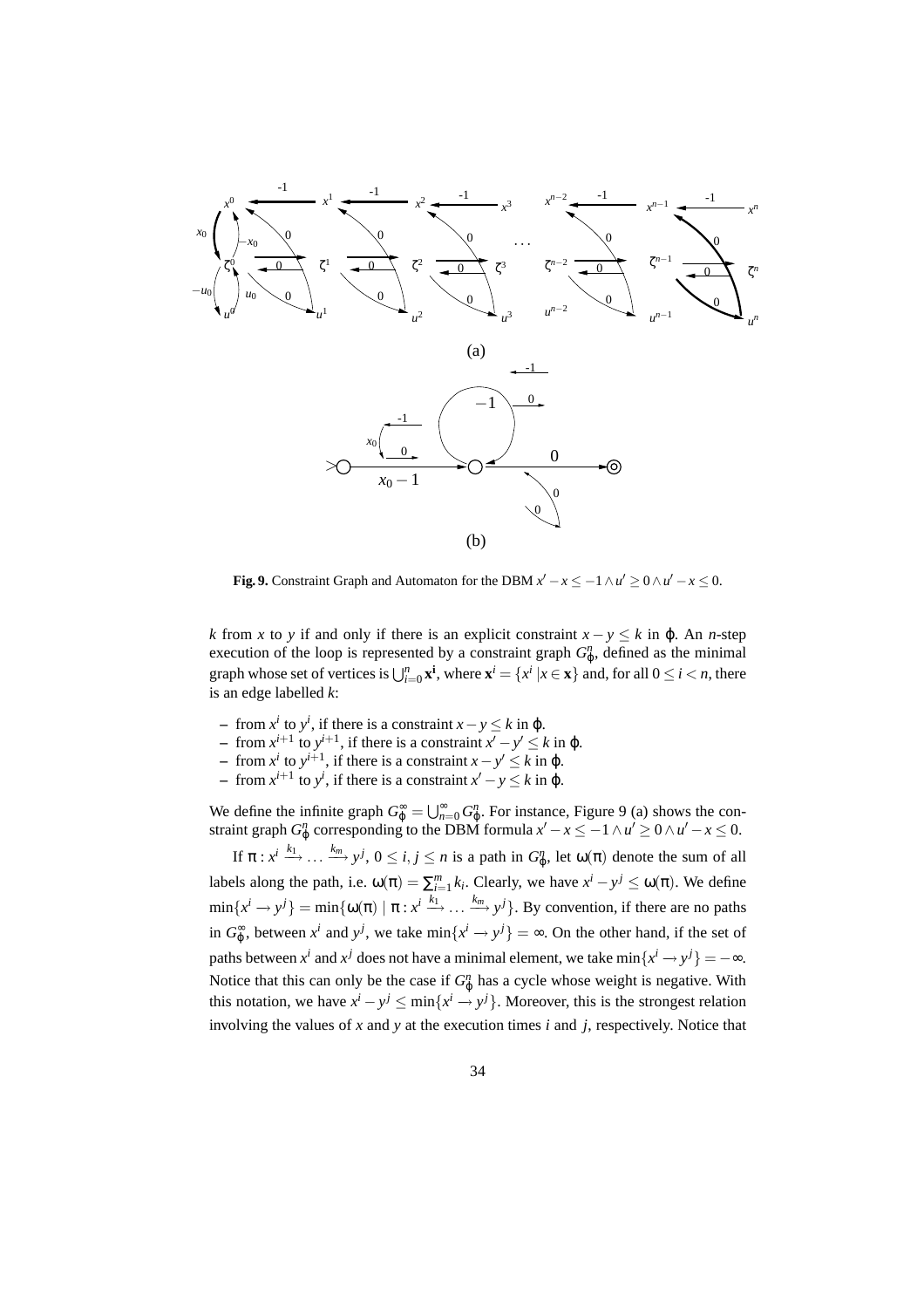Fig. 9. Constraint Graph and Automaton for the DBM $x' - x \leq -1 \wedge u' \geq 0 \wedge u' - x \leq 0$.

$k$ from $x$ to $y$ if and only if there is an explicit constraint $x - y \leq k$ in $\varphi$. An $n$-step execution of the loop is represented by a constraint graph $G^n_\varphi$, defined as the minimal graph whose set of vertices is $\bigcup_{i=0}^{n} \mathbf{x^i}$, where $\mathbf{x}^i = \{x^i \mid x \in \mathbf{x}\}$ and, for all $0 \leq i < n$, there is an edge labelled $k$:

- from $x^i$ to $y^i$, if there is a constraint $x - y \leq k$ in $\varphi$.
- from $x^{i+1}$ to $y^{i+1}$, if there is a constraint $x' - y' \leq k$ in $\varphi$.
- from $x^i$ to $y^{i+1}$, if there is a constraint $x - y' \leq k$ in $\varphi$.
- from $x^{i+1}$ to $y^i$, if there is a constraint $x' - y \leq k$ in $\varphi$.

We define the infinite graph $G^\infty_\varphi = \bigcup_{n=0}^{\infty} G^n_\varphi$. For instance, Figure 9 (a) shows the constraint graph $G^n_\varphi$ corresponding to the DBM formula $x' - x \leq -1 \wedge u' \geq 0 \wedge u' - x \leq 0$.

If $\pi : x^i \xrightarrow{k_1} \ldots \xrightarrow{k_m} y^j$, $0 \leq i, j \leq n$ is a path in $G^n_\varphi$, let $\omega(\pi)$ denote the sum of all labels along the path, i.e. $\omega(\pi) = \sum_{i=1}^{m} k_i$. Clearly, we have $x^i - y^j \leq \omega(\pi)$. We define $\min\{x^i \to y^j\} = \min\{\omega(\pi) \mid \pi : x^i \xrightarrow{k_1} \ldots \xrightarrow{k_m} y^j\}$. By convention, if there are no paths in $G^\infty_\varphi$, between $x^i$ and $y^j$, we take $\min\{x^i \to y^j\} = \infty$. On the other hand, if the set of paths between $x^i$ and $x^j$ does not have a minimal element, we take $\min\{x^i \to y^j\} = -\infty$. Notice that this can only be the case if $G^n_\varphi$ has a cycle whose weight is negative. With this notation, we have $x^i - y^j \leq \min\{x^i \to y^j\}$. Moreover, this is the strongest relation involving the values of $x$ and $y$ at the execution times $i$ and $j$, respectively. Notice that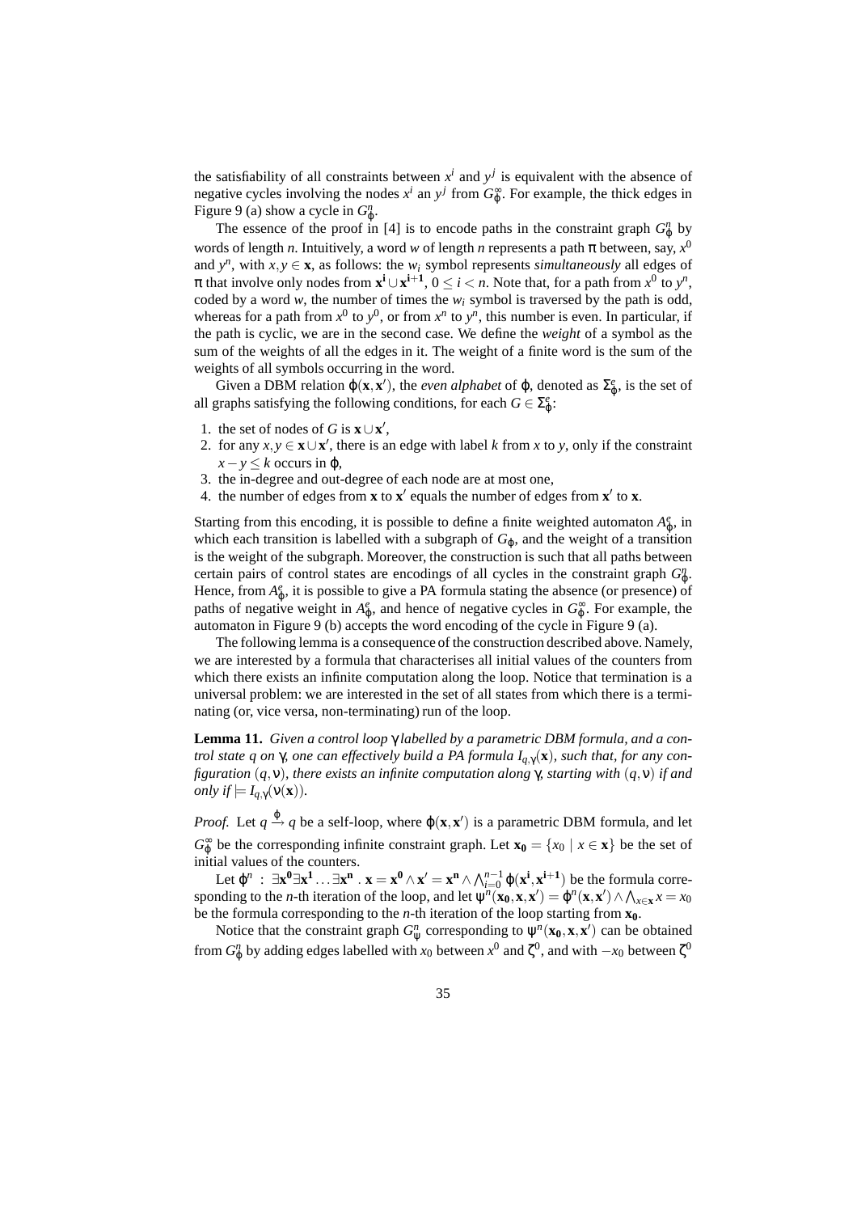the satisfiability of all constraints between $x^i$ and $y^j$ is equivalent with the absence of negative cycles involving the nodes $x^i$ an $y^j$ from $G^\infty_\varphi$. For example, the thick edges in Figure 9 (a) show a cycle in $G^n_\varphi$.

The essence of the proof in [4] is to encode paths in the constraint graph $G^n_\varphi$ by words of length $n$. Intuitively, a word $w$ of length $n$ represents a path $\pi$ between, say, $x^0$ and $y^n$, with $x, y \in \mathbf{x}$, as follows: the $w_i$ symbol represents *simultaneously* all edges of $\pi$ that involve only nodes from $\mathbf{x^i} \cup \mathbf{x^{i+1}}$, $0 \leq i < n$. Note that, for a path from $x^0$ to $y^n$, coded by a word $w$, the number of times the $w_i$ symbol is traversed by the path is odd, whereas for a path from $x^0$ to $y^0$, or from $x^n$ to $y^n$, this number is even. In particular, if the path is cyclic, we are in the second case. We define the *weight* of a symbol as the sum of the weights of all the edges in it. The weight of a finite word is the sum of the weights of all symbols occurring in the word.

Given a DBM relation $\varphi(\mathbf{x}, \mathbf{x}')$, the *even alphabet* of $\varphi$, denoted as $\Sigma^e_\varphi$, is the set of all graphs satisfying the following conditions, for each $G \in \Sigma^e_\varphi$:

1. the set of nodes of $G$ is $\mathbf{x} \cup \mathbf{x}'$,
2. for any $x, y \in \mathbf{x} \cup \mathbf{x}'$, there is an edge with label $k$ from $x$ to $y$, only if the constraint $x - y \leq k$ occurs in $\varphi$,
3. the in-degree and out-degree of each node are at most one,
4. the number of edges from $\mathbf{x}$ to $\mathbf{x}'$ equals the number of edges from $\mathbf{x}'$ to $\mathbf{x}$.

Starting from this encoding, it is possible to define a finite weighted automaton $A^e_\varphi$, in which each transition is labelled with a subgraph of $G_\varphi$, and the weight of a transition is the weight of the subgraph. Moreover, the construction is such that all paths between certain pairs of control states are encodings of all cycles in the constraint graph $G^n_\varphi$. Hence, from $A^e_\varphi$, it is possible to give a PA formula stating the absence (or presence) of paths of negative weight in $A^e_\varphi$, and hence of negative cycles in $G^\infty_\varphi$. For example, the automaton in Figure 9 (b) accepts the word encoding of the cycle in Figure 9 (a).

The following lemma is a consequence of the construction described above. Namely, we are interested by a formula that characterises all initial values of the counters from which there exists an infinite computation along the loop. Notice that termination is a universal problem: we are interested in the set of all states from which there is a terminating (or, vice versa, non-terminating) run of the loop.

**Lemma 11.** *Given a control loop $\gamma$ labelled by a parametric DBM formula, and a control state $q$ on $\gamma$, one can effectively build a PA formula $I_{q,\gamma}(\mathbf{x})$, such that, for any configuration $(q, \nu)$, there exists an infinite computation along $\gamma$, starting with $(q, \nu)$ if and only if $\models I_{q,\gamma}(\nu(\mathbf{x}))$.*

*Proof.* Let $q \xrightarrow{\varphi} q$ be a self-loop, where $\varphi(\mathbf{x}, \mathbf{x}')$ is a parametric DBM formula, and let $G^\infty_\varphi$ be the corresponding infinite constraint graph. Let $\mathbf{x_0} = \{x_0 \mid x \in \mathbf{x}\}$ be the set of initial values of the counters.

Let $\varphi^n : \exists \mathbf{x^0} \exists \mathbf{x^1} \ldots \exists \mathbf{x^n} \,.\, \mathbf{x} = \mathbf{x^0} \wedge \mathbf{x}' = \mathbf{x^n} \wedge \bigwedge_{i=0}^{n-1} \varphi(\mathbf{x^i}, \mathbf{x^{i+1}})$ be the formula corresponding to the $n$-th iteration of the loop, and let $\psi^n(\mathbf{x_0}, \mathbf{x}, \mathbf{x}') = \varphi^n(\mathbf{x}, \mathbf{x}') \wedge \bigwedge_{x \in \mathbf{x}} x = x_0$ be the formula corresponding to the $n$-th iteration of the loop starting from $\mathbf{x_0}$.

Notice that the constraint graph $G^n_\psi$ corresponding to $\psi^n(\mathbf{x_0}, \mathbf{x}, \mathbf{x}')$ can be obtained from $G^n_\varphi$ by adding edges labelled with $x_0$ between $x^0$ and $\zeta^0$, and with $-x_0$ between $\zeta^0$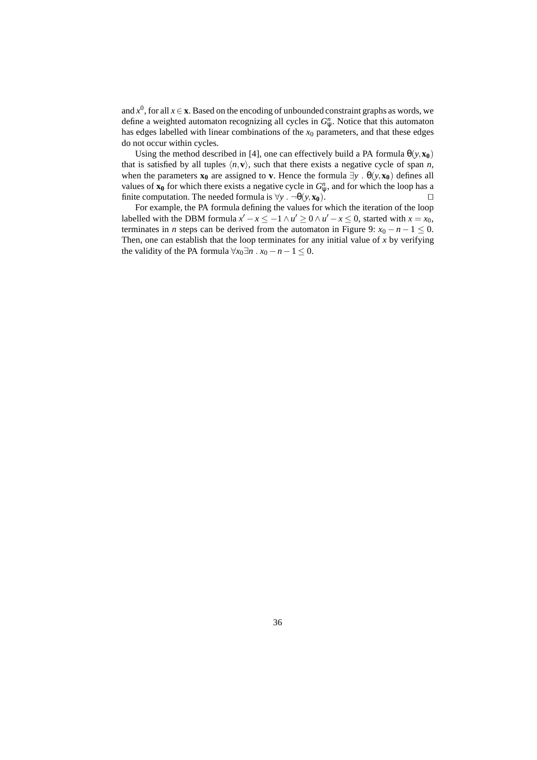and $x^0$, for all $x \in \mathbf{x}$. Based on the encoding of unbounded constraint graphs as words, we define a weighted automaton recognizing all cycles in $G^n_\psi$. Notice that this automaton has edges labelled with linear combinations of the $x_0$ parameters, and that these edges do not occur within cycles.

Using the method described in [4], one can effectively build a PA formula $\theta(y, \mathbf{x_0})$ that is satisfied by all tuples $\langle n, \mathbf{v} \rangle$, such that there exists a negative cycle of span $n$, when the parameters $\mathbf{x_0}$ are assigned to $\mathbf{v}$. Hence the formula $\exists y \,.\, \theta(y, \mathbf{x_0})$ defines all values of $\mathbf{x_0}$ for which there exists a negative cycle in $G^n_\psi$, and for which the loop has a finite computation. The needed formula is $\forall y \,.\, \neg\theta(y, \mathbf{x_0})$. □

For example, the PA formula defining the values for which the iteration of the loop labelled with the DBM formula $x' - x \leq -1 \wedge u' \geq 0 \wedge u' - x \leq 0$, started with $x = x_0$, terminates in $n$ steps can be derived from the automaton in Figure 9: $x_0 - n - 1 \leq 0$. Then, one can establish that the loop terminates for any initial value of $x$ by verifying the validity of the PA formula $\forall x_0 \exists n \,.\, x_0 - n - 1 \leq 0$.